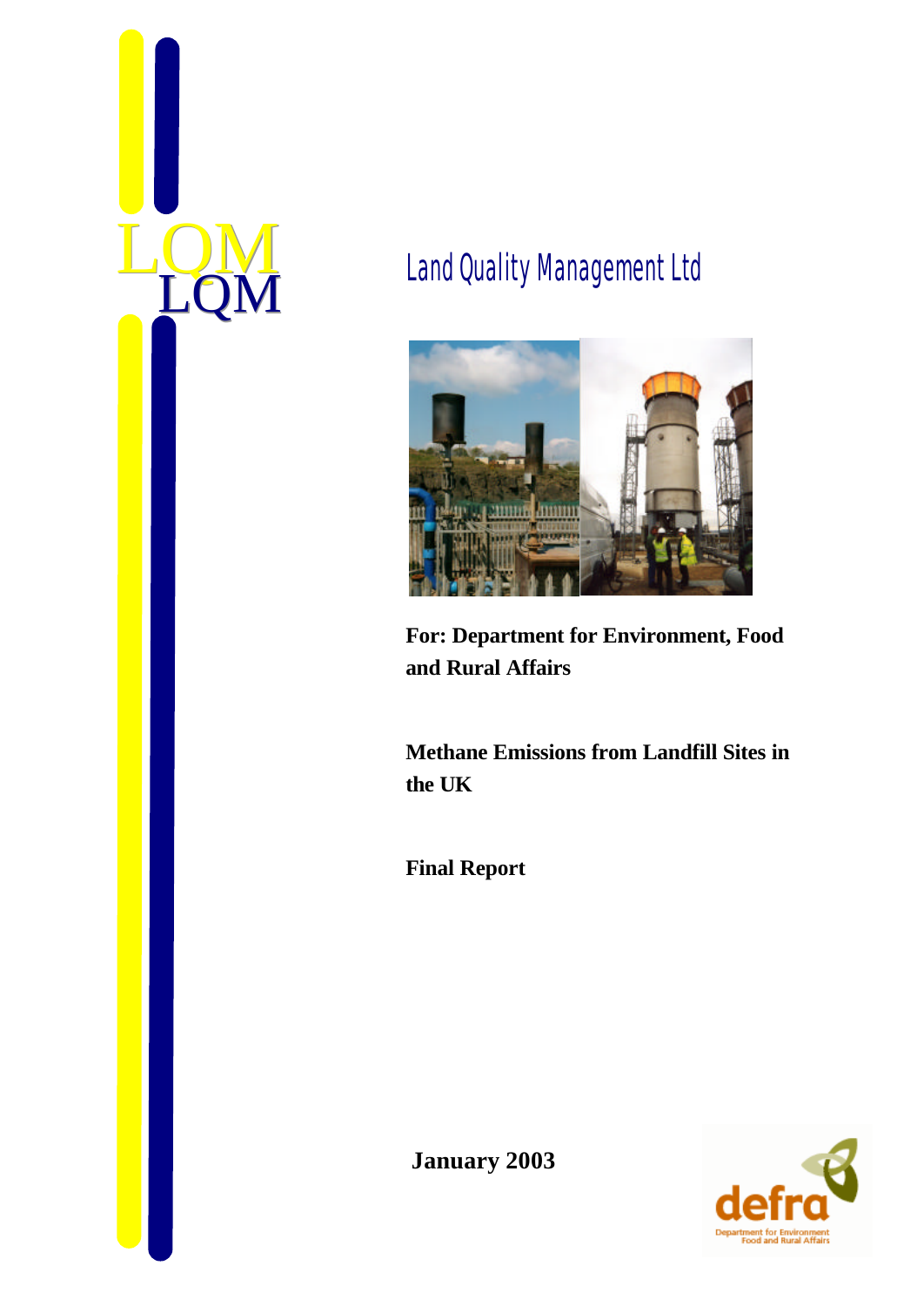LQM

Land Quality Management Ltd

**For: Department for Environment, Food and Rural Affairs**

# Methane Emissions from Landfill Sites in the UK

**Final Report**

**January 2003**

defra

Department for Environment Food and Rural Affairs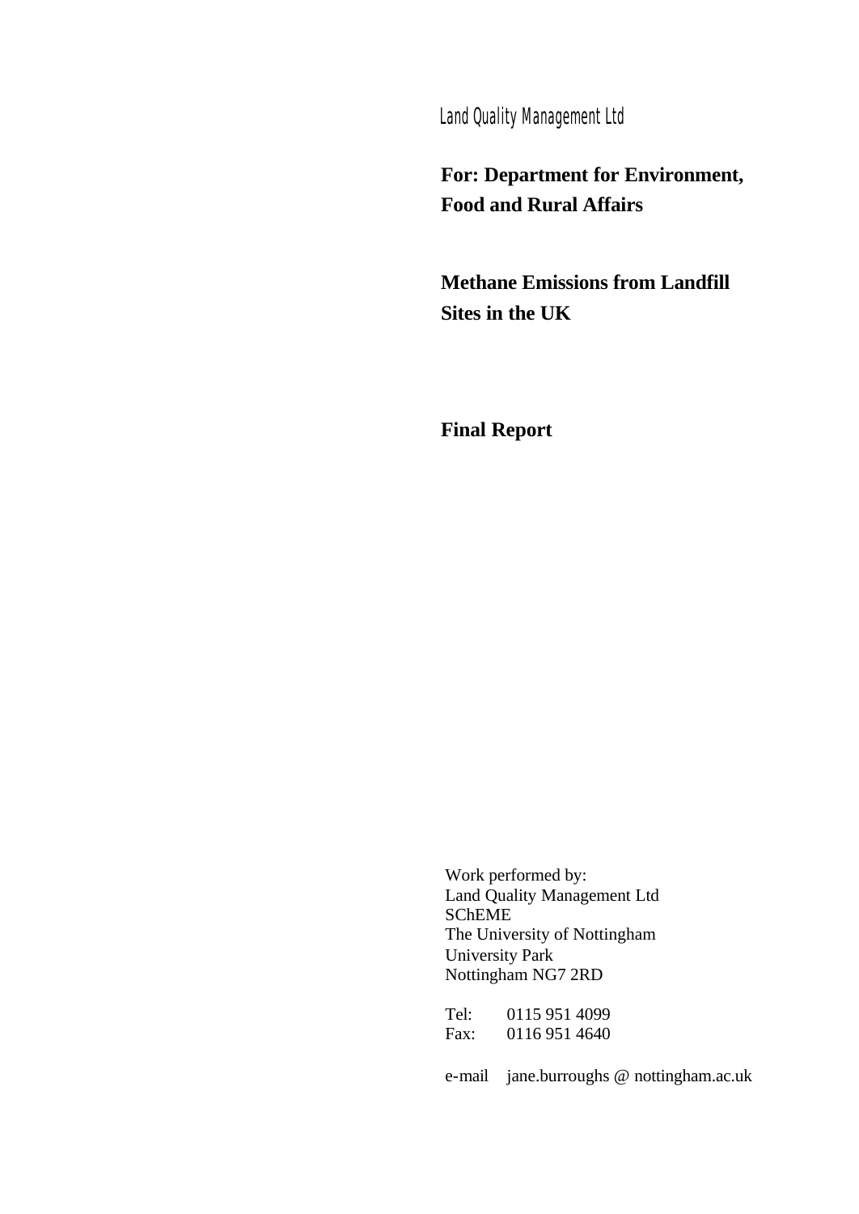Land Quality Management Ltd

**For: Department for Environment, Food and Rural Affairs**

# Methane Emissions from Landfill Sites in the UK

## Final Report

Work performed by:
Land Quality Management Ltd
SChEME
The University of Nottingham
University Park
Nottingham NG7 2RD

Tel: 0115 951 4099
Fax: 0116 951 4640

e-mail jane.burroughs @ nottingham.ac.uk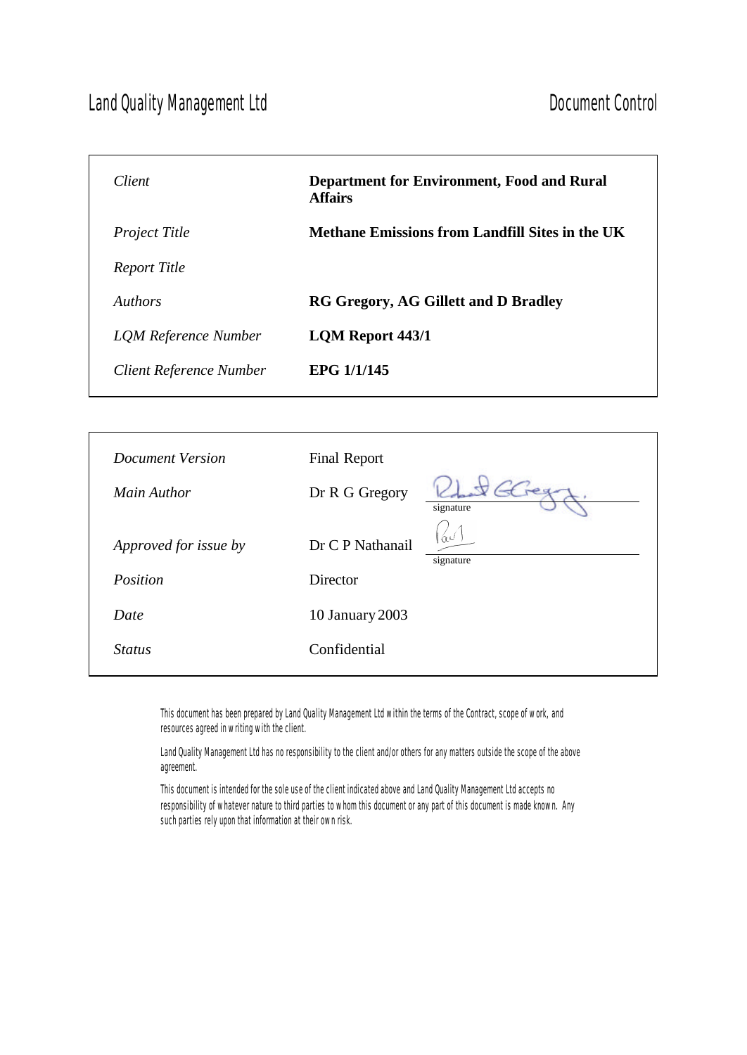Land Quality Management Ltd

Document Control

| | |
|---|---|
| *Client* | **Department for Environment, Food and Rural Affairs** |
| *Project Title* | **Methane Emissions from Landfill Sites in the UK** |
| *Report Title* | |
| *Authors* | **RG Gregory, AG Gillett and D Bradley** |
| *LQM Reference Number* | **LQM Report 443/1** |
| *Client Reference Number* | **EPG 1/1/145** |

| | | |
|---|---|---|
| *Document Version* | Final Report | |
| *Main Author* | Dr R G Gregory | signature |
| *Approved for issue by* | Dr C P Nathanail | signature |
| *Position* | Director | |
| *Date* | 10 January 2003 | |
| *Status* | Confidential | |

This document has been prepared by Land Quality Management Ltd within the terms of the Contract, scope of work, and resources agreed in writing with the client.

Land Quality Management Ltd has no responsibility to the client and/or others for any matters outside the scope of the above agreement.

This document is intended for the sole use of the client indicated above and Land Quality Management Ltd accepts no responsibility of whatever nature to third parties to whom this document or any part of this document is made known. Any such parties rely upon that information at their own risk.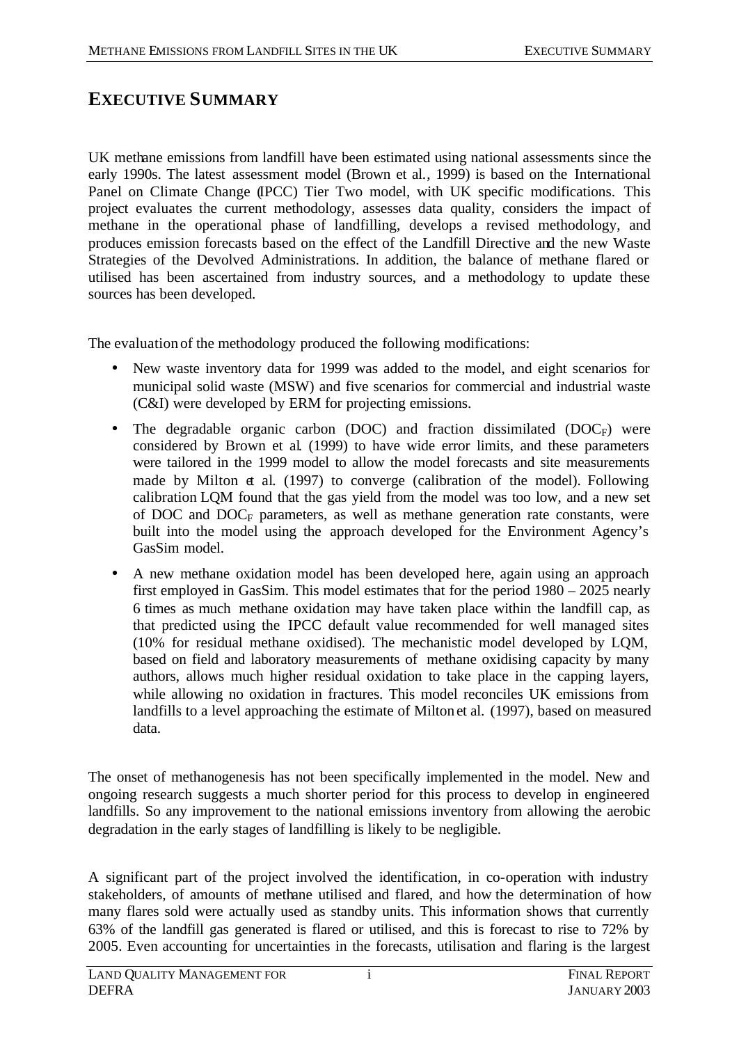# EXECUTIVE SUMMARY

UK methane emissions from landfill have been estimated using national assessments since the early 1990s. The latest assessment model (Brown et al., 1999) is based on the International Panel on Climate Change (IPCC) Tier Two model, with UK specific modifications. This project evaluates the current methodology, assesses data quality, considers the impact of methane in the operational phase of landfilling, develops a revised methodology, and produces emission forecasts based on the effect of the Landfill Directive and the new Waste Strategies of the Devolved Administrations. In addition, the balance of methane flared or utilised has been ascertained from industry sources, and a methodology to update these sources has been developed.

The evaluation of the methodology produced the following modifications:

- New waste inventory data for 1999 was added to the model, and eight scenarios for municipal solid waste (MSW) and five scenarios for commercial and industrial waste (C&I) were developed by ERM for projecting emissions.
- The degradable organic carbon (DOC) and fraction dissimilated ($DOC_F$) were considered by Brown et al. (1999) to have wide error limits, and these parameters were tailored in the 1999 model to allow the model forecasts and site measurements made by Milton et al. (1997) to converge (calibration of the model). Following calibration LQM found that the gas yield from the model was too low, and a new set of DOC and $DOC_F$ parameters, as well as methane generation rate constants, were built into the model using the approach developed for the Environment Agency's GasSim model.
- A new methane oxidation model has been developed here, again using an approach first employed in GasSim. This model estimates that for the period 1980 – 2025 nearly 6 times as much methane oxidation may have taken place within the landfill cap, as that predicted using the IPCC default value recommended for well managed sites (10% for residual methane oxidised). The mechanistic model developed by LQM, based on field and laboratory measurements of methane oxidising capacity by many authors, allows much higher residual oxidation to take place in the capping layers, while allowing no oxidation in fractures. This model reconciles UK emissions from landfills to a level approaching the estimate of Milton et al. (1997), based on measured data.

The onset of methanogenesis has not been specifically implemented in the model. New and ongoing research suggests a much shorter period for this process to develop in engineered landfills. So any improvement to the national emissions inventory from allowing the aerobic degradation in the early stages of landfilling is likely to be negligible.

A significant part of the project involved the identification, in co-operation with industry stakeholders, of amounts of methane utilised and flared, and how the determination of how many flares sold were actually used as standby units. This information shows that currently 63% of the landfill gas generated is flared or utilised, and this is forecast to rise to 72% by 2005. Even accounting for uncertainties in the forecasts, utilisation and flaring is the largest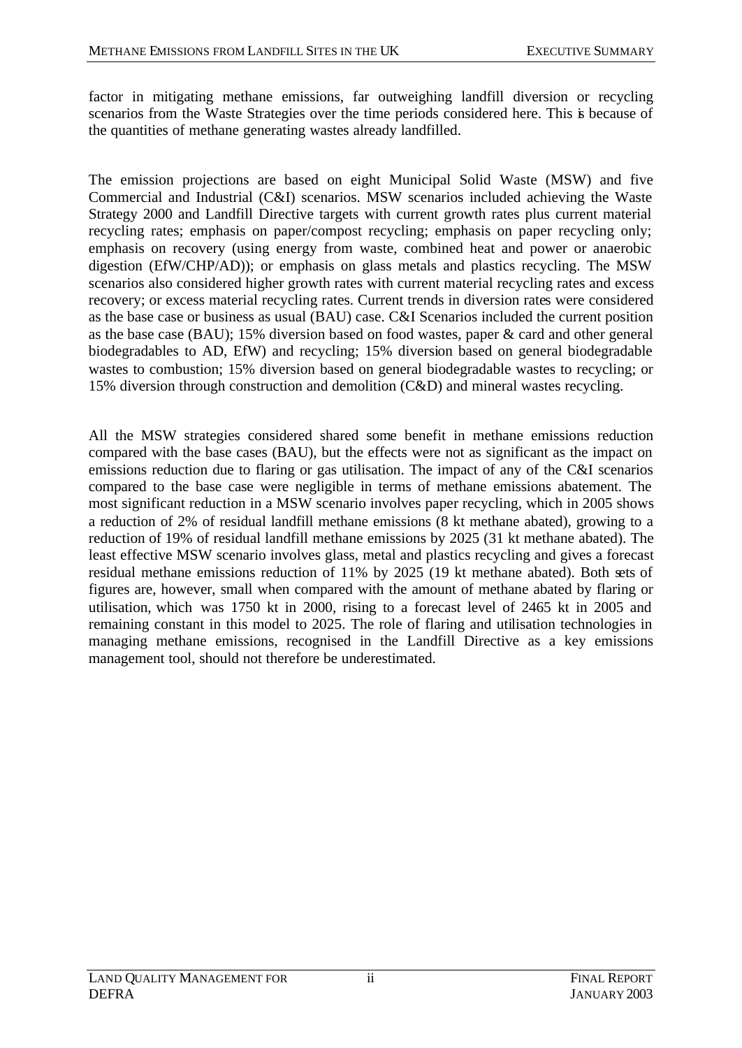factor in mitigating methane emissions, far outweighing landfill diversion or recycling scenarios from the Waste Strategies over the time periods considered here. This is because of the quantities of methane generating wastes already landfilled.

The emission projections are based on eight Municipal Solid Waste (MSW) and five Commercial and Industrial (C&I) scenarios. MSW scenarios included achieving the Waste Strategy 2000 and Landfill Directive targets with current growth rates plus current material recycling rates; emphasis on paper/compost recycling; emphasis on paper recycling only; emphasis on recovery (using energy from waste, combined heat and power or anaerobic digestion (EfW/CHP/AD)); or emphasis on glass metals and plastics recycling. The MSW scenarios also considered higher growth rates with current material recycling rates and excess recovery; or excess material recycling rates. Current trends in diversion rates were considered as the base case or business as usual (BAU) case. C&I Scenarios included the current position as the base case (BAU); 15% diversion based on food wastes, paper & card and other general biodegradables to AD, EfW) and recycling; 15% diversion based on general biodegradable wastes to combustion; 15% diversion based on general biodegradable wastes to recycling; or 15% diversion through construction and demolition (C&D) and mineral wastes recycling.

All the MSW strategies considered shared some benefit in methane emissions reduction compared with the base cases (BAU), but the effects were not as significant as the impact on emissions reduction due to flaring or gas utilisation. The impact of any of the C&I scenarios compared to the base case were negligible in terms of methane emissions abatement. The most significant reduction in a MSW scenario involves paper recycling, which in 2005 shows a reduction of 2% of residual landfill methane emissions (8 kt methane abated), growing to a reduction of 19% of residual landfill methane emissions by 2025 (31 kt methane abated). The least effective MSW scenario involves glass, metal and plastics recycling and gives a forecast residual methane emissions reduction of 11% by 2025 (19 kt methane abated). Both sets of figures are, however, small when compared with the amount of methane abated by flaring or utilisation, which was 1750 kt in 2000, rising to a forecast level of 2465 kt in 2005 and remaining constant in this model to 2025. The role of flaring and utilisation technologies in managing methane emissions, recognised in the Landfill Directive as a key emissions management tool, should not therefore be underestimated.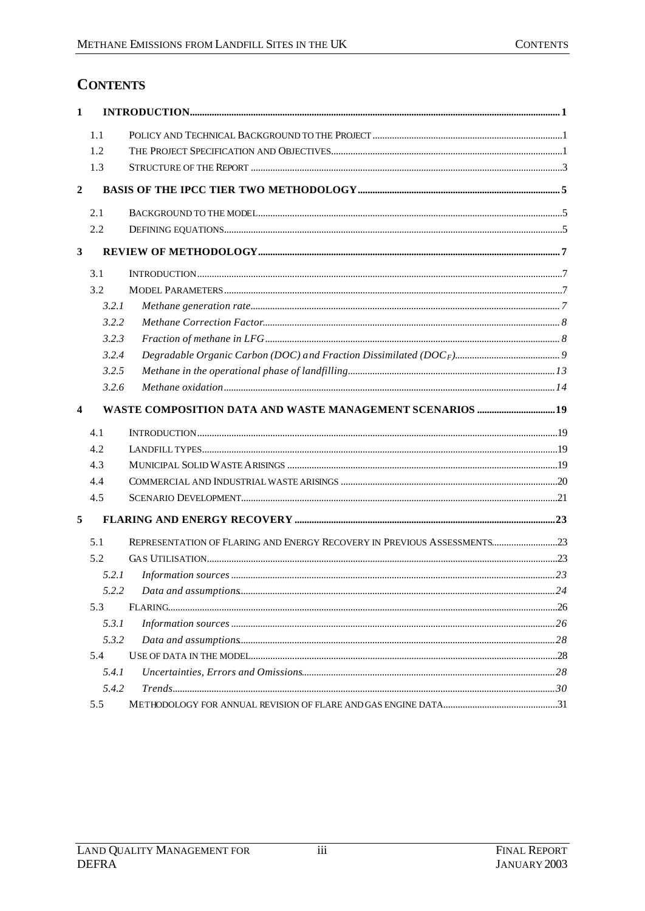# CONTENTS

**1 INTRODUCTION ..... 1**

- 1.1 POLICY AND TECHNICAL BACKGROUND TO THE PROJECT ..... 1
- 1.2 THE PROJECT SPECIFICATION AND OBJECTIVES ..... 1
- 1.3 STRUCTURE OF THE REPORT ..... 3

**2 BASIS OF THE IPCC TIER TWO METHODOLOGY ..... 5**

- 2.1 BACKGROUND TO THE MODEL ..... 5
- 2.2 DEFINING EQUATIONS ..... 5

**3 REVIEW OF METHODOLOGY ..... 7**

- 3.1 INTRODUCTION ..... 7
- 3.2 MODEL PARAMETERS ..... 7
  - *3.2.1 Methane generation rate ..... 7*
  - *3.2.2 Methane Correction Factor ..... 8*
  - *3.2.3 Fraction of methane in LFG ..... 8*
  - *3.2.4 Degradable Organic Carbon (DOC) and Fraction Dissimilated ($DOC_F$) ..... 9*
  - *3.2.5 Methane in the operational phase of landfilling ..... 13*
  - *3.2.6 Methane oxidation ..... 14*

**4 WASTE COMPOSITION DATA AND WASTE MANAGEMENT SCENARIOS ..... 19**

- 4.1 INTRODUCTION ..... 19
- 4.2 LANDFILL TYPES ..... 19
- 4.3 MUNICIPAL SOLID WASTE ARISINGS ..... 19
- 4.4 COMMERCIAL AND INDUSTRIAL WASTE ARISINGS ..... 20
- 4.5 SCENARIO DEVELOPMENT ..... 21

**5 FLARING AND ENERGY RECOVERY ..... 23**

- 5.1 REPRESENTATION OF FLARING AND ENERGY RECOVERY IN PREVIOUS ASSESSMENTS ..... 23
- 5.2 GAS UTILISATION ..... 23
  - *5.2.1 Information sources ..... 23*
  - *5.2.2 Data and assumptions ..... 24*
- 5.3 FLARING ..... 26
  - *5.3.1 Information sources ..... 26*
  - *5.3.2 Data and assumptions ..... 28*
- 5.4 USE OF DATA IN THE MODEL ..... 28
  - *5.4.1 Uncertainties, Errors and Omissions ..... 28*
  - *5.4.2 Trends ..... 30*
- 5.5 METHODOLOGY FOR ANNUAL REVISION OF FLARE AND GAS ENGINE DATA ..... 31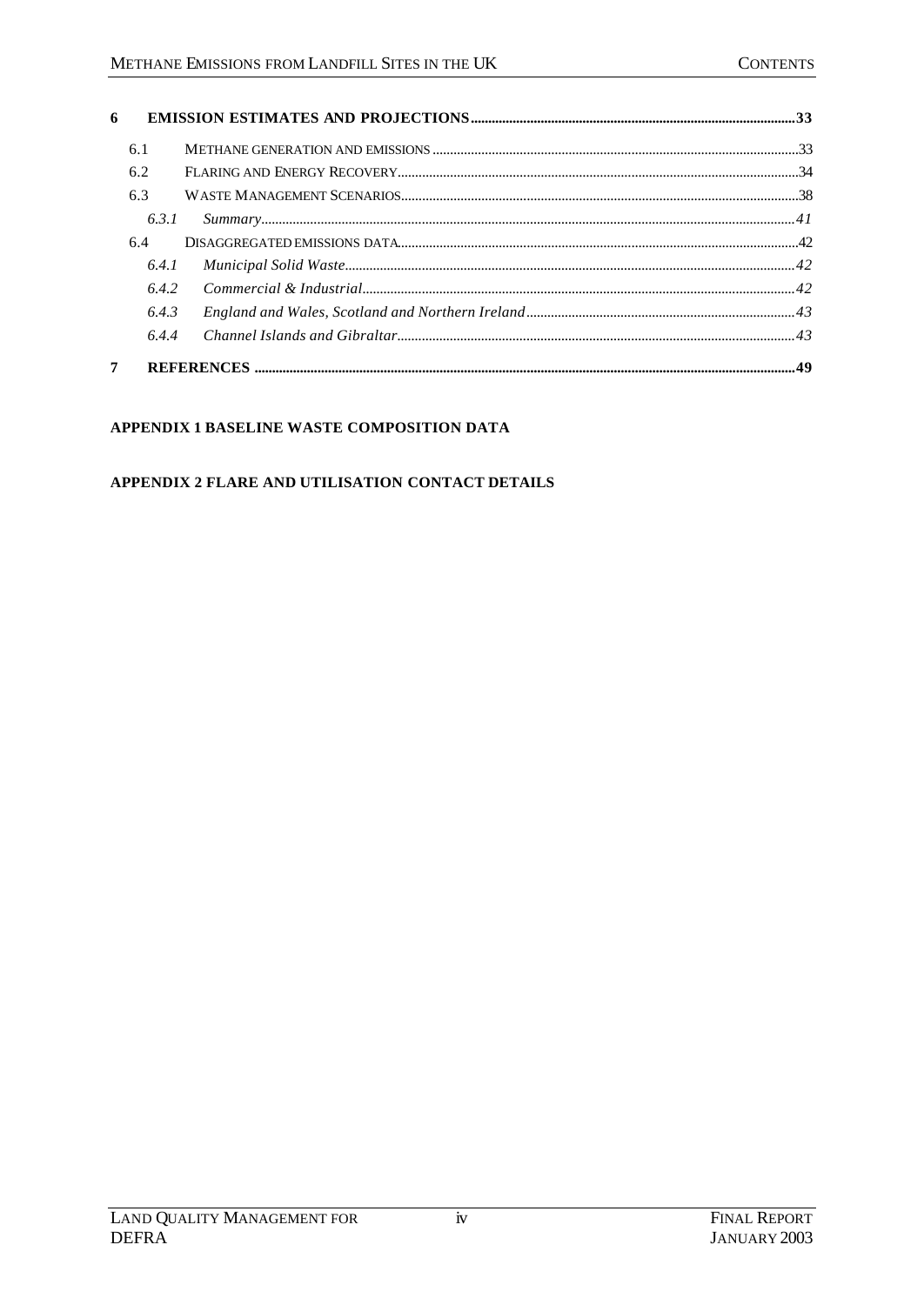| | | |
|---|---|---|
| **6** | **EMISSION ESTIMATES AND PROJECTIONS** | **33** |
| 6.1 | METHANE GENERATION AND EMISSIONS | 33 |
| 6.2 | FLARING AND ENERGY RECOVERY | 34 |
| 6.3 | WASTE MANAGEMENT SCENARIOS | 38 |
| *6.3.1* | *Summary* | *41* |
| 6.4 | DISAGGREGATED EMISSIONS DATA | 42 |
| *6.4.1* | *Municipal Solid Waste* | *42* |
| *6.4.2* | *Commercial & Industrial* | *42* |
| *6.4.3* | *England and Wales, Scotland and Northern Ireland* | *43* |
| *6.4.4* | *Channel Islands and Gibraltar* | *43* |
| **7** | **REFERENCES** | **49** |

**APPENDIX 1 BASELINE WASTE COMPOSITION DATA**

**APPENDIX 2 FLARE AND UTILISATION CONTACT DETAILS**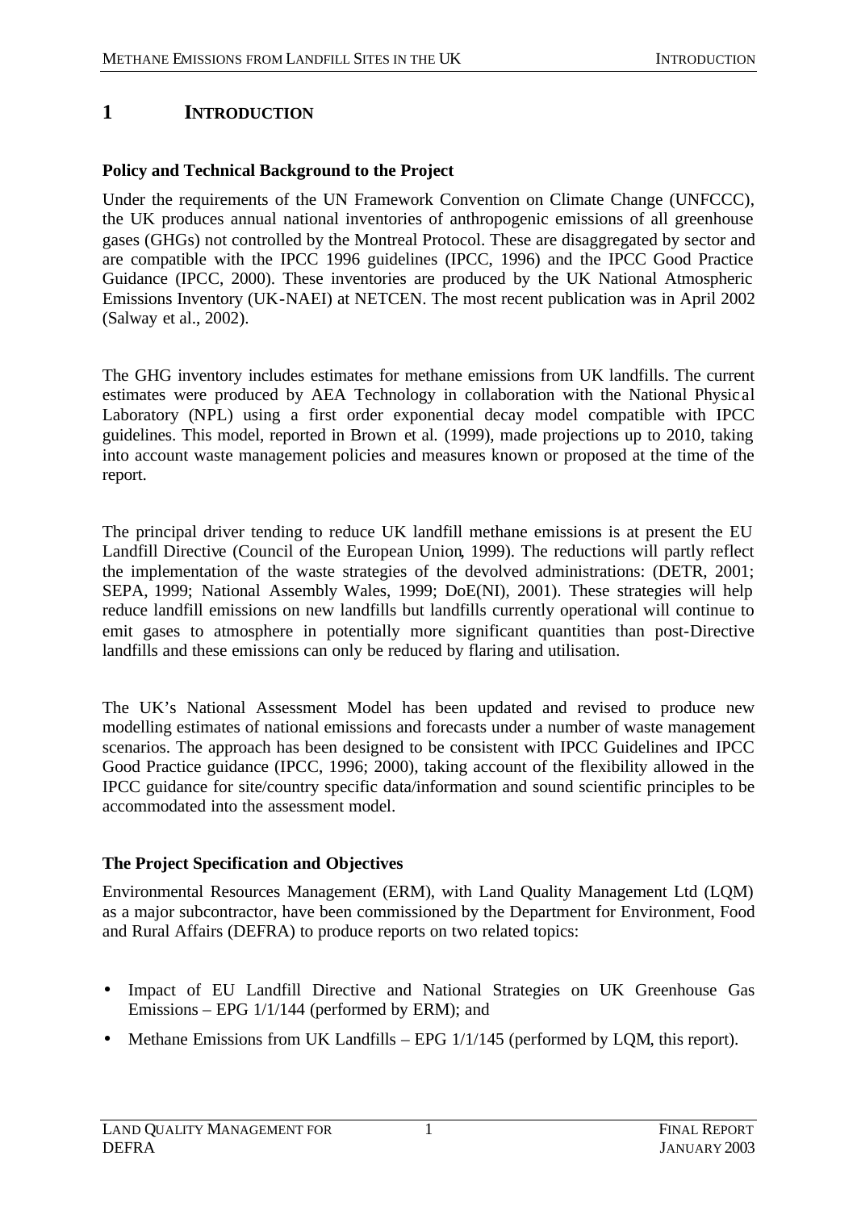# 1 INTRODUCTION

### Policy and Technical Background to the Project

Under the requirements of the UN Framework Convention on Climate Change (UNFCCC), the UK produces annual national inventories of anthropogenic emissions of all greenhouse gases (GHGs) not controlled by the Montreal Protocol. These are disaggregated by sector and are compatible with the IPCC 1996 guidelines (IPCC, 1996) and the IPCC Good Practice Guidance (IPCC, 2000). These inventories are produced by the UK National Atmospheric Emissions Inventory (UK-NAEI) at NETCEN. The most recent publication was in April 2002 (Salway et al., 2002).

The GHG inventory includes estimates for methane emissions from UK landfills. The current estimates were produced by AEA Technology in collaboration with the National Physical Laboratory (NPL) using a first order exponential decay model compatible with IPCC guidelines. This model, reported in Brown et al. (1999), made projections up to 2010, taking into account waste management policies and measures known or proposed at the time of the report.

The principal driver tending to reduce UK landfill methane emissions is at present the EU Landfill Directive (Council of the European Union, 1999). The reductions will partly reflect the implementation of the waste strategies of the devolved administrations: (DETR, 2001; SEPA, 1999; National Assembly Wales, 1999; DoE(NI), 2001). These strategies will help reduce landfill emissions on new landfills but landfills currently operational will continue to emit gases to atmosphere in potentially more significant quantities than post-Directive landfills and these emissions can only be reduced by flaring and utilisation.

The UK's National Assessment Model has been updated and revised to produce new modelling estimates of national emissions and forecasts under a number of waste management scenarios. The approach has been designed to be consistent with IPCC Guidelines and IPCC Good Practice guidance (IPCC, 1996; 2000), taking account of the flexibility allowed in the IPCC guidance for site/country specific data/information and sound scientific principles to be accommodated into the assessment model.

### The Project Specification and Objectives

Environmental Resources Management (ERM), with Land Quality Management Ltd (LQM) as a major subcontractor, have been commissioned by the Department for Environment, Food and Rural Affairs (DEFRA) to produce reports on two related topics:

- Impact of EU Landfill Directive and National Strategies on UK Greenhouse Gas Emissions – EPG 1/1/144 (performed by ERM); and
- Methane Emissions from UK Landfills – EPG 1/1/145 (performed by LQM, this report).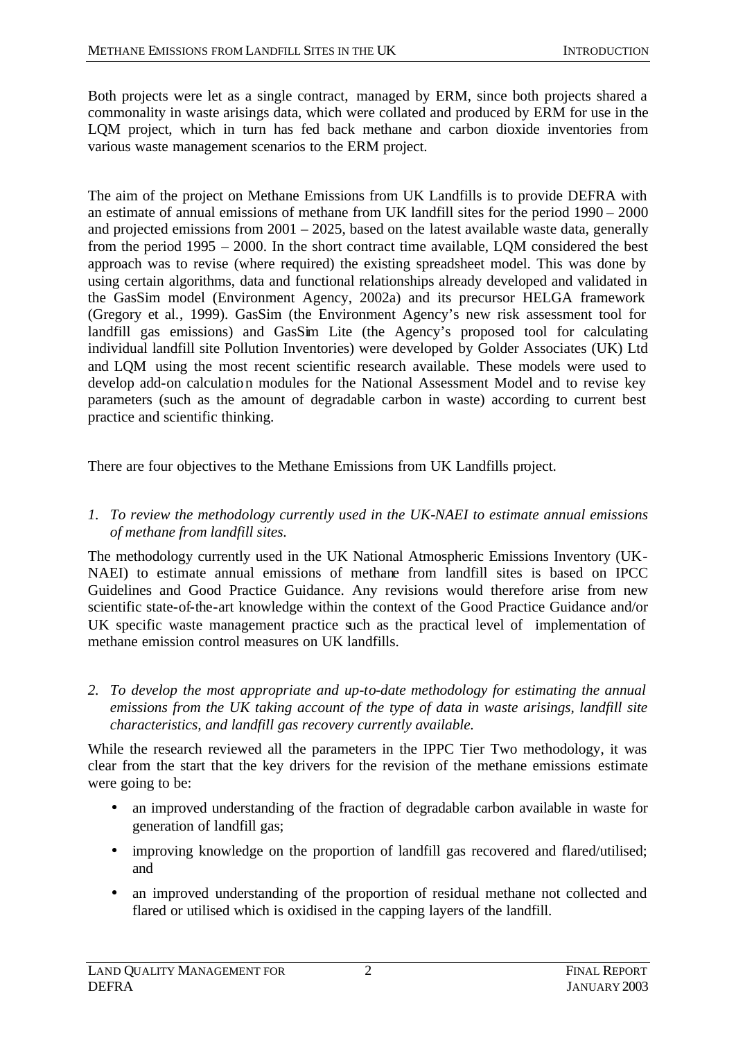Both projects were let as a single contract, managed by ERM, since both projects shared a commonality in waste arisings data, which were collated and produced by ERM for use in the LQM project, which in turn has fed back methane and carbon dioxide inventories from various waste management scenarios to the ERM project.

The aim of the project on Methane Emissions from UK Landfills is to provide DEFRA with an estimate of annual emissions of methane from UK landfill sites for the period 1990 – 2000 and projected emissions from 2001 – 2025, based on the latest available waste data, generally from the period 1995 – 2000. In the short contract time available, LQM considered the best approach was to revise (where required) the existing spreadsheet model. This was done by using certain algorithms, data and functional relationships already developed and validated in the GasSim model (Environment Agency, 2002a) and its precursor HELGA framework (Gregory et al., 1999). GasSim (the Environment Agency's new risk assessment tool for landfill gas emissions) and GasSim Lite (the Agency's proposed tool for calculating individual landfill site Pollution Inventories) were developed by Golder Associates (UK) Ltd and LQM using the most recent scientific research available. These models were used to develop add-on calculation modules for the National Assessment Model and to revise key parameters (such as the amount of degradable carbon in waste) according to current best practice and scientific thinking.

There are four objectives to the Methane Emissions from UK Landfills project.

1. *To review the methodology currently used in the UK-NAEI to estimate annual emissions of methane from landfill sites.*

The methodology currently used in the UK National Atmospheric Emissions Inventory (UK-NAEI) to estimate annual emissions of methane from landfill sites is based on IPCC Guidelines and Good Practice Guidance. Any revisions would therefore arise from new scientific state-of-the-art knowledge within the context of the Good Practice Guidance and/or UK specific waste management practice such as the practical level of implementation of methane emission control measures on UK landfills.

2. *To develop the most appropriate and up-to-date methodology for estimating the annual emissions from the UK taking account of the type of data in waste arisings, landfill site characteristics, and landfill gas recovery currently available.*

While the research reviewed all the parameters in the IPPC Tier Two methodology, it was clear from the start that the key drivers for the revision of the methane emissions estimate were going to be:

- an improved understanding of the fraction of degradable carbon available in waste for generation of landfill gas;
- improving knowledge on the proportion of landfill gas recovered and flared/utilised; and
- an improved understanding of the proportion of residual methane not collected and flared or utilised which is oxidised in the capping layers of the landfill.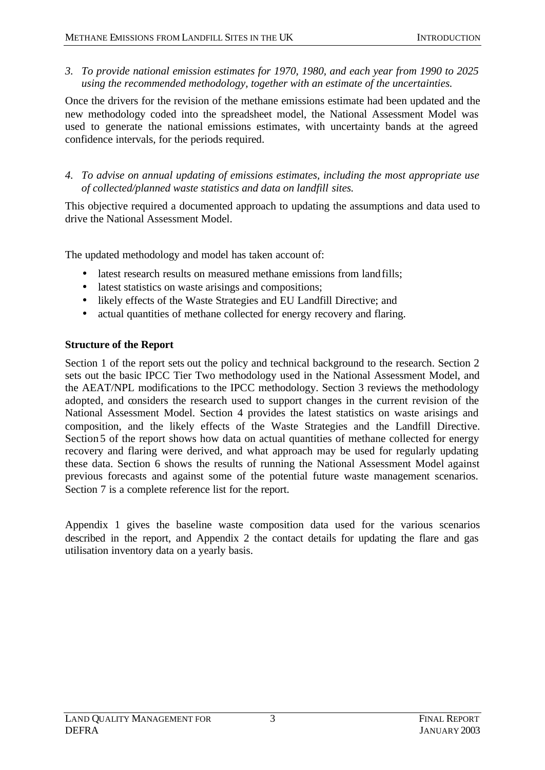*3. To provide national emission estimates for 1970, 1980, and each year from 1990 to 2025 using the recommended methodology, together with an estimate of the uncertainties.*

Once the drivers for the revision of the methane emissions estimate had been updated and the new methodology coded into the spreadsheet model, the National Assessment Model was used to generate the national emissions estimates, with uncertainty bands at the agreed confidence intervals, for the periods required.

*4. To advise on annual updating of emissions estimates, including the most appropriate use of collected/planned waste statistics and data on landfill sites.*

This objective required a documented approach to updating the assumptions and data used to drive the National Assessment Model.

The updated methodology and model has taken account of:

- latest research results on measured methane emissions from landfills;
- latest statistics on waste arisings and compositions;
- likely effects of the Waste Strategies and EU Landfill Directive; and
- actual quantities of methane collected for energy recovery and flaring.

**Structure of the Report**

Section 1 of the report sets out the policy and technical background to the research. Section 2 sets out the basic IPCC Tier Two methodology used in the National Assessment Model, and the AEAT/NPL modifications to the IPCC methodology. Section 3 reviews the methodology adopted, and considers the research used to support changes in the current revision of the National Assessment Model. Section 4 provides the latest statistics on waste arisings and composition, and the likely effects of the Waste Strategies and the Landfill Directive. Section 5 of the report shows how data on actual quantities of methane collected for energy recovery and flaring were derived, and what approach may be used for regularly updating these data. Section 6 shows the results of running the National Assessment Model against previous forecasts and against some of the potential future waste management scenarios. Section 7 is a complete reference list for the report.

Appendix 1 gives the baseline waste composition data used for the various scenarios described in the report, and Appendix 2 the contact details for updating the flare and gas utilisation inventory data on a yearly basis.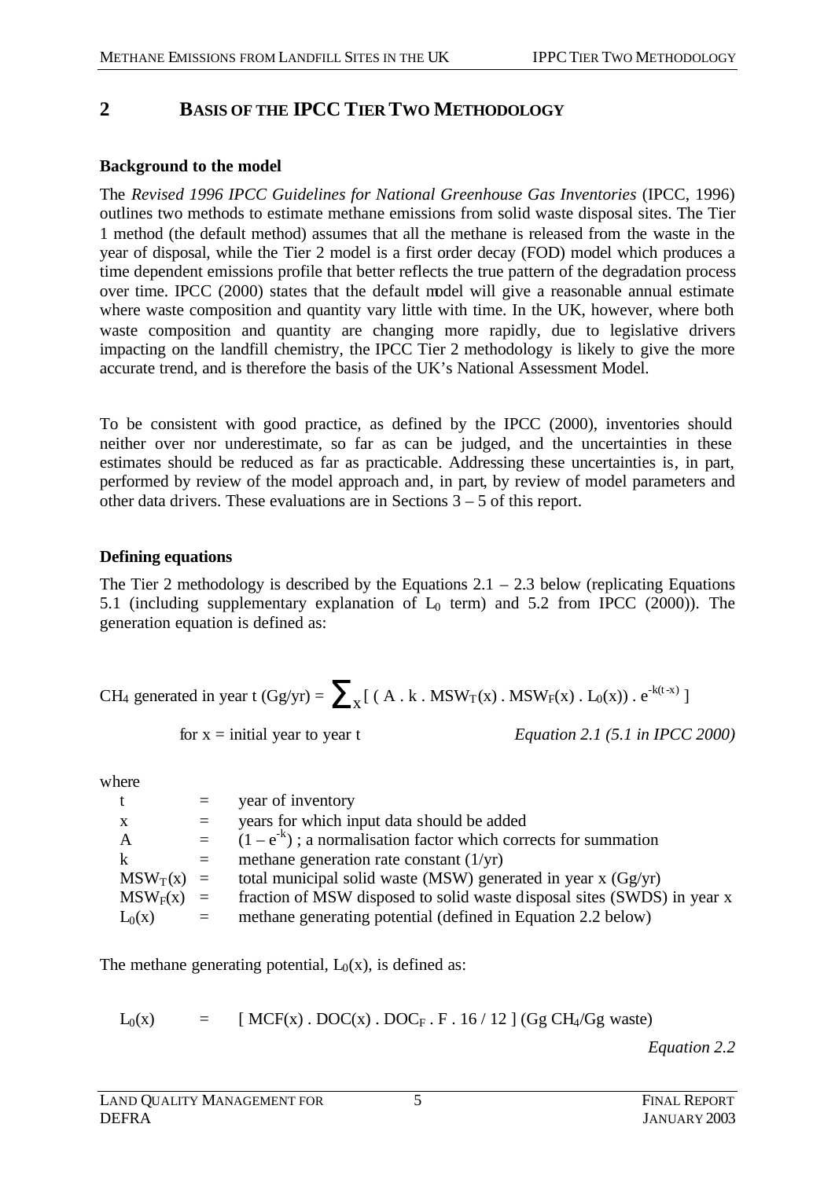## 2 BASIS OF THE IPCC TIER TWO METHODOLOGY

**Background to the model**

The *Revised 1996 IPCC Guidelines for National Greenhouse Gas Inventories* (IPCC, 1996) outlines two methods to estimate methane emissions from solid waste disposal sites. The Tier 1 method (the default method) assumes that all the methane is released from the waste in the year of disposal, while the Tier 2 model is a first order decay (FOD) model which produces a time dependent emissions profile that better reflects the true pattern of the degradation process over time. IPCC (2000) states that the default model will give a reasonable annual estimate where waste composition and quantity vary little with time. In the UK, however, where both waste composition and quantity are changing more rapidly, due to legislative drivers impacting on the landfill chemistry, the IPCC Tier 2 methodology is likely to give the more accurate trend, and is therefore the basis of the UK's National Assessment Model.

To be consistent with good practice, as defined by the IPCC (2000), inventories should neither over nor underestimate, so far as can be judged, and the uncertainties in these estimates should be reduced as far as practicable. Addressing these uncertainties is, in part, performed by review of the model approach and, in part, by review of model parameters and other data drivers. These evaluations are in Sections 3 – 5 of this report.

**Defining equations**

The Tier 2 methodology is described by the Equations 2.1 – 2.3 below (replicating Equations 5.1 (including supplementary explanation of $L_0$ term) and 5.2 from IPCC (2000)). The generation equation is defined as:

$$CH_4 \text{ generated in year t (Gg/yr)} = \sum_x [ ( A \cdot k \cdot MSW_T(x) \cdot MSW_F(x) \cdot L_0(x)) \cdot e^{-k(t-x)} ]$$

for x = initial year to year t *Equation 2.1 (5.1 in IPCC 2000)*

where

| | | |
|---|---|---|
| t | = | year of inventory |
| x | = | years for which input data should be added |
| A | = | $(1 - e^{-k})$ ; a normalisation factor which corrects for summation |
| k | = | methane generation rate constant (1/yr) |
| $MSW_T(x)$ | = | total municipal solid waste (MSW) generated in year x (Gg/yr) |
| $MSW_F(x)$ | = | fraction of MSW disposed to solid waste disposal sites (SWDS) in year x |
| $L_0(x)$ | = | methane generating potential (defined in Equation 2.2 below) |

The methane generating potential, $L_0(x)$, is defined as:

$$L_0(x) = [ MCF(x) \cdot DOC(x) \cdot DOC_F \cdot F \cdot 16 / 12 ] \text{ (Gg } CH_4\text{/Gg waste)}$$

*Equation 2.2*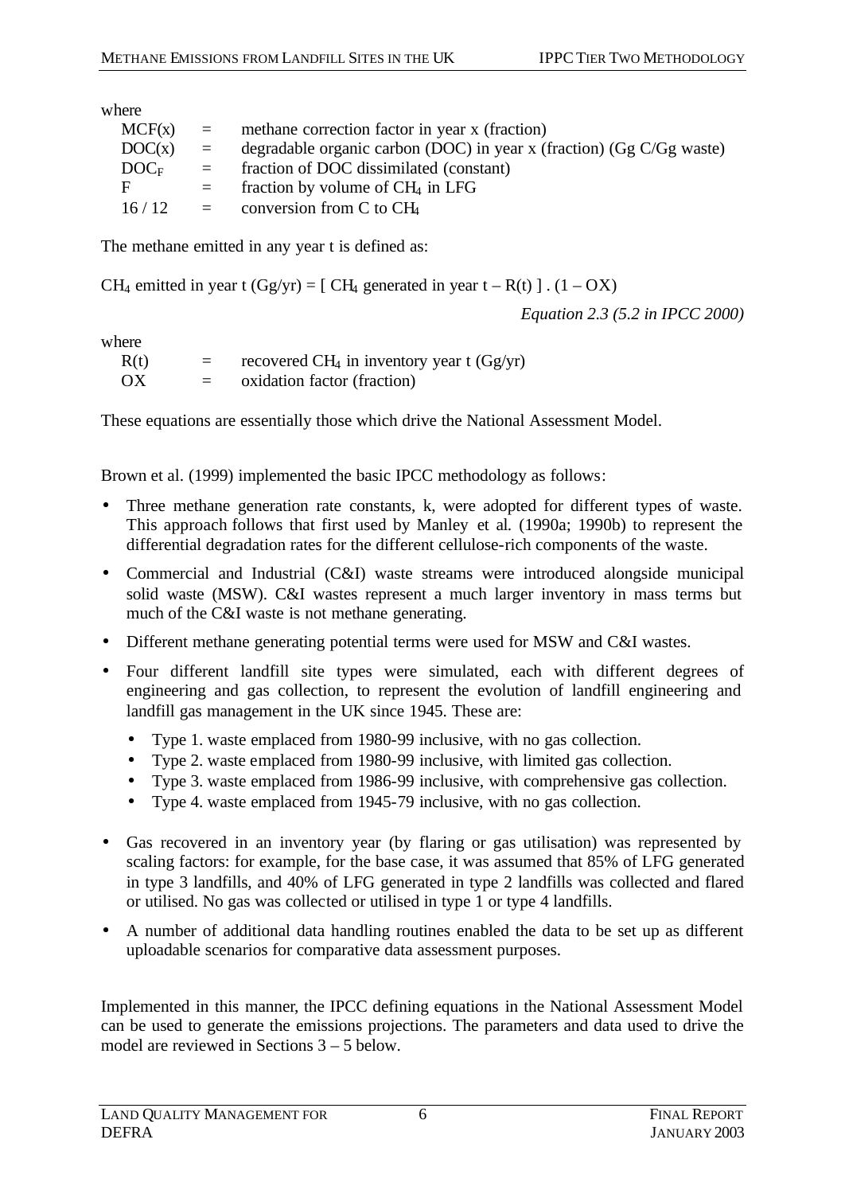where

| | | |
|---|---|---|
| MCF(x) | = | methane correction factor in year x (fraction) |
| DOC(x) | = | degradable organic carbon (DOC) in year x (fraction) (Gg C/Gg waste) |
| $DOC_F$ | = | fraction of DOC dissimilated (constant) |
| F | = | fraction by volume of $CH_4$ in LFG |
| 16 / 12 | = | conversion from C to $CH_4$ |

The methane emitted in any year t is defined as:

$CH_4$ emitted in year t (Gg/yr) = [ $CH_4$ generated in year t – R(t) ] . (1 – OX)

*Equation 2.3 (5.2 in IPCC 2000)*

where

| | | |
|---|---|---|
| R(t) | = | recovered $CH_4$ in inventory year t (Gg/yr) |
| OX | = | oxidation factor (fraction) |

These equations are essentially those which drive the National Assessment Model.

Brown et al. (1999) implemented the basic IPCC methodology as follows:

- Three methane generation rate constants, k, were adopted for different types of waste. This approach follows that first used by Manley et al. (1990a; 1990b) to represent the differential degradation rates for the different cellulose-rich components of the waste.
- Commercial and Industrial (C&I) waste streams were introduced alongside municipal solid waste (MSW). C&I wastes represent a much larger inventory in mass terms but much of the C&I waste is not methane generating.
- Different methane generating potential terms were used for MSW and C&I wastes.
- Four different landfill site types were simulated, each with different degrees of engineering and gas collection, to represent the evolution of landfill engineering and landfill gas management in the UK since 1945. These are:
  - Type 1. waste emplaced from 1980-99 inclusive, with no gas collection.
  - Type 2. waste emplaced from 1980-99 inclusive, with limited gas collection.
  - Type 3. waste emplaced from 1986-99 inclusive, with comprehensive gas collection.
  - Type 4. waste emplaced from 1945-79 inclusive, with no gas collection.
- Gas recovered in an inventory year (by flaring or gas utilisation) was represented by scaling factors: for example, for the base case, it was assumed that 85% of LFG generated in type 3 landfills, and 40% of LFG generated in type 2 landfills was collected and flared or utilised. No gas was collected or utilised in type 1 or type 4 landfills.
- A number of additional data handling routines enabled the data to be set up as different uploadable scenarios for comparative data assessment purposes.

Implemented in this manner, the IPCC defining equations in the National Assessment Model can be used to generate the emissions projections. The parameters and data used to drive the model are reviewed in Sections 3 – 5 below.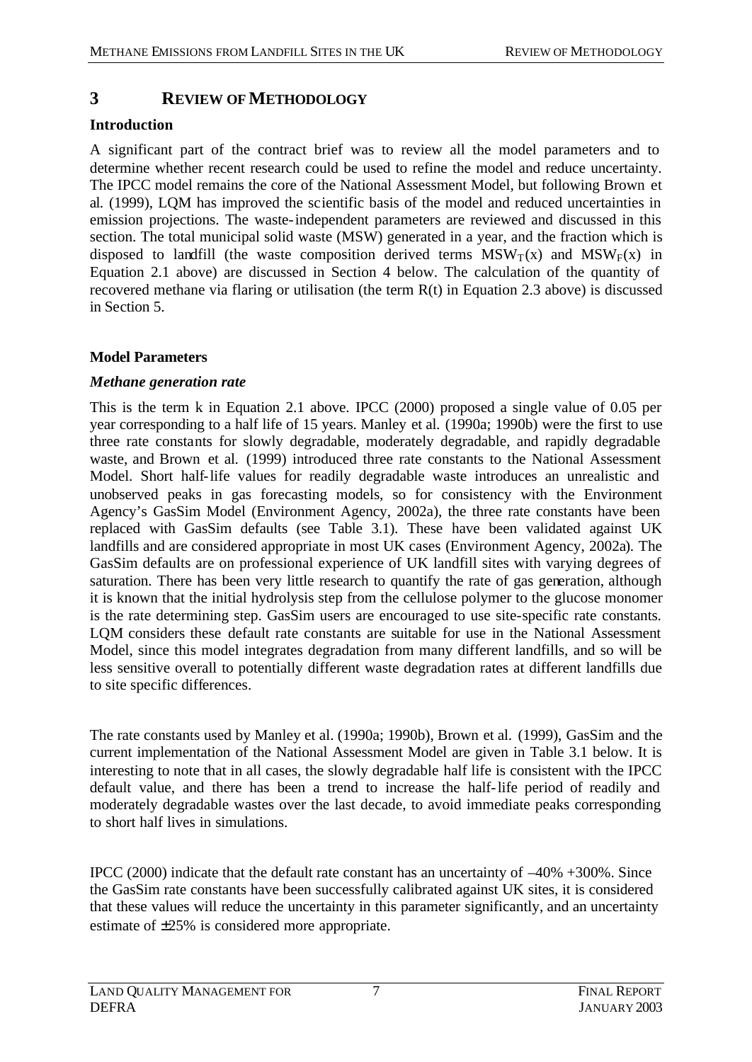# 3 REVIEW OF METHODOLOGY

## Introduction

A significant part of the contract brief was to review all the model parameters and to determine whether recent research could be used to refine the model and reduce uncertainty. The IPCC model remains the core of the National Assessment Model, but following Brown et al. (1999), LQM has improved the scientific basis of the model and reduced uncertainties in emission projections. The waste-independent parameters are reviewed and discussed in this section. The total municipal solid waste (MSW) generated in a year, and the fraction which is disposed to landfill (the waste composition derived terms $MSW_T(x)$ and $MSW_F(x)$ in Equation 2.1 above) are discussed in Section 4 below. The calculation of the quantity of recovered methane via flaring or utilisation (the term R(t) in Equation 2.3 above) is discussed in Section 5.

## Model Parameters

### *Methane generation rate*

This is the term k in Equation 2.1 above. IPCC (2000) proposed a single value of 0.05 per year corresponding to a half life of 15 years. Manley et al. (1990a; 1990b) were the first to use three rate constants for slowly degradable, moderately degradable, and rapidly degradable waste, and Brown et al. (1999) introduced three rate constants to the National Assessment Model. Short half-life values for readily degradable waste introduces an unrealistic and unobserved peaks in gas forecasting models, so for consistency with the Environment Agency's GasSim Model (Environment Agency, 2002a), the three rate constants have been replaced with GasSim defaults (see Table 3.1). These have been validated against UK landfills and are considered appropriate in most UK cases (Environment Agency, 2002a). The GasSim defaults are on professional experience of UK landfill sites with varying degrees of saturation. There has been very little research to quantify the rate of gas generation, although it is known that the initial hydrolysis step from the cellulose polymer to the glucose monomer is the rate determining step. GasSim users are encouraged to use site-specific rate constants. LQM considers these default rate constants are suitable for use in the National Assessment Model, since this model integrates degradation from many different landfills, and so will be less sensitive overall to potentially different waste degradation rates at different landfills due to site specific differences.

The rate constants used by Manley et al. (1990a; 1990b), Brown et al. (1999), GasSim and the current implementation of the National Assessment Model are given in Table 3.1 below. It is interesting to note that in all cases, the slowly degradable half life is consistent with the IPCC default value, and there has been a trend to increase the half-life period of readily and moderately degradable wastes over the last decade, to avoid immediate peaks corresponding to short half lives in simulations.

IPCC (2000) indicate that the default rate constant has an uncertainty of –40% +300%. Since the GasSim rate constants have been successfully calibrated against UK sites, it is considered that these values will reduce the uncertainty in this parameter significantly, and an uncertainty estimate of ±25% is considered more appropriate.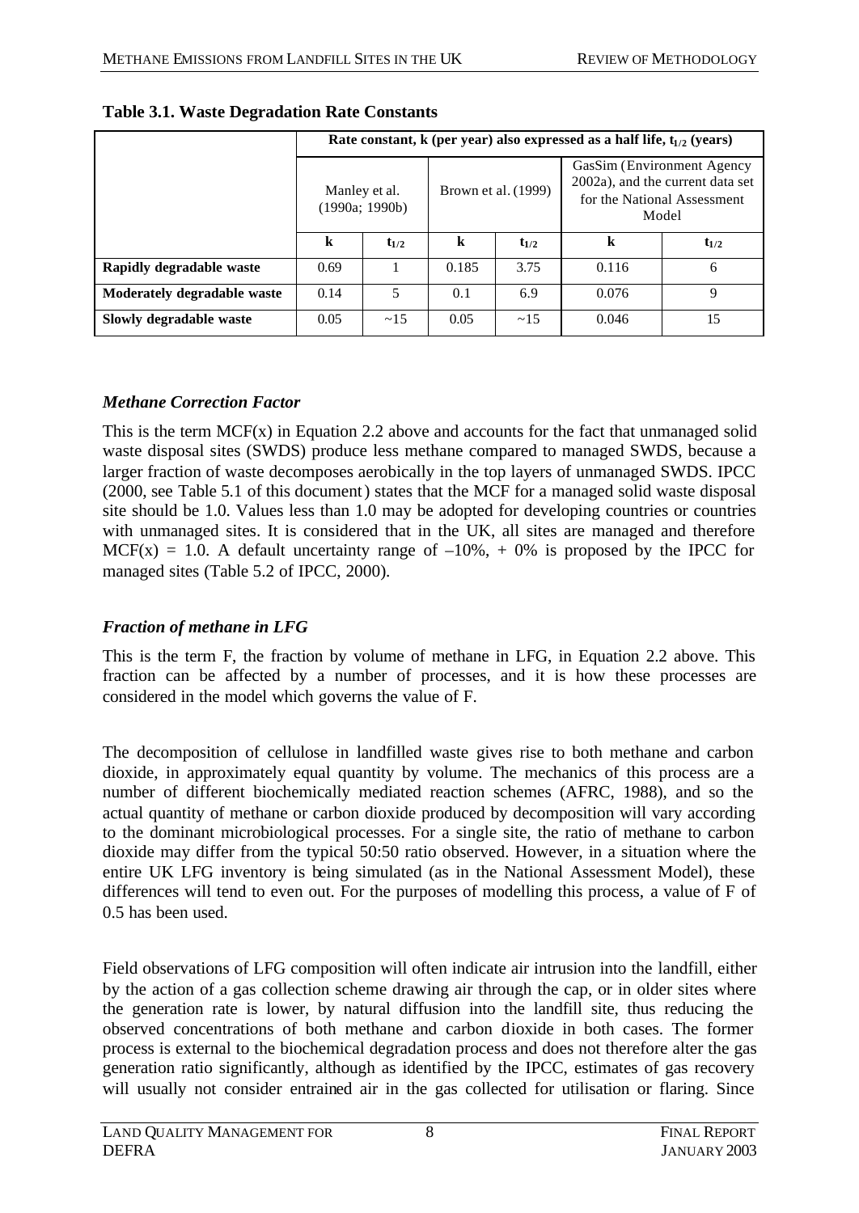**Table 3.1. Waste Degradation Rate Constants**

| | Rate constant, k (per year) also expressed as a half life, $t_{1/2}$ (years) | | | | | |
|---|---|---|---|---|---|---|
| | Manley et al. (1990a; 1990b) | | Brown et al. (1999) | | GasSim (Environment Agency 2002a), and the current data set for the National Assessment Model | |
| | **k** | $t_{1/2}$ | **k** | $t_{1/2}$ | **k** | $t_{1/2}$ |
| **Rapidly degradable waste** | 0.69 | 1 | 0.185 | 3.75 | 0.116 | 6 |
| **Moderately degradable waste** | 0.14 | 5 | 0.1 | 6.9 | 0.076 | 9 |
| **Slowly degradable waste** | 0.05 | ~15 | 0.05 | ~15 | 0.046 | 15 |

### *Methane Correction Factor*

This is the term MCF(x) in Equation 2.2 above and accounts for the fact that unmanaged solid waste disposal sites (SWDS) produce less methane compared to managed SWDS, because a larger fraction of waste decomposes aerobically in the top layers of unmanaged SWDS. IPCC (2000, see Table 5.1 of this document) states that the MCF for a managed solid waste disposal site should be 1.0. Values less than 1.0 may be adopted for developing countries or countries with unmanaged sites. It is considered that in the UK, all sites are managed and therefore MCF(x) = 1.0. A default uncertainty range of –10%, + 0% is proposed by the IPCC for managed sites (Table 5.2 of IPCC, 2000).

### *Fraction of methane in LFG*

This is the term F, the fraction by volume of methane in LFG, in Equation 2.2 above. This fraction can be affected by a number of processes, and it is how these processes are considered in the model which governs the value of F.

The decomposition of cellulose in landfilled waste gives rise to both methane and carbon dioxide, in approximately equal quantity by volume. The mechanics of this process are a number of different biochemically mediated reaction schemes (AFRC, 1988), and so the actual quantity of methane or carbon dioxide produced by decomposition will vary according to the dominant microbiological processes. For a single site, the ratio of methane to carbon dioxide may differ from the typical 50:50 ratio observed. However, in a situation where the entire UK LFG inventory is being simulated (as in the National Assessment Model), these differences will tend to even out. For the purposes of modelling this process, a value of F of 0.5 has been used.

Field observations of LFG composition will often indicate air intrusion into the landfill, either by the action of a gas collection scheme drawing air through the cap, or in older sites where the generation rate is lower, by natural diffusion into the landfill site, thus reducing the observed concentrations of both methane and carbon dioxide in both cases. The former process is external to the biochemical degradation process and does not therefore alter the gas generation ratio significantly, although as identified by the IPCC, estimates of gas recovery will usually not consider entrained air in the gas collected for utilisation or flaring. Since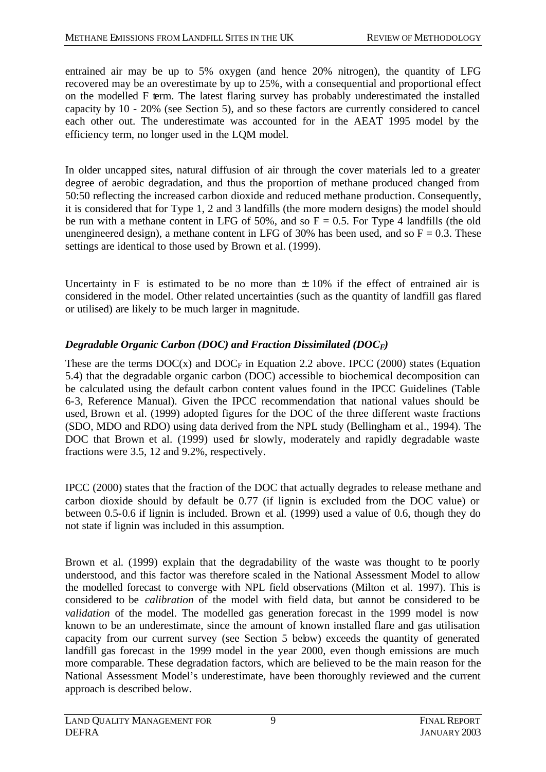entrained air may be up to 5% oxygen (and hence 20% nitrogen), the quantity of LFG recovered may be an overestimate by up to 25%, with a consequential and proportional effect on the modelled F term. The latest flaring survey has probably underestimated the installed capacity by 10 - 20% (see Section 5), and so these factors are currently considered to cancel each other out. The underestimate was accounted for in the AEAT 1995 model by the efficiency term, no longer used in the LQM model.

In older uncapped sites, natural diffusion of air through the cover materials led to a greater degree of aerobic degradation, and thus the proportion of methane produced changed from 50:50 reflecting the increased carbon dioxide and reduced methane production. Consequently, it is considered that for Type 1, 2 and 3 landfills (the more modern designs) the model should be run with a methane content in LFG of 50%, and so $F = 0.5$. For Type 4 landfills (the old unengineered design), a methane content in LFG of 30% has been used, and so $F = 0.3$. These settings are identical to those used by Brown et al. (1999).

Uncertainty in F is estimated to be no more than $\pm$ 10% if the effect of entrained air is considered in the model. Other related uncertainties (such as the quantity of landfill gas flared or utilised) are likely to be much larger in magnitude.

### *Degradable Organic Carbon (DOC) and Fraction Dissimilated ($DOC_F$)*

These are the terms DOC(x) and $DOC_F$ in Equation 2.2 above. IPCC (2000) states (Equation 5.4) that the degradable organic carbon (DOC) accessible to biochemical decomposition can be calculated using the default carbon content values found in the IPCC Guidelines (Table 6-3, Reference Manual). Given the IPCC recommendation that national values should be used, Brown et al. (1999) adopted figures for the DOC of the three different waste fractions (SDO, MDO and RDO) using data derived from the NPL study (Bellingham et al., 1994). The DOC that Brown et al. (1999) used for slowly, moderately and rapidly degradable waste fractions were 3.5, 12 and 9.2%, respectively.

IPCC (2000) states that the fraction of the DOC that actually degrades to release methane and carbon dioxide should by default be 0.77 (if lignin is excluded from the DOC value) or between 0.5-0.6 if lignin is included. Brown et al. (1999) used a value of 0.6, though they do not state if lignin was included in this assumption.

Brown et al. (1999) explain that the degradability of the waste was thought to be poorly understood, and this factor was therefore scaled in the National Assessment Model to allow the modelled forecast to converge with NPL field observations (Milton et al. 1997). This is considered to be *calibration* of the model with field data, but cannot be considered to be *validation* of the model. The modelled gas generation forecast in the 1999 model is now known to be an underestimate, since the amount of known installed flare and gas utilisation capacity from our current survey (see Section 5 below) exceeds the quantity of generated landfill gas forecast in the 1999 model in the year 2000, even though emissions are much more comparable. These degradation factors, which are believed to be the main reason for the National Assessment Model's underestimate, have been thoroughly reviewed and the current approach is described below.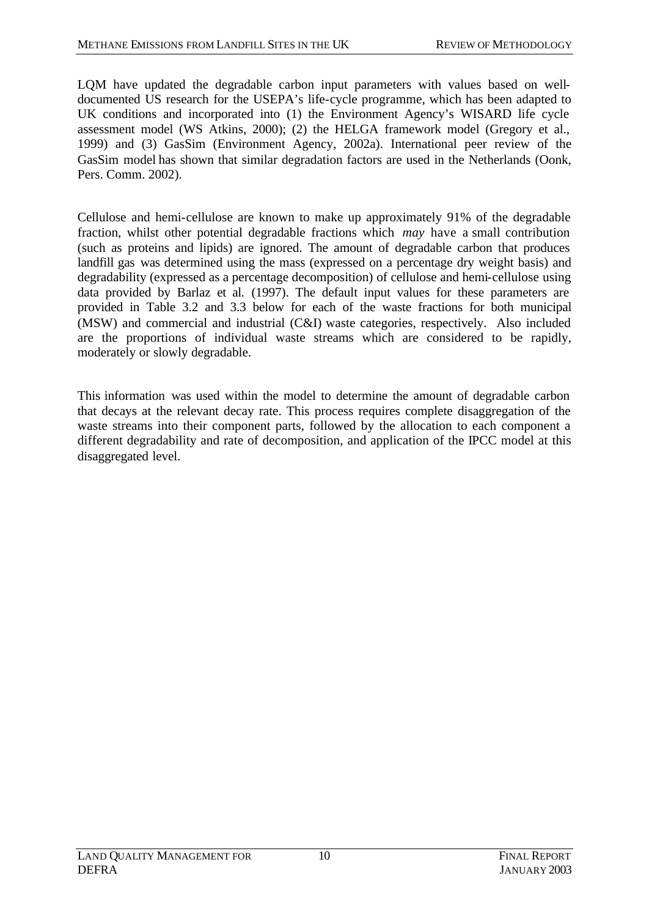LQM have updated the degradable carbon input parameters with values based on well-documented US research for the USEPA's life-cycle programme, which has been adapted to UK conditions and incorporated into (1) the Environment Agency's WISARD life cycle assessment model (WS Atkins, 2000); (2) the HELGA framework model (Gregory et al., 1999) and (3) GasSim (Environment Agency, 2002a). International peer review of the GasSim model has shown that similar degradation factors are used in the Netherlands (Oonk, Pers. Comm. 2002).

Cellulose and hemi-cellulose are known to make up approximately 91% of the degradable fraction, whilst other potential degradable fractions which *may* have a small contribution (such as proteins and lipids) are ignored. The amount of degradable carbon that produces landfill gas was determined using the mass (expressed on a percentage dry weight basis) and degradability (expressed as a percentage decomposition) of cellulose and hemi-cellulose using data provided by Barlaz et al. (1997). The default input values for these parameters are provided in Table 3.2 and 3.3 below for each of the waste fractions for both municipal (MSW) and commercial and industrial (C&I) waste categories, respectively. Also included are the proportions of individual waste streams which are considered to be rapidly, moderately or slowly degradable.

This information was used within the model to determine the amount of degradable carbon that decays at the relevant decay rate. This process requires complete disaggregation of the waste streams into their component parts, followed by the allocation to each component a different degradability and rate of decomposition, and application of the IPCC model at this disaggregated level.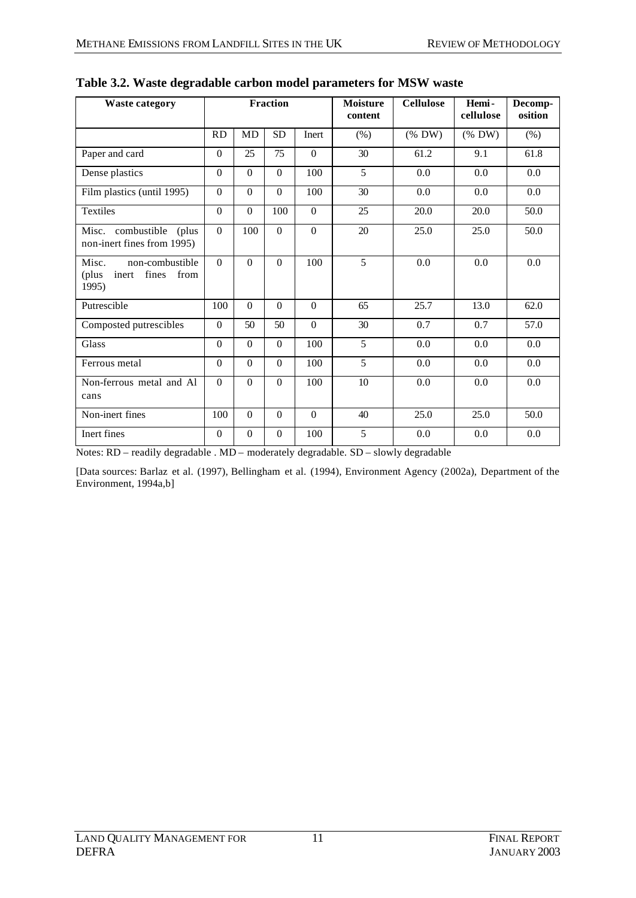## Table 3.2. Waste degradable carbon model parameters for MSW waste

| Waste category | Fraction | | | | Moisture content | Cellulose | Hemi-cellulose | Decomp-osition |
|---|---|---|---|---|---|---|---|---|
| | RD | MD | SD | Inert | (%) | (% DW) | (% DW) | (%) |
| Paper and card | 0 | 25 | 75 | 0 | 30 | 61.2 | 9.1 | 61.8 |
| Dense plastics | 0 | 0 | 0 | 100 | 5 | 0.0 | 0.0 | 0.0 |
| Film plastics (until 1995) | 0 | 0 | 0 | 100 | 30 | 0.0 | 0.0 | 0.0 |
| Textiles | 0 | 0 | 100 | 0 | 25 | 20.0 | 20.0 | 50.0 |
| Misc. combustible (plus non-inert fines from 1995) | 0 | 100 | 0 | 0 | 20 | 25.0 | 25.0 | 50.0 |
| Misc. non-combustible (plus inert fines from 1995) | 0 | 0 | 0 | 100 | 5 | 0.0 | 0.0 | 0.0 |
| Putrescible | 100 | 0 | 0 | 0 | 65 | 25.7 | 13.0 | 62.0 |
| Composted putrescibles | 0 | 50 | 50 | 0 | 30 | 0.7 | 0.7 | 57.0 |
| Glass | 0 | 0 | 0 | 100 | 5 | 0.0 | 0.0 | 0.0 |
| Ferrous metal | 0 | 0 | 0 | 100 | 5 | 0.0 | 0.0 | 0.0 |
| Non-ferrous metal and Al cans | 0 | 0 | 0 | 100 | 10 | 0.0 | 0.0 | 0.0 |
| Non-inert fines | 100 | 0 | 0 | 0 | 40 | 25.0 | 25.0 | 50.0 |
| Inert fines | 0 | 0 | 0 | 100 | 5 | 0.0 | 0.0 | 0.0 |

Notes: RD – readily degradable . MD – moderately degradable. SD – slowly degradable

[Data sources: Barlaz et al. (1997), Bellingham et al. (1994), Environment Agency (2002a), Department of the Environment, 1994a,b]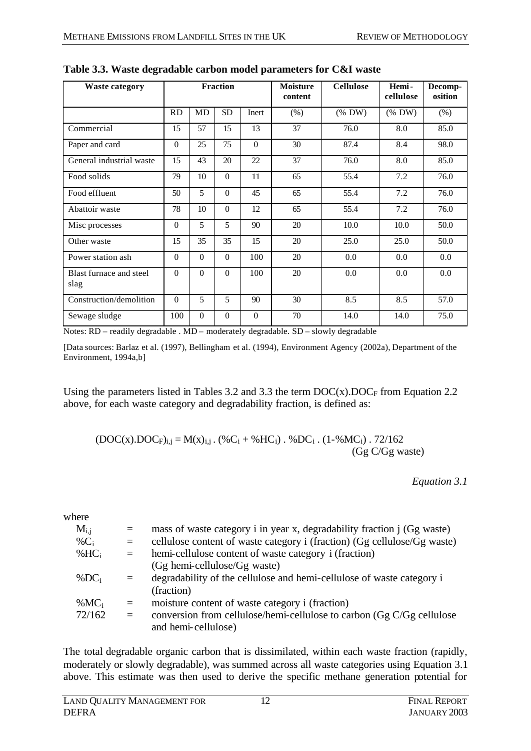**Table 3.3. Waste degradable carbon model parameters for C&I waste**

| Waste category | Fraction | | | | Moisture content | Cellulose | Hemi-cellulose | Decomp-osition |
|---|---|---|---|---|---|---|---|---|
| | RD | MD | SD | Inert | (%) | (% DW) | (% DW) | (%) |
| Commercial | 15 | 57 | 15 | 13 | 37 | 76.0 | 8.0 | 85.0 |
| Paper and card | 0 | 25 | 75 | 0 | 30 | 87.4 | 8.4 | 98.0 |
| General industrial waste | 15 | 43 | 20 | 22 | 37 | 76.0 | 8.0 | 85.0 |
| Food solids | 79 | 10 | 0 | 11 | 65 | 55.4 | 7.2 | 76.0 |
| Food effluent | 50 | 5 | 0 | 45 | 65 | 55.4 | 7.2 | 76.0 |
| Abattoir waste | 78 | 10 | 0 | 12 | 65 | 55.4 | 7.2 | 76.0 |
| Misc processes | 0 | 5 | 5 | 90 | 20 | 10.0 | 10.0 | 50.0 |
| Other waste | 15 | 35 | 35 | 15 | 20 | 25.0 | 25.0 | 50.0 |
| Power station ash | 0 | 0 | 0 | 100 | 20 | 0.0 | 0.0 | 0.0 |
| Blast furnace and steel slag | 0 | 0 | 0 | 100 | 20 | 0.0 | 0.0 | 0.0 |
| Construction/demolition | 0 | 5 | 5 | 90 | 30 | 8.5 | 8.5 | 57.0 |
| Sewage sludge | 100 | 0 | 0 | 0 | 70 | 14.0 | 14.0 | 75.0 |

Notes: RD – readily degradable . MD – moderately degradable. SD – slowly degradable

[Data sources: Barlaz et al. (1997), Bellingham et al. (1994), Environment Agency (2002a), Department of the Environment, 1994a,b]

Using the parameters listed in Tables 3.2 and 3.3 the term $DOC(x).DOC_F$ from Equation 2.2 above, for each waste category and degradability fraction, is defined as:

$$(DOC(x).DOC_F)_{i,j} = M(x)_{i,j} \,.\, (\%C_i + \%HC_i) \,.\, \%DC_i \,.\, (1\text{-}\%MC_i) \,.\, 72/162 \quad \text{(Gg C/Gg waste)}$$

*Equation 3.1*

where

| | | |
|---|---|---|
| $M_{i,j}$ | = | mass of waste category i in year x, degradability fraction j (Gg waste) |
| $\%C_i$ | = | cellulose content of waste category i (fraction) (Gg cellulose/Gg waste) |
| $\%HC_i$ | = | hemi-cellulose content of waste category i (fraction) (Gg hemi-cellulose/Gg waste) |
| $\%DC_i$ | = | degradability of the cellulose and hemi-cellulose of waste category i (fraction) |
| $\%MC_i$ | = | moisture content of waste category i (fraction) |
| 72/162 | = | conversion from cellulose/hemi-cellulose to carbon (Gg C/Gg cellulose and hemi-cellulose) |

The total degradable organic carbon that is dissimilated, within each waste fraction (rapidly, moderately or slowly degradable), was summed across all waste categories using Equation 3.1 above. This estimate was then used to derive the specific methane generation potential for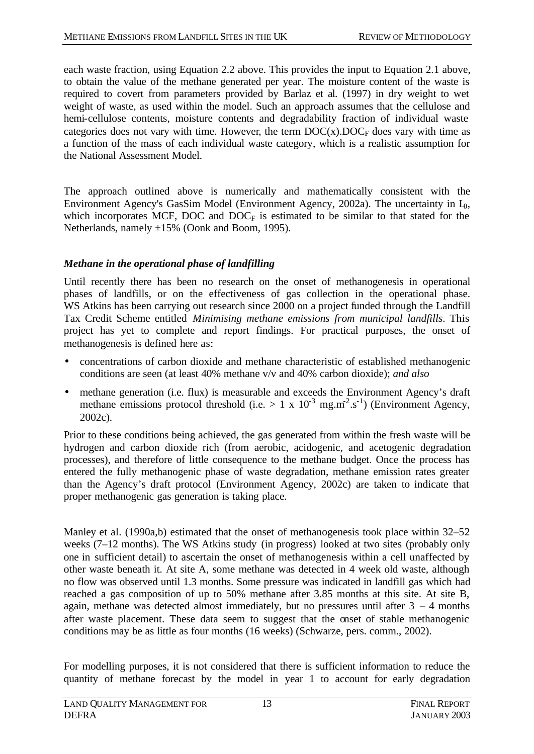each waste fraction, using Equation 2.2 above. This provides the input to Equation 2.1 above, to obtain the value of the methane generated per year. The moisture content of the waste is required to covert from parameters provided by Barlaz et al. (1997) in dry weight to wet weight of waste, as used within the model. Such an approach assumes that the cellulose and hemi-cellulose contents, moisture contents and degradability fraction of individual waste categories does not vary with time. However, the term $DOC(x).DOC_F$ does vary with time as a function of the mass of each individual waste category, which is a realistic assumption for the National Assessment Model.

The approach outlined above is numerically and mathematically consistent with the Environment Agency's GasSim Model (Environment Agency, 2002a). The uncertainty in $L_0$, which incorporates MCF, DOC and $DOC_F$ is estimated to be similar to that stated for the Netherlands, namely ±15% (Oonk and Boom, 1995).

### *Methane in the operational phase of landfilling*

Until recently there has been no research on the onset of methanogenesis in operational phases of landfills, or on the effectiveness of gas collection in the operational phase. WS Atkins has been carrying out research since 2000 on a project funded through the Landfill Tax Credit Scheme entitled *Minimising methane emissions from municipal landfills*. This project has yet to complete and report findings. For practical purposes, the onset of methanogenesis is defined here as:

- concentrations of carbon dioxide and methane characteristic of established methanogenic conditions are seen (at least 40% methane v/v and 40% carbon dioxide); *and also*
- methane generation (i.e. flux) is measurable and exceeds the Environment Agency's draft methane emissions protocol threshold (i.e. $> 1 \times 10^{-3}$ $mg.m^{-2}.s^{-1}$) (Environment Agency, 2002c).

Prior to these conditions being achieved, the gas generated from within the fresh waste will be hydrogen and carbon dioxide rich (from aerobic, acidogenic, and acetogenic degradation processes), and therefore of little consequence to the methane budget. Once the process has entered the fully methanogenic phase of waste degradation, methane emission rates greater than the Agency's draft protocol (Environment Agency, 2002c) are taken to indicate that proper methanogenic gas generation is taking place.

Manley et al. (1990a,b) estimated that the onset of methanogenesis took place within 32–52 weeks (7–12 months). The WS Atkins study (in progress) looked at two sites (probably only one in sufficient detail) to ascertain the onset of methanogenesis within a cell unaffected by other waste beneath it. At site A, some methane was detected in 4 week old waste, although no flow was observed until 1.3 months. Some pressure was indicated in landfill gas which had reached a gas composition of up to 50% methane after 3.85 months at this site. At site B, again, methane was detected almost immediately, but no pressures until after 3 – 4 months after waste placement. These data seem to suggest that the onset of stable methanogenic conditions may be as little as four months (16 weeks) (Schwarze, pers. comm., 2002).

For modelling purposes, it is not considered that there is sufficient information to reduce the quantity of methane forecast by the model in year 1 to account for early degradation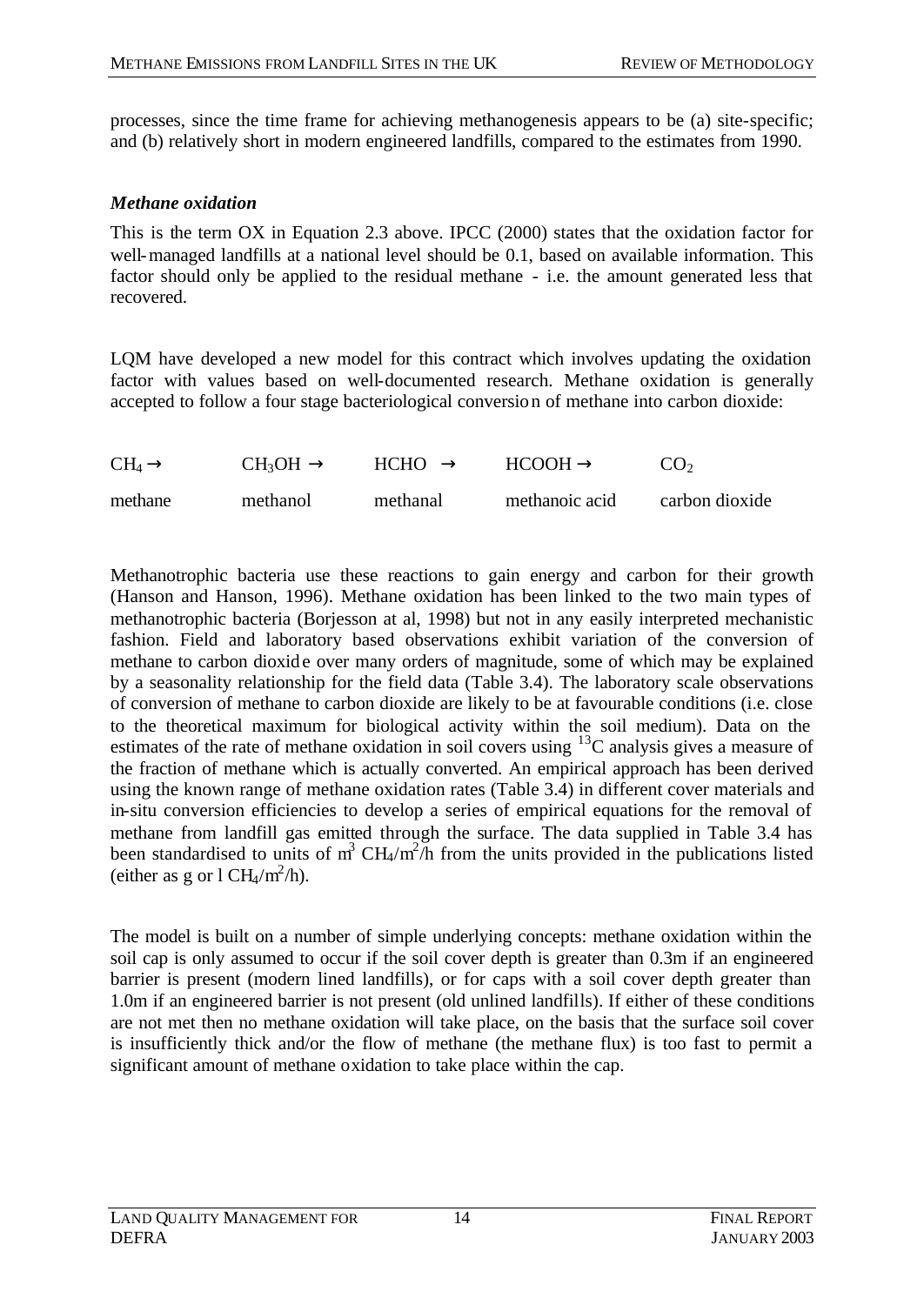processes, since the time frame for achieving methanogenesis appears to be (a) site-specific; and (b) relatively short in modern engineered landfills, compared to the estimates from 1990.

### *Methane oxidation*

This is the term OX in Equation 2.3 above. IPCC (2000) states that the oxidation factor for well-managed landfills at a national level should be 0.1, based on available information. This factor should only be applied to the residual methane - i.e. the amount generated less that recovered.

LQM have developed a new model for this contract which involves updating the oxidation factor with values based on well-documented research. Methane oxidation is generally accepted to follow a four stage bacteriological conversion of methane into carbon dioxide:

| $CH_4 \rightarrow$ | $CH_3OH \rightarrow$ | $HCHO \rightarrow$ | $HCOOH \rightarrow$ | $CO_2$ |
|---|---|---|---|---|
| methane | methanol | methanal | methanoic acid | carbon dioxide |

Methanotrophic bacteria use these reactions to gain energy and carbon for their growth (Hanson and Hanson, 1996). Methane oxidation has been linked to the two main types of methanotrophic bacteria (Borjesson at al, 1998) but not in any easily interpreted mechanistic fashion. Field and laboratory based observations exhibit variation of the conversion of methane to carbon dioxide over many orders of magnitude, some of which may be explained by a seasonality relationship for the field data (Table 3.4). The laboratory scale observations of conversion of methane to carbon dioxide are likely to be at favourable conditions (i.e. close to the theoretical maximum for biological activity within the soil medium). Data on the estimates of the rate of methane oxidation in soil covers using $^{13}C$ analysis gives a measure of the fraction of methane which is actually converted. An empirical approach has been derived using the known range of methane oxidation rates (Table 3.4) in different cover materials and in-situ conversion efficiencies to develop a series of empirical equations for the removal of methane from landfill gas emitted through the surface. The data supplied in Table 3.4 has been standardised to units of $m^3$ $CH_4/m^2/h$ from the units provided in the publications listed (either as g or l $CH_4/m^2/h$).

The model is built on a number of simple underlying concepts: methane oxidation within the soil cap is only assumed to occur if the soil cover depth is greater than 0.3m if an engineered barrier is present (modern lined landfills), or for caps with a soil cover depth greater than 1.0m if an engineered barrier is not present (old unlined landfills). If either of these conditions are not met then no methane oxidation will take place, on the basis that the surface soil cover is insufficiently thick and/or the flow of methane (the methane flux) is too fast to permit a significant amount of methane oxidation to take place within the cap.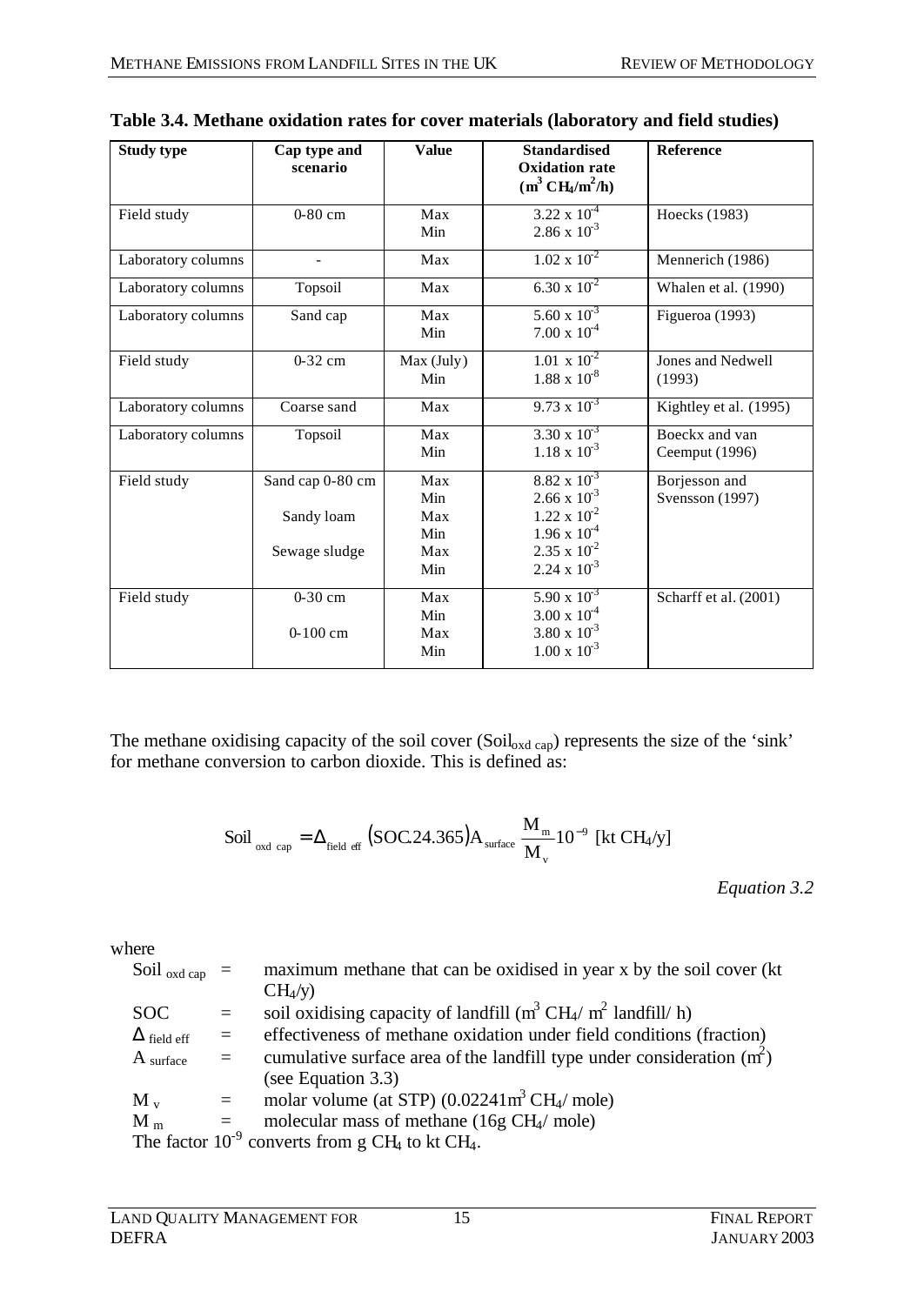**Table 3.4. Methane oxidation rates for cover materials (laboratory and field studies)**

| Study type | Cap type and scenario | Value | Standardised Oxidation rate ($m^3\ CH_4/m^2/h$) | Reference |
|---|---|---|---|---|
| Field study | 0-80 cm | Max<br>Min | $3.22 \times 10^{-4}$<br>$2.86 \times 10^{-3}$ | Hoecks (1983) |
| Laboratory columns | - | Max | $1.02 \times 10^{-2}$ | Mennerich (1986) |
| Laboratory columns | Topsoil | Max | $6.30 \times 10^{-2}$ | Whalen et al. (1990) |
| Laboratory columns | Sand cap | Max<br>Min | $5.60 \times 10^{-3}$<br>$7.00 \times 10^{-4}$ | Figueroa (1993) |
| Field study | 0-32 cm | Max (July)<br>Min | $1.01 \times 10^{-2}$<br>$1.88 \times 10^{-8}$ | Jones and Nedwell (1993) |
| Laboratory columns | Coarse sand | Max | $9.73 \times 10^{-3}$ | Kightley et al. (1995) |
| Laboratory columns | Topsoil | Max<br>Min | $3.30 \times 10^{-3}$<br>$1.18 \times 10^{-3}$ | Boeckx and van Ceemput (1996) |
| Field study | Sand cap 0-80 cm<br><br>Sandy loam<br><br>Sewage sludge | Max<br>Min<br>Max<br>Min<br>Max<br>Min | $8.82 \times 10^{-3}$<br>$2.66 \times 10^{-3}$<br>$1.22 \times 10^{-2}$<br>$1.96 \times 10^{-4}$<br>$2.35 \times 10^{-2}$<br>$2.24 \times 10^{-3}$ | Borjesson and Svensson (1997) |
| Field study | 0-30 cm<br><br>0-100 cm | Max<br>Min<br>Max<br>Min | $5.90 \times 10^{-3}$<br>$3.00 \times 10^{-4}$<br>$3.80 \times 10^{-3}$<br>$1.00 \times 10^{-3}$ | Scharff et al. (2001) |

The methane oxidising capacity of the soil cover ($Soil_{oxd\ cap}$) represents the size of the 'sink' for methane conversion to carbon dioxide. This is defined as:

$$Soil_{oxd\ cap} = \Delta_{field\ eff}\left(SOC.24.365\right)A_{surface}\frac{M_m}{M_v}10^{-9}\ [\text{kt CH}_4/\text{y}]$$

*Equation 3.2*

where

$Soil_{oxd\ cap}$ = maximum methane that can be oxidised in year x by the soil cover (kt $CH_4$/y)

$SOC$ = soil oxidising capacity of landfill ($m^3\ CH_4/\ m^2$ landfill/ h)

$\Delta_{field\ eff}$ = effectiveness of methane oxidation under field conditions (fraction)

$A_{surface}$ = cumulative surface area of the landfill type under consideration ($m^2$) (see Equation 3.3)

$M_v$ = molar volume (at STP) ($0.02241 m^3\ CH_4$/ mole)

$M_m$ = molecular mass of methane (16g $CH_4$/ mole)

The factor $10^{-9}$ converts from g $CH_4$ to kt $CH_4$.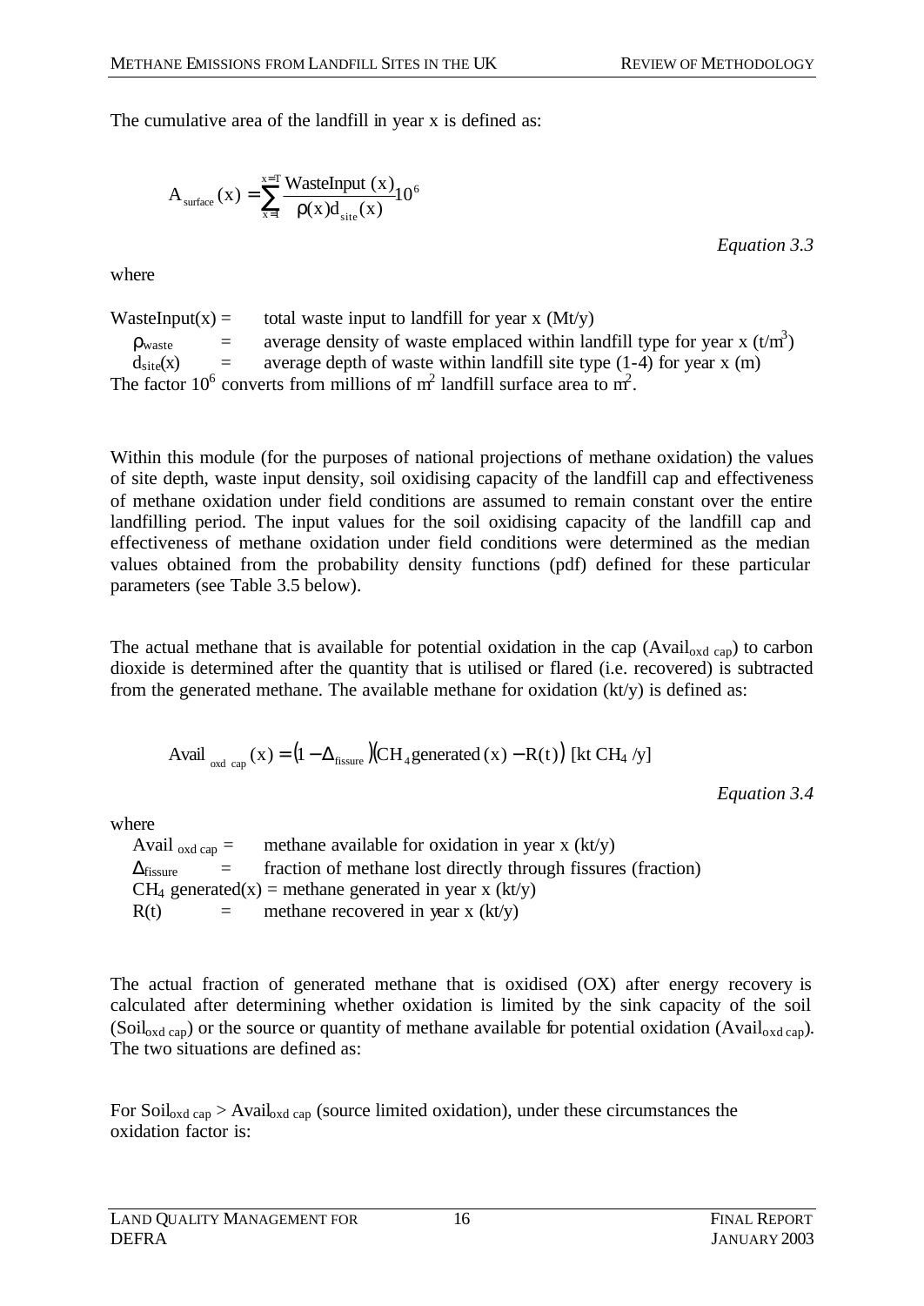The cumulative area of the landfill in year x is defined as:

$$A_{surface}(x) = \sum_{x=1}^{x=T} \frac{\text{WasteInput}(x)}{\rho(x) d_{site}(x)} 10^6$$

*Equation 3.3*

where

WasteInput(x) = total waste input to landfill for year x (Mt/y)

$\rho_{waste}$ = average density of waste emplaced within landfill type for year x ($t/m^3$)

$d_{site}(x)$ = average depth of waste within landfill site type (1-4) for year x (m)

The factor $10^6$ converts from millions of $m^2$ landfill surface area to $m^2$.

Within this module (for the purposes of national projections of methane oxidation) the values of site depth, waste input density, soil oxidising capacity of the landfill cap and effectiveness of methane oxidation under field conditions are assumed to remain constant over the entire landfilling period. The input values for the soil oxidising capacity of the landfill cap and effectiveness of methane oxidation under field conditions were determined as the median values obtained from the probability density functions (pdf) defined for these particular parameters (see Table 3.5 below).

The actual methane that is available for potential oxidation in the cap ($Avail_{oxd\ cap}$) to carbon dioxide is determined after the quantity that is utilised or flared (i.e. recovered) is subtracted from the generated methane. The available methane for oxidation (kt/y) is defined as:

$$Avail_{oxd\ cap}(x) = (1 - \Delta_{fissure})(CH_4\,\text{generated}(x) - R(t))\ [\text{kt } CH_4/\text{y}]$$

*Equation 3.4*

where

$Avail_{oxd\ cap}$ = methane available for oxidation in year x (kt/y)

$\Delta_{fissure}$ = fraction of methane lost directly through fissures (fraction)

$CH_4$ generated(x) = methane generated in year x (kt/y)

R(t) = methane recovered in year x (kt/y)

The actual fraction of generated methane that is oxidised (OX) after energy recovery is calculated after determining whether oxidation is limited by the sink capacity of the soil ($Soil_{oxd\ cap}$) or the source or quantity of methane available for potential oxidation ($Avail_{oxd\ cap}$). The two situations are defined as:

For $Soil_{oxd\ cap} > Avail_{oxd\ cap}$ (source limited oxidation), under these circumstances the oxidation factor is: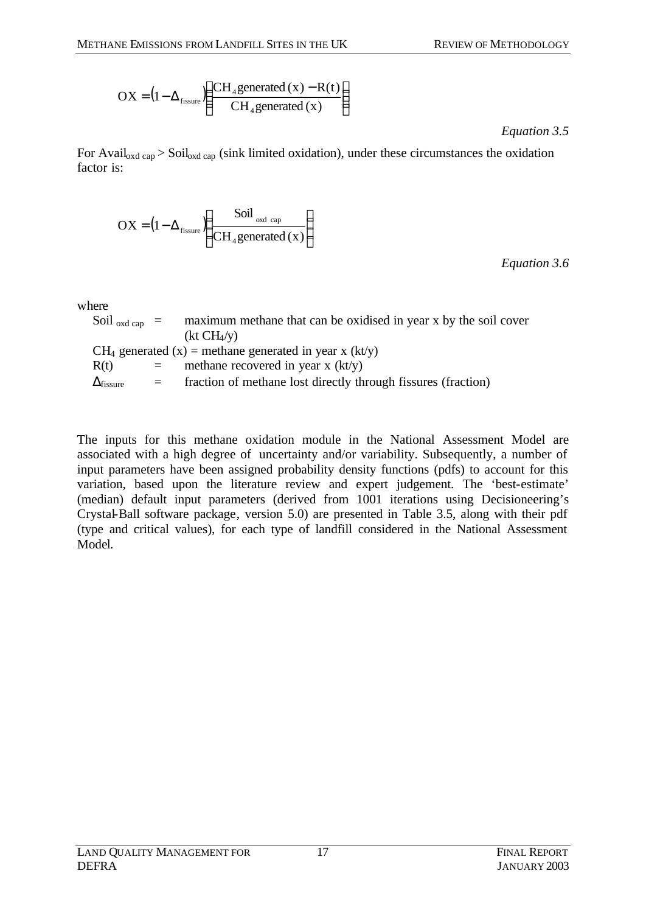$$OX = \left(1 - \Delta_{fissure}\right)\left(\frac{CH_4\,generated\,(x) - R(t)}{CH_4\,generated\,(x)}\right)$$

*Equation 3.5*

For $Avail_{oxd\ cap} > Soil_{oxd\ cap}$ (sink limited oxidation), under these circumstances the oxidation factor is:

$$OX = \left(1 - \Delta_{fissure}\right)\left(\frac{Soil_{oxd\ cap}}{CH_4\,generated\,(x)}\right)$$

*Equation 3.6*

where

$Soil_{oxd\ cap}$ = maximum methane that can be oxidised in year x by the soil cover (kt $CH_4$/y)

$CH_4$ generated (x) = methane generated in year x (kt/y)

R(t) = methane recovered in year x (kt/y)

$\Delta_{fissure}$ = fraction of methane lost directly through fissures (fraction)

The inputs for this methane oxidation module in the National Assessment Model are associated with a high degree of uncertainty and/or variability. Subsequently, a number of input parameters have been assigned probability density functions (pdfs) to account for this variation, based upon the literature review and expert judgement. The 'best-estimate' (median) default input parameters (derived from 1001 iterations using Decisioneering's Crystal-Ball software package, version 5.0) are presented in Table 3.5, along with their pdf (type and critical values), for each type of landfill considered in the National Assessment Model.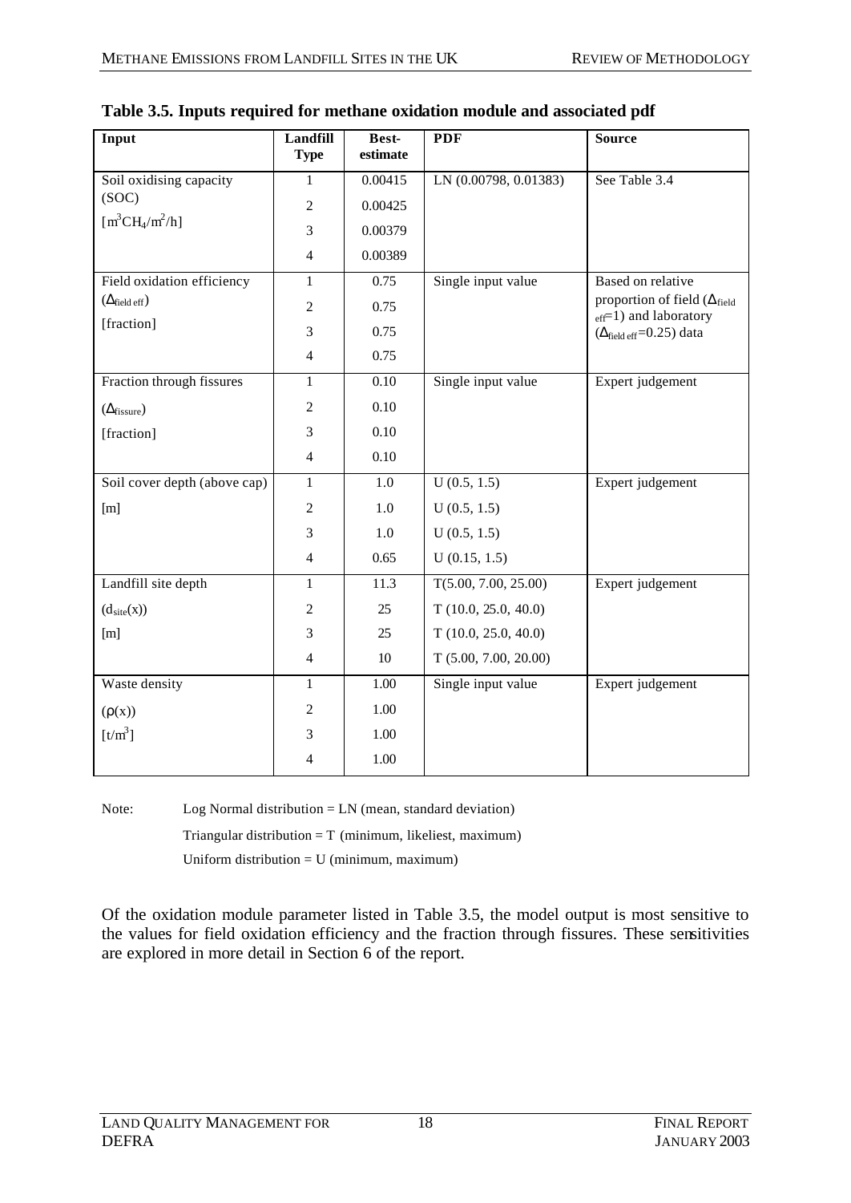**Table 3.5. Inputs required for methane oxidation module and associated pdf**

| Input | Landfill Type | Best-estimate | PDF | Source |
|---|---|---|---|---|
| Soil oxidising capacity (SOC) [$m^3CH_4/m^2/h$] | 1 | 0.00415 | LN (0.00798, 0.01383) | See Table 3.4 |
| | 2 | 0.00425 | | |
| | 3 | 0.00379 | | |
| | 4 | 0.00389 | | |
| Field oxidation efficiency ($\Delta_{field\ eff}$) [fraction] | 1 | 0.75 | Single input value | Based on relative proportion of field ($\Delta_{field\ eff}$=1) and laboratory ($\Delta_{field\ eff}$=0.25) data |
| | 2 | 0.75 | | |
| | 3 | 0.75 | | |
| | 4 | 0.75 | | |
| Fraction through fissures ($\Delta_{fissure}$) [fraction] | 1 | 0.10 | Single input value | Expert judgement |
| | 2 | 0.10 | | |
| | 3 | 0.10 | | |
| | 4 | 0.10 | | |
| Soil cover depth (above cap) [m] | 1 | 1.0 | U (0.5, 1.5) | Expert judgement |
| | 2 | 1.0 | U (0.5, 1.5) | |
| | 3 | 1.0 | U (0.5, 1.5) | |
| | 4 | 0.65 | U (0.15, 1.5) | |
| Landfill site depth ($d_{site}(x)$) [m] | 1 | 11.3 | T(5.00, 7.00, 25.00) | Expert judgement |
| | 2 | 25 | T (10.0, 25.0, 40.0) | |
| | 3 | 25 | T (10.0, 25.0, 40.0) | |
| | 4 | 10 | T (5.00, 7.00, 20.00) | |
| Waste density ($\rho(x)$) [$t/m^3$] | 1 | 1.00 | Single input value | Expert judgement |
| | 2 | 1.00 | | |
| | 3 | 1.00 | | |
| | 4 | 1.00 | | |

Note: Log Normal distribution = LN (mean, standard deviation)
Triangular distribution = T (minimum, likeliest, maximum)
Uniform distribution = U (minimum, maximum)

Of the oxidation module parameter listed in Table 3.5, the model output is most sensitive to the values for field oxidation efficiency and the fraction through fissures. These sensitivities are explored in more detail in Section 6 of the report.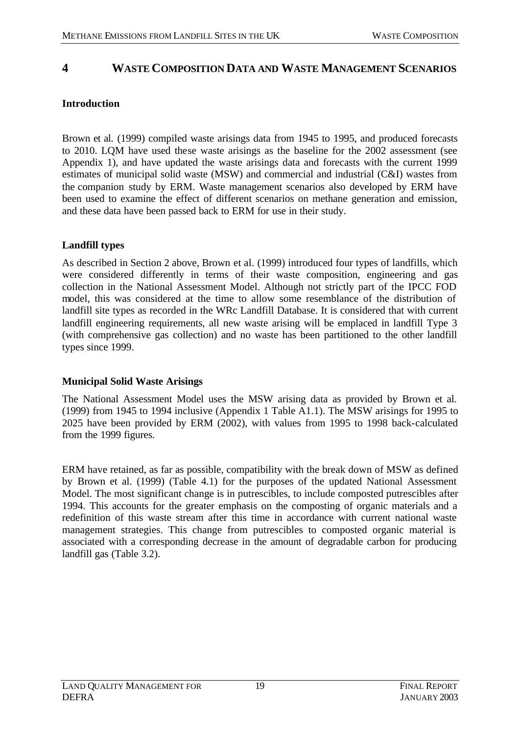# 4 WASTE COMPOSITION DATA AND WASTE MANAGEMENT SCENARIOS

### Introduction

Brown et al. (1999) compiled waste arisings data from 1945 to 1995, and produced forecasts to 2010. LQM have used these waste arisings as the baseline for the 2002 assessment (see Appendix 1), and have updated the waste arisings data and forecasts with the current 1999 estimates of municipal solid waste (MSW) and commercial and industrial (C&I) wastes from the companion study by ERM. Waste management scenarios also developed by ERM have been used to examine the effect of different scenarios on methane generation and emission, and these data have been passed back to ERM for use in their study.

### Landfill types

As described in Section 2 above, Brown et al. (1999) introduced four types of landfills, which were considered differently in terms of their waste composition, engineering and gas collection in the National Assessment Model. Although not strictly part of the IPCC FOD model, this was considered at the time to allow some resemblance of the distribution of landfill site types as recorded in the WRc Landfill Database. It is considered that with current landfill engineering requirements, all new waste arising will be emplaced in landfill Type 3 (with comprehensive gas collection) and no waste has been partitioned to the other landfill types since 1999.

### Municipal Solid Waste Arisings

The National Assessment Model uses the MSW arising data as provided by Brown et al. (1999) from 1945 to 1994 inclusive (Appendix 1 Table A1.1). The MSW arisings for 1995 to 2025 have been provided by ERM (2002), with values from 1995 to 1998 back-calculated from the 1999 figures.

ERM have retained, as far as possible, compatibility with the break down of MSW as defined by Brown et al. (1999) (Table 4.1) for the purposes of the updated National Assessment Model. The most significant change is in putrescibles, to include composted putrescibles after 1994. This accounts for the greater emphasis on the composting of organic materials and a redefinition of this waste stream after this time in accordance with current national waste management strategies. This change from putrescibles to composted organic material is associated with a corresponding decrease in the amount of degradable carbon for producing landfill gas (Table 3.2).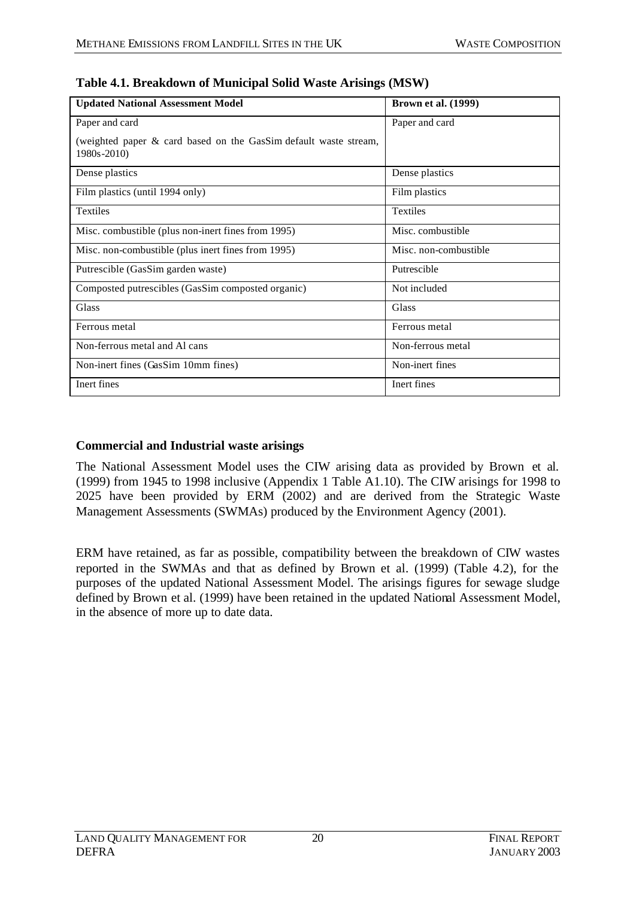**Table 4.1. Breakdown of Municipal Solid Waste Arisings (MSW)**

| Updated National Assessment Model | Brown et al. (1999) |
| --- | --- |
| Paper and card<br><br>(weighted paper & card based on the GasSim default waste stream, 1980s-2010) | Paper and card |
| Dense plastics | Dense plastics |
| Film plastics (until 1994 only) | Film plastics |
| Textiles | Textiles |
| Misc. combustible (plus non-inert fines from 1995) | Misc. combustible |
| Misc. non-combustible (plus inert fines from 1995) | Misc. non-combustible |
| Putrescible (GasSim garden waste) | Putrescible |
| Composted putrescibles (GasSim composted organic) | Not included |
| Glass | Glass |
| Ferrous metal | Ferrous metal |
| Non-ferrous metal and Al cans | Non-ferrous metal |
| Non-inert fines (GasSim 10mm fines) | Non-inert fines |
| Inert fines | Inert fines |

**Commercial and Industrial waste arisings**

The National Assessment Model uses the CIW arising data as provided by Brown et al. (1999) from 1945 to 1998 inclusive (Appendix 1 Table A1.10). The CIW arisings for 1998 to 2025 have been provided by ERM (2002) and are derived from the Strategic Waste Management Assessments (SWMAs) produced by the Environment Agency (2001).

ERM have retained, as far as possible, compatibility between the breakdown of CIW wastes reported in the SWMAs and that as defined by Brown et al. (1999) (Table 4.2), for the purposes of the updated National Assessment Model. The arisings figures for sewage sludge defined by Brown et al. (1999) have been retained in the updated National Assessment Model, in the absence of more up to date data.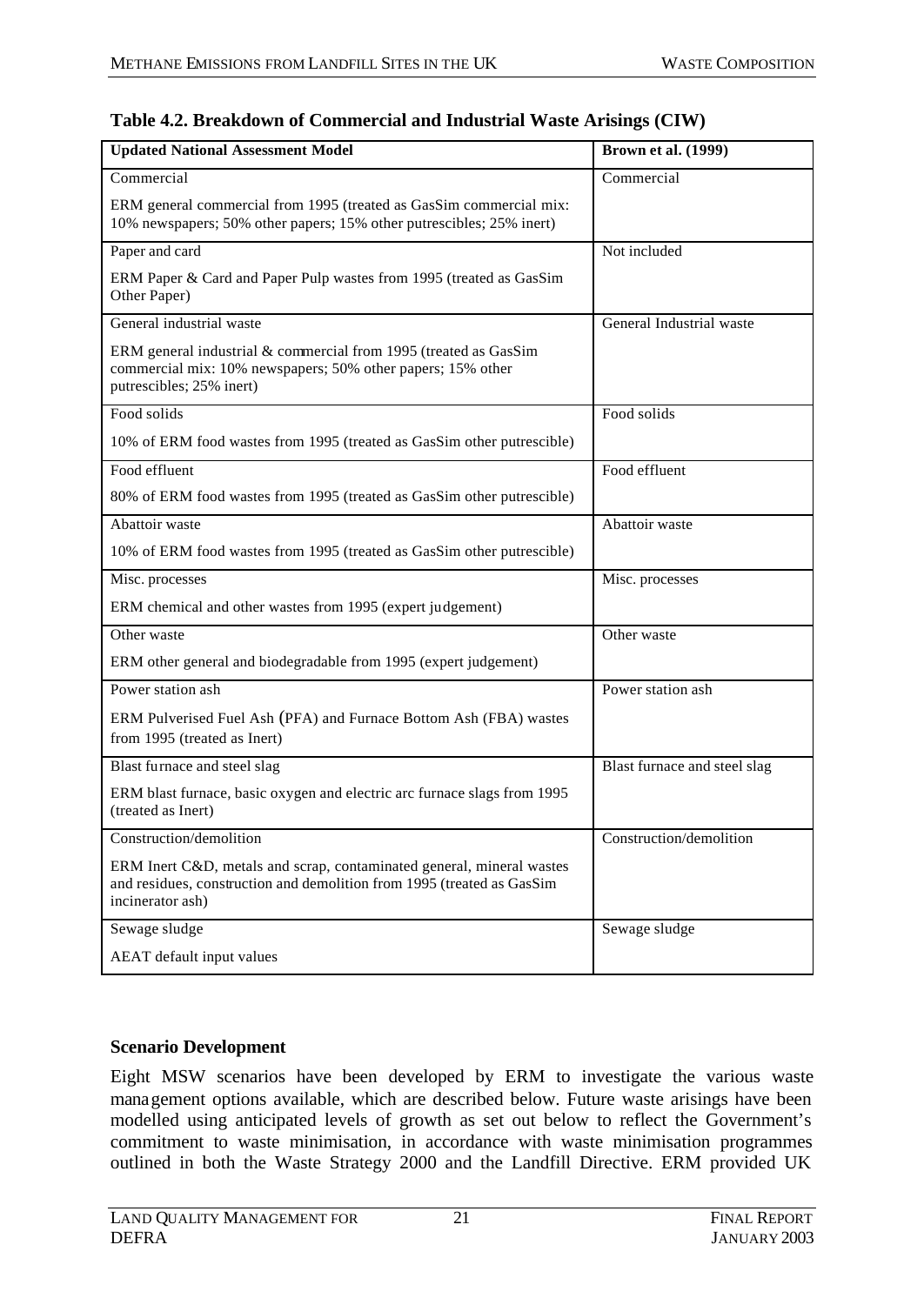**Table 4.2. Breakdown of Commercial and Industrial Waste Arisings (CIW)**

| Updated National Assessment Model | Brown et al. (1999) |
|---|---|
| Commercial<br><br>ERM general commercial from 1995 (treated as GasSim commercial mix: 10% newspapers; 50% other papers; 15% other putrescibles; 25% inert) | Commercial |
| Paper and card<br><br>ERM Paper & Card and Paper Pulp wastes from 1995 (treated as GasSim Other Paper) | Not included |
| General industrial waste<br><br>ERM general industrial & commercial from 1995 (treated as GasSim commercial mix: 10% newspapers; 50% other papers; 15% other putrescibles; 25% inert) | General Industrial waste |
| Food solids<br><br>10% of ERM food wastes from 1995 (treated as GasSim other putrescible) | Food solids |
| Food effluent<br><br>80% of ERM food wastes from 1995 (treated as GasSim other putrescible) | Food effluent |
| Abattoir waste<br><br>10% of ERM food wastes from 1995 (treated as GasSim other putrescible) | Abattoir waste |
| Misc. processes<br><br>ERM chemical and other wastes from 1995 (expert judgement) | Misc. processes |
| Other waste<br><br>ERM other general and biodegradable from 1995 (expert judgement) | Other waste |
| Power station ash<br><br>ERM Pulverised Fuel Ash (PFA) and Furnace Bottom Ash (FBA) wastes from 1995 (treated as Inert) | Power station ash |
| Blast furnace and steel slag<br><br>ERM blast furnace, basic oxygen and electric arc furnace slags from 1995 (treated as Inert) | Blast furnace and steel slag |
| Construction/demolition<br><br>ERM Inert C&D, metals and scrap, contaminated general, mineral wastes and residues, construction and demolition from 1995 (treated as GasSim incinerator ash) | Construction/demolition |
| Sewage sludge<br><br>AEAT default input values | Sewage sludge |

**Scenario Development**

Eight MSW scenarios have been developed by ERM to investigate the various waste management options available, which are described below. Future waste arisings have been modelled using anticipated levels of growth as set out below to reflect the Government's commitment to waste minimisation, in accordance with waste minimisation programmes outlined in both the Waste Strategy 2000 and the Landfill Directive. ERM provided UK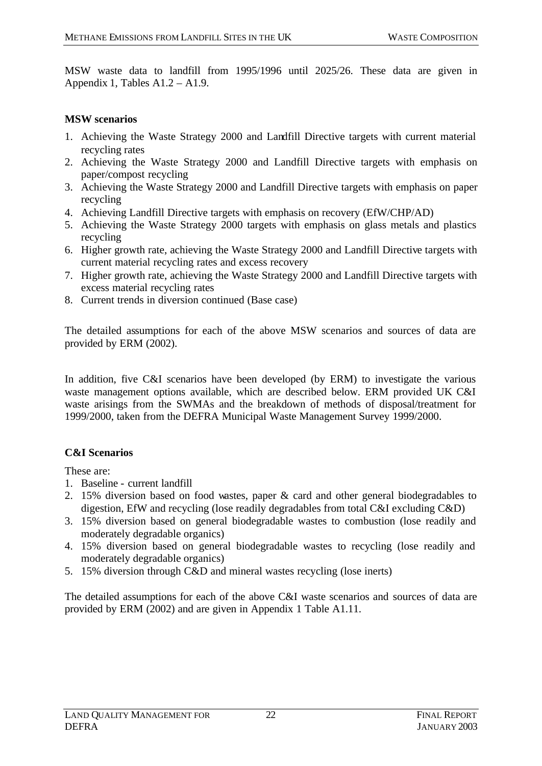MSW waste data to landfill from 1995/1996 until 2025/26. These data are given in Appendix 1, Tables A1.2 – A1.9.

**MSW scenarios**

1. Achieving the Waste Strategy 2000 and Landfill Directive targets with current material recycling rates
2. Achieving the Waste Strategy 2000 and Landfill Directive targets with emphasis on paper/compost recycling
3. Achieving the Waste Strategy 2000 and Landfill Directive targets with emphasis on paper recycling
4. Achieving Landfill Directive targets with emphasis on recovery (EfW/CHP/AD)
5. Achieving the Waste Strategy 2000 targets with emphasis on glass metals and plastics recycling
6. Higher growth rate, achieving the Waste Strategy 2000 and Landfill Directive targets with current material recycling rates and excess recovery
7. Higher growth rate, achieving the Waste Strategy 2000 and Landfill Directive targets with excess material recycling rates
8. Current trends in diversion continued (Base case)

The detailed assumptions for each of the above MSW scenarios and sources of data are provided by ERM (2002).

In addition, five C&I scenarios have been developed (by ERM) to investigate the various waste management options available, which are described below. ERM provided UK C&I waste arisings from the SWMAs and the breakdown of methods of disposal/treatment for 1999/2000, taken from the DEFRA Municipal Waste Management Survey 1999/2000.

**C&I Scenarios**

These are:

1. Baseline - current landfill
2. 15% diversion based on food wastes, paper & card and other general biodegradables to digestion, EfW and recycling (lose readily degradables from total C&I excluding C&D)
3. 15% diversion based on general biodegradable wastes to combustion (lose readily and moderately degradable organics)
4. 15% diversion based on general biodegradable wastes to recycling (lose readily and moderately degradable organics)
5. 15% diversion through C&D and mineral wastes recycling (lose inerts)

The detailed assumptions for each of the above C&I waste scenarios and sources of data are provided by ERM (2002) and are given in Appendix 1 Table A1.11.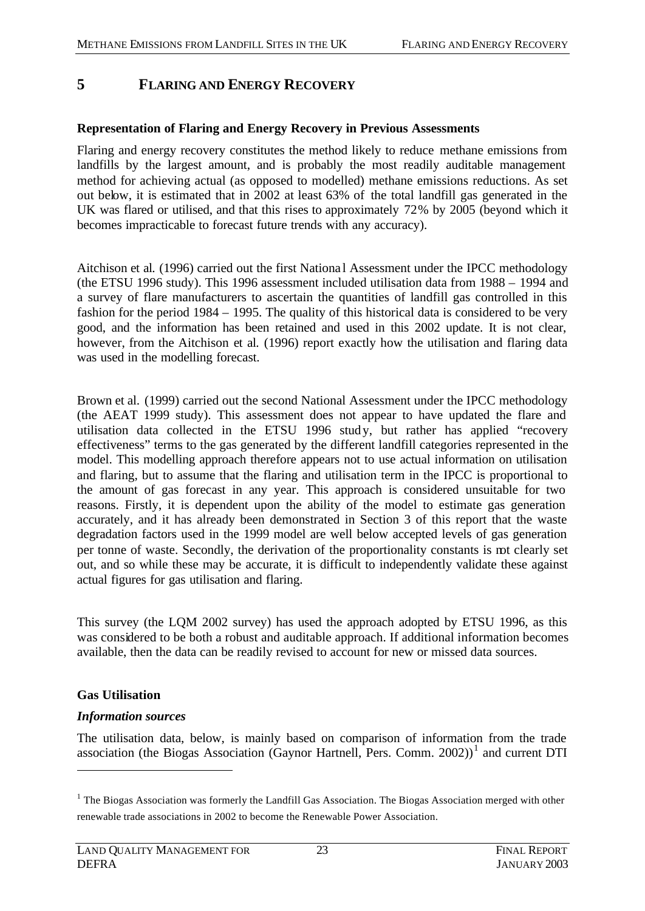# 5 FLARING AND ENERGY RECOVERY

**Representation of Flaring and Energy Recovery in Previous Assessments**

Flaring and energy recovery constitutes the method likely to reduce methane emissions from landfills by the largest amount, and is probably the most readily auditable management method for achieving actual (as opposed to modelled) methane emissions reductions. As set out below, it is estimated that in 2002 at least 63% of the total landfill gas generated in the UK was flared or utilised, and that this rises to approximately 72% by 2005 (beyond which it becomes impracticable to forecast future trends with any accuracy).

Aitchison et al. (1996) carried out the first National Assessment under the IPCC methodology (the ETSU 1996 study). This 1996 assessment included utilisation data from 1988 – 1994 and a survey of flare manufacturers to ascertain the quantities of landfill gas controlled in this fashion for the period 1984 – 1995. The quality of this historical data is considered to be very good, and the information has been retained and used in this 2002 update. It is not clear, however, from the Aitchison et al. (1996) report exactly how the utilisation and flaring data was used in the modelling forecast.

Brown et al. (1999) carried out the second National Assessment under the IPCC methodology (the AEAT 1999 study). This assessment does not appear to have updated the flare and utilisation data collected in the ETSU 1996 study, but rather has applied "recovery effectiveness" terms to the gas generated by the different landfill categories represented in the model. This modelling approach therefore appears not to use actual information on utilisation and flaring, but to assume that the flaring and utilisation term in the IPCC is proportional to the amount of gas forecast in any year. This approach is considered unsuitable for two reasons. Firstly, it is dependent upon the ability of the model to estimate gas generation accurately, and it has already been demonstrated in Section 3 of this report that the waste degradation factors used in the 1999 model are well below accepted levels of gas generation per tonne of waste. Secondly, the derivation of the proportionality constants is not clearly set out, and so while these may be accurate, it is difficult to independently validate these against actual figures for gas utilisation and flaring.

This survey (the LQM 2002 survey) has used the approach adopted by ETSU 1996, as this was considered to be both a robust and auditable approach. If additional information becomes available, then the data can be readily revised to account for new or missed data sources.

**Gas Utilisation**

***Information sources***

The utilisation data, below, is mainly based on comparison of information from the trade association (the Biogas Association (Gaynor Hartnell, Pers. Comm. 2002))[1] and current DTI

[1] The Biogas Association was formerly the Landfill Gas Association. The Biogas Association merged with other renewable trade associations in 2002 to become the Renewable Power Association.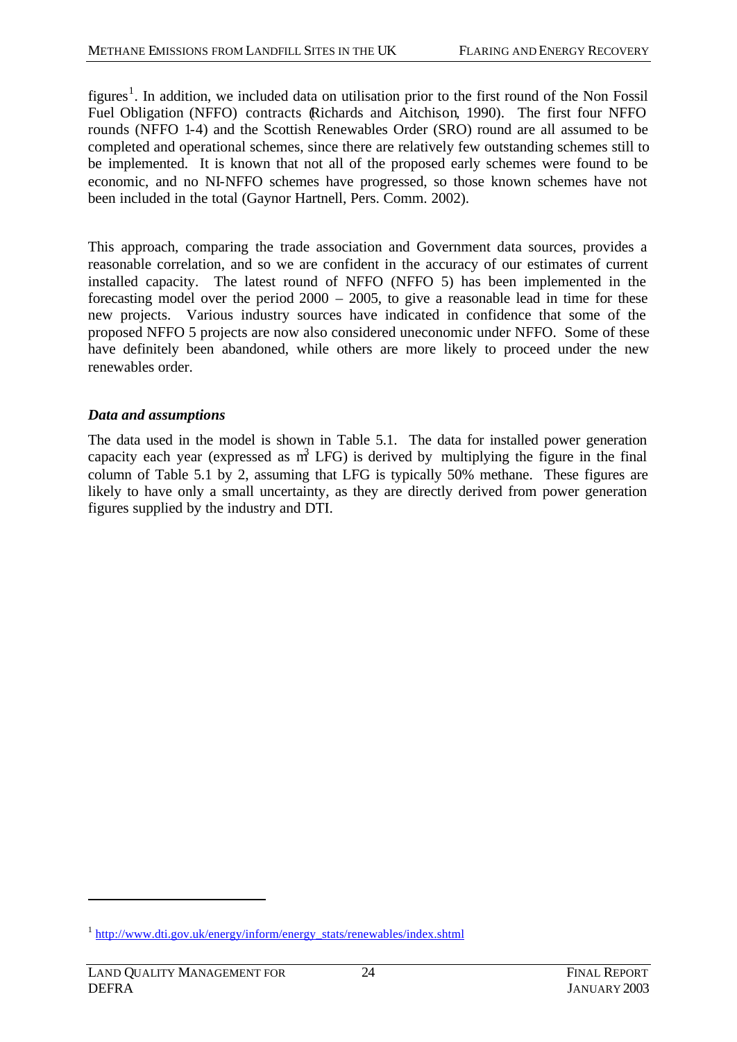figures[1]. In addition, we included data on utilisation prior to the first round of the Non Fossil Fuel Obligation (NFFO) contracts (Richards and Aitchison, 1990). The first four NFFO rounds (NFFO 1-4) and the Scottish Renewables Order (SRO) round are all assumed to be completed and operational schemes, since there are relatively few outstanding schemes still to be implemented. It is known that not all of the proposed early schemes were found to be economic, and no NI-NFFO schemes have progressed, so those known schemes have not been included in the total (Gaynor Hartnell, Pers. Comm. 2002).

This approach, comparing the trade association and Government data sources, provides a reasonable correlation, and so we are confident in the accuracy of our estimates of current installed capacity. The latest round of NFFO (NFFO 5) has been implemented in the forecasting model over the period 2000 – 2005, to give a reasonable lead in time for these new projects. Various industry sources have indicated in confidence that some of the proposed NFFO 5 projects are now also considered uneconomic under NFFO. Some of these have definitely been abandoned, while others are more likely to proceed under the new renewables order.

### *Data and assumptions*

The data used in the model is shown in Table 5.1. The data for installed power generation capacity each year (expressed as $m^3$ LFG) is derived by multiplying the figure in the final column of Table 5.1 by 2, assuming that LFG is typically 50% methane. These figures are likely to have only a small uncertainty, as they are directly derived from power generation figures supplied by the industry and DTI.

---

[1] http://www.dti.gov.uk/energy/inform/energy_stats/renewables/index.shtml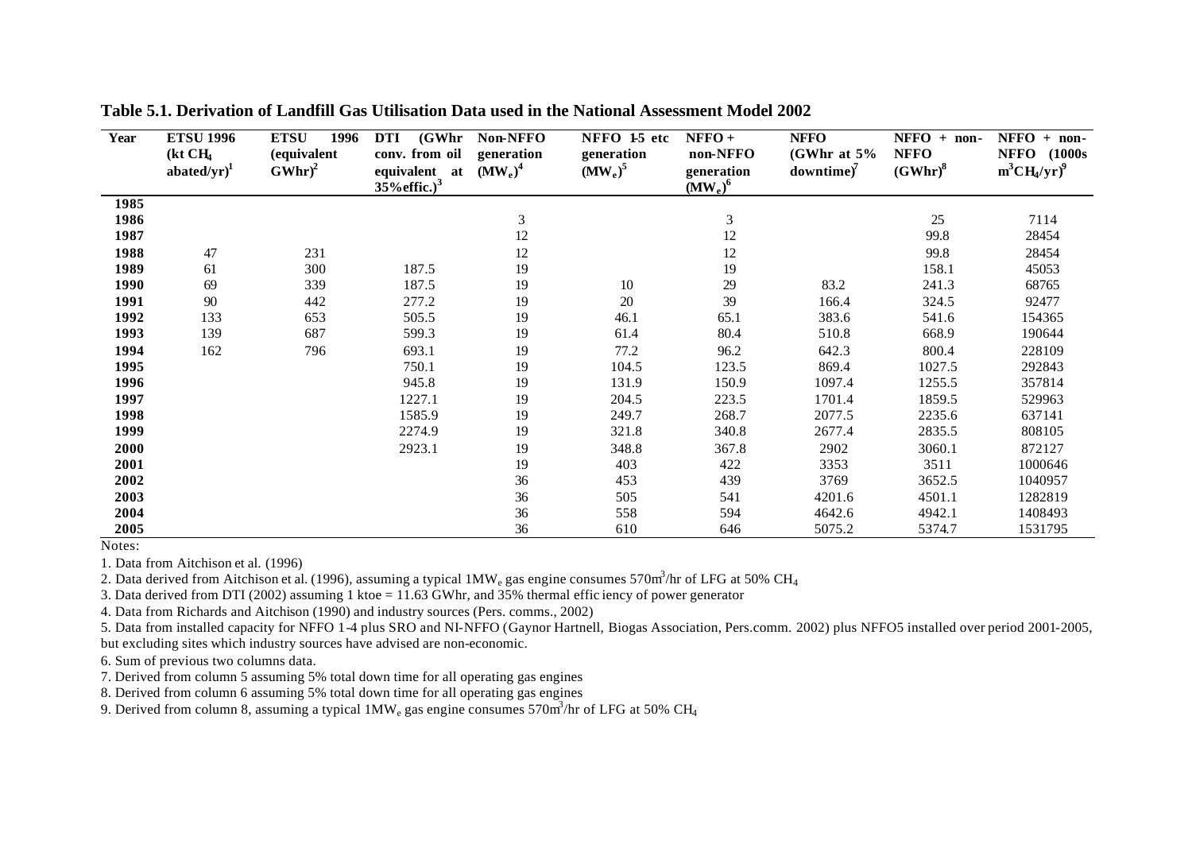**Table 5.1. Derivation of Landfill Gas Utilisation Data used in the National Assessment Model 2002**

| Year | ETSU 1996 (kt $CH_4$ abated/yr)[1] | ETSU 1996 (equivalent GWhr)[2] | DTI (GWhr conv. from oil equivalent at 35%effic.)[3] | Non-NFFO generation ($MW_e$)[4] | NFFO 1-5 etc generation ($MW_e$)[5] | NFFO + non-NFFO generation ($MW_e$)[6] | NFFO (GWhr at 5% downtime)[7] | NFFO + non-NFFO (GWhr)[8] | NFFO + non-NFFO (1000s $m^3CH_4$/yr)[9] |
|---|---|---|---|---|---|---|---|---|---|
| 1985 | | | | | | | | | |
| 1986 | | | | 3 | | 3 | | 25 | 7114 |
| 1987 | | | | 12 | | 12 | | 99.8 | 28454 |
| 1988 | 47 | 231 | | 12 | | 12 | | 99.8 | 28454 |
| 1989 | 61 | 300 | 187.5 | 19 | | 19 | | 158.1 | 45053 |
| 1990 | 69 | 339 | 187.5 | 19 | 10 | 29 | 83.2 | 241.3 | 68765 |
| 1991 | 90 | 442 | 277.2 | 19 | 20 | 39 | 166.4 | 324.5 | 92477 |
| 1992 | 133 | 653 | 505.5 | 19 | 46.1 | 65.1 | 383.6 | 541.6 | 154365 |
| 1993 | 139 | 687 | 599.3 | 19 | 61.4 | 80.4 | 510.8 | 668.9 | 190644 |
| 1994 | 162 | 796 | 693.1 | 19 | 77.2 | 96.2 | 642.3 | 800.4 | 228109 |
| 1995 | | | 750.1 | 19 | 104.5 | 123.5 | 869.4 | 1027.5 | 292843 |
| 1996 | | | 945.8 | 19 | 131.9 | 150.9 | 1097.4 | 1255.5 | 357814 |
| 1997 | | | 1227.1 | 19 | 204.5 | 223.5 | 1701.4 | 1859.5 | 529963 |
| 1998 | | | 1585.9 | 19 | 249.7 | 268.7 | 2077.5 | 2235.6 | 637141 |
| 1999 | | | 2274.9 | 19 | 321.8 | 340.8 | 2677.4 | 2835.5 | 808105 |
| 2000 | | | 2923.1 | 19 | 348.8 | 367.8 | 2902 | 3060.1 | 872127 |
| 2001 | | | | 19 | 403 | 422 | 3353 | 3511 | 1000646 |
| 2002 | | | | 36 | 453 | 439 | 3769 | 3652.5 | 1040957 |
| 2003 | | | | 36 | 505 | 541 | 4201.6 | 4501.1 | 1282819 |
| 2004 | | | | 36 | 558 | 594 | 4642.6 | 4942.1 | 1408493 |
| 2005 | | | | 36 | 610 | 646 | 5075.2 | 5374.7 | 1531795 |

Notes:

1. Data from Aitchison et al. (1996)
2. Data derived from Aitchison et al. (1996), assuming a typical 1$MW_e$ gas engine consumes 570$m^3$/hr of LFG at 50% $CH_4$
3. Data derived from DTI (2002) assuming 1 ktoe = 11.63 GWhr, and 35% thermal efficiency of power generator
4. Data from Richards and Aitchison (1990) and industry sources (Pers. comms., 2002)
5. Data from installed capacity for NFFO 1-4 plus SRO and NI-NFFO (Gaynor Hartnell, Biogas Association, Pers.comm. 2002) plus NFFO5 installed over period 2001-2005, but excluding sites which industry sources have advised are non-economic.
6. Sum of previous two columns data.
7. Derived from column 5 assuming 5% total down time for all operating gas engines
8. Derived from column 6 assuming 5% total down time for all operating gas engines
9. Derived from column 8, assuming a typical 1$MW_e$ gas engine consumes 570$m^3$/hr of LFG at 50% $CH_4$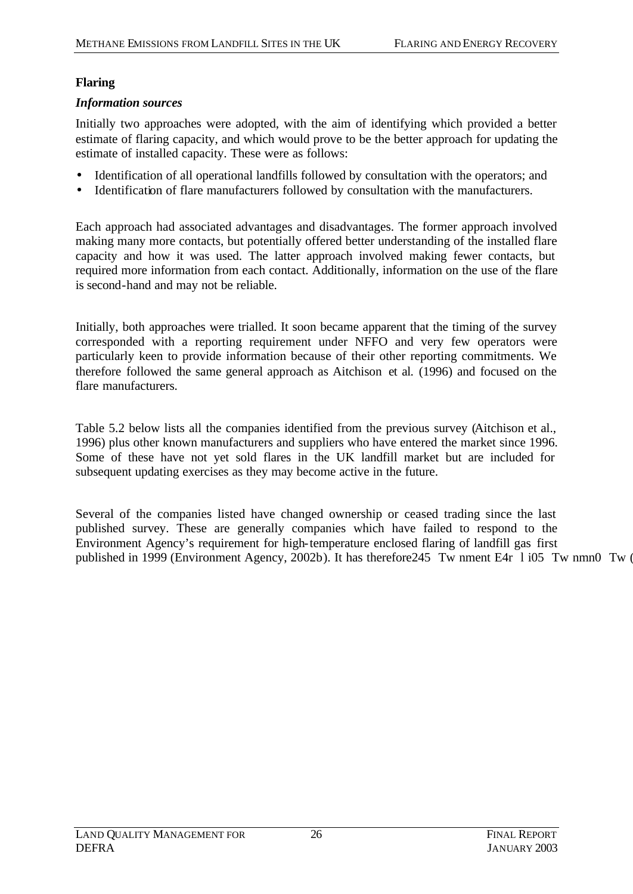**Flaring**

***Information sources***

Initially two approaches were adopted, with the aim of identifying which provided a better estimate of flaring capacity, and which would prove to be the better approach for updating the estimate of installed capacity. These were as follows:

- Identification of all operational landfills followed by consultation with the operators; and
- Identification of flare manufacturers followed by consultation with the manufacturers.

Each approach had associated advantages and disadvantages. The former approach involved making many more contacts, but potentially offered better understanding of the installed flare capacity and how it was used. The latter approach involved making fewer contacts, but required more information from each contact. Additionally, information on the use of the flare is second-hand and may not be reliable.

Initially, both approaches were trialled. It soon became apparent that the timing of the survey corresponded with a reporting requirement under NFFO and very few operators were particularly keen to provide information because of their other reporting commitments. We therefore followed the same general approach as Aitchison et al. (1996) and focused on the flare manufacturers.

Table 5.2 below lists all the companies identified from the previous survey (Aitchison et al., 1996) plus other known manufacturers and suppliers who have entered the market since 1996. Some of these have not yet sold flares in the UK landfill market but are included for subsequent updating exercises as they may become active in the future.

Several of the companies listed have changed ownership or ceased trading since the last published survey. These are generally companies which have failed to respond to the Environment Agency's requirement for high-temperature enclosed flaring of landfill gas first published in 1999 (Environment Agency, 2002b). It has therefore245 Tw nment E4r l i05 Tw nmn0 Tw (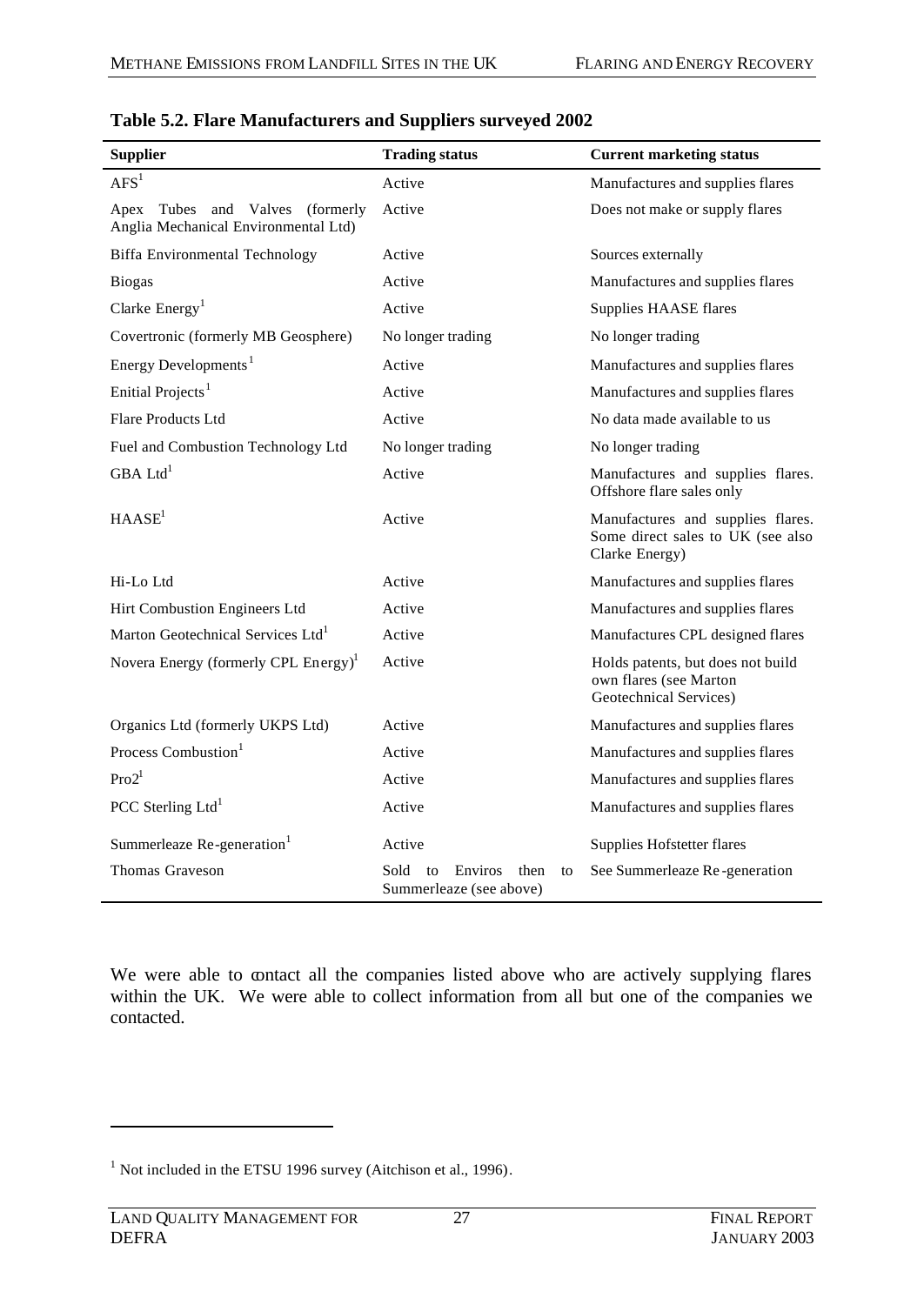**Table 5.2. Flare Manufacturers and Suppliers surveyed 2002**

| Supplier | Trading status | Current marketing status |
|---|---|---|
| AFS[1] | Active | Manufactures and supplies flares |
| Apex Tubes and Valves (formerly Anglia Mechanical Environmental Ltd) | Active | Does not make or supply flares |
| Biffa Environmental Technology | Active | Sources externally |
| Biogas | Active | Manufactures and supplies flares |
| Clarke Energy[1] | Active | Supplies HAASE flares |
| Covertronic (formerly MB Geosphere) | No longer trading | No longer trading |
| Energy Developments[1] | Active | Manufactures and supplies flares |
| Enitial Projects[1] | Active | Manufactures and supplies flares |
| Flare Products Ltd | Active | No data made available to us |
| Fuel and Combustion Technology Ltd | No longer trading | No longer trading |
| GBA Ltd[1] | Active | Manufactures and supplies flares. Offshore flare sales only |
| HAASE[1] | Active | Manufactures and supplies flares. Some direct sales to UK (see also Clarke Energy) |
| Hi-Lo Ltd | Active | Manufactures and supplies flares |
| Hirt Combustion Engineers Ltd | Active | Manufactures and supplies flares |
| Marton Geotechnical Services Ltd[1] | Active | Manufactures CPL designed flares |
| Novera Energy (formerly CPL Energy)[1] | Active | Holds patents, but does not build own flares (see Marton Geotechnical Services) |
| Organics Ltd (formerly UKPS Ltd) | Active | Manufactures and supplies flares |
| Process Combustion[1] | Active | Manufactures and supplies flares |
| Pro2[1] | Active | Manufactures and supplies flares |
| PCC Sterling Ltd[1] | Active | Manufactures and supplies flares |
| Summerleaze Re-generation[1] | Active | Supplies Hofstetter flares |
| Thomas Graveson | Sold to Enviros then to Summerleaze (see above) | See Summerleaze Re-generation |

We were able to contact all the companies listed above who are actively supplying flares within the UK. We were able to collect information from all but one of the companies we contacted.

[1] Not included in the ETSU 1996 survey (Aitchison et al., 1996).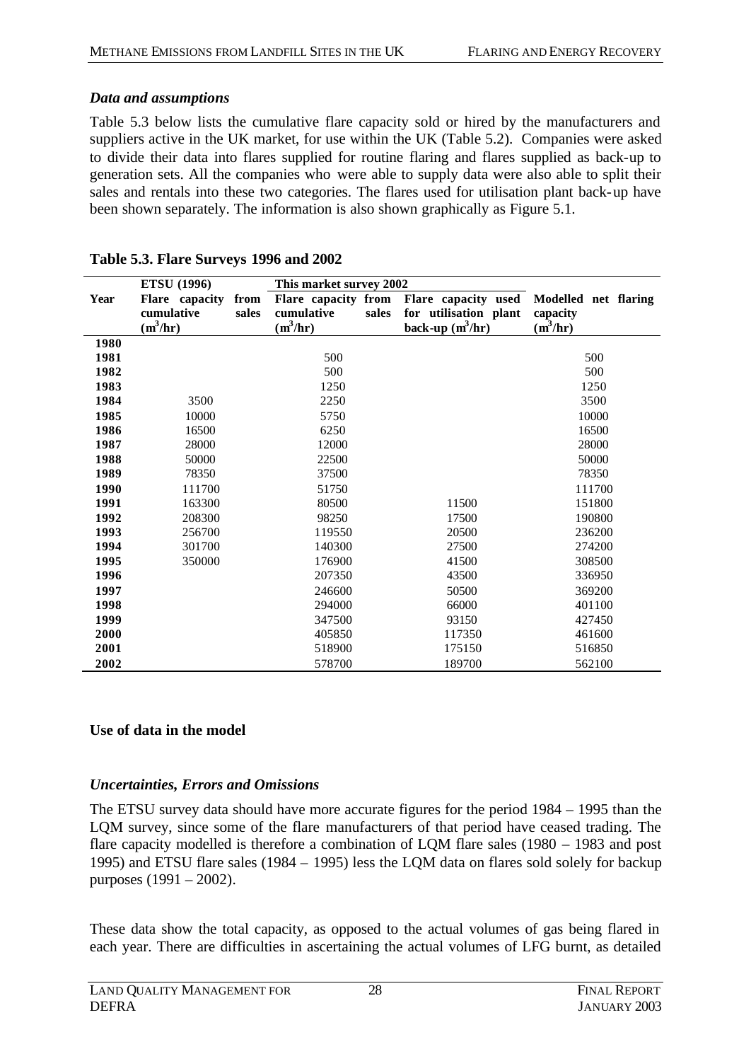### *Data and assumptions*

Table 5.3 below lists the cumulative flare capacity sold or hired by the manufacturers and suppliers active in the UK market, for use within the UK (Table 5.2). Companies were asked to divide their data into flares supplied for routine flaring and flares supplied as back-up to generation sets. All the companies who were able to supply data were also able to split their sales and rentals into these two categories. The flares used for utilisation plant back-up have been shown separately. The information is also shown graphically as Figure 5.1.

**Table 5.3. Flare Surveys 1996 and 2002**

| | ETSU (1996) | This market survey 2002 | | |
|---|---|---|---|---|
| **Year** | **Flare capacity from cumulative sales ($m^3$/hr)** | **Flare capacity from cumulative sales ($m^3$/hr)** | **Flare capacity used for utilisation plant back-up ($m^3$/hr)** | **Modelled net flaring capacity ($m^3$/hr)** |
| **1980** | | | | |
| **1981** | | 500 | | 500 |
| **1982** | | 500 | | 500 |
| **1983** | | 1250 | | 1250 |
| **1984** | 3500 | 2250 | | 3500 |
| **1985** | 10000 | 5750 | | 10000 |
| **1986** | 16500 | 6250 | | 16500 |
| **1987** | 28000 | 12000 | | 28000 |
| **1988** | 50000 | 22500 | | 50000 |
| **1989** | 78350 | 37500 | | 78350 |
| **1990** | 111700 | 51750 | | 111700 |
| **1991** | 163300 | 80500 | 11500 | 151800 |
| **1992** | 208300 | 98250 | 17500 | 190800 |
| **1993** | 256700 | 119550 | 20500 | 236200 |
| **1994** | 301700 | 140300 | 27500 | 274200 |
| **1995** | 350000 | 176900 | 41500 | 308500 |
| **1996** | | 207350 | 43500 | 336950 |
| **1997** | | 246600 | 50500 | 369200 |
| **1998** | | 294000 | 66000 | 401100 |
| **1999** | | 347500 | 93150 | 427450 |
| **2000** | | 405850 | 117350 | 461600 |
| **2001** | | 518900 | 175150 | 516850 |
| **2002** | | 578700 | 189700 | 562100 |

**Use of data in the model**

### *Uncertainties, Errors and Omissions*

The ETSU survey data should have more accurate figures for the period 1984 – 1995 than the LQM survey, since some of the flare manufacturers of that period have ceased trading. The flare capacity modelled is therefore a combination of LQM flare sales (1980 – 1983 and post 1995) and ETSU flare sales (1984 – 1995) less the LQM data on flares sold solely for backup purposes (1991 – 2002).

These data show the total capacity, as opposed to the actual volumes of gas being flared in each year. There are difficulties in ascertaining the actual volumes of LFG burnt, as detailed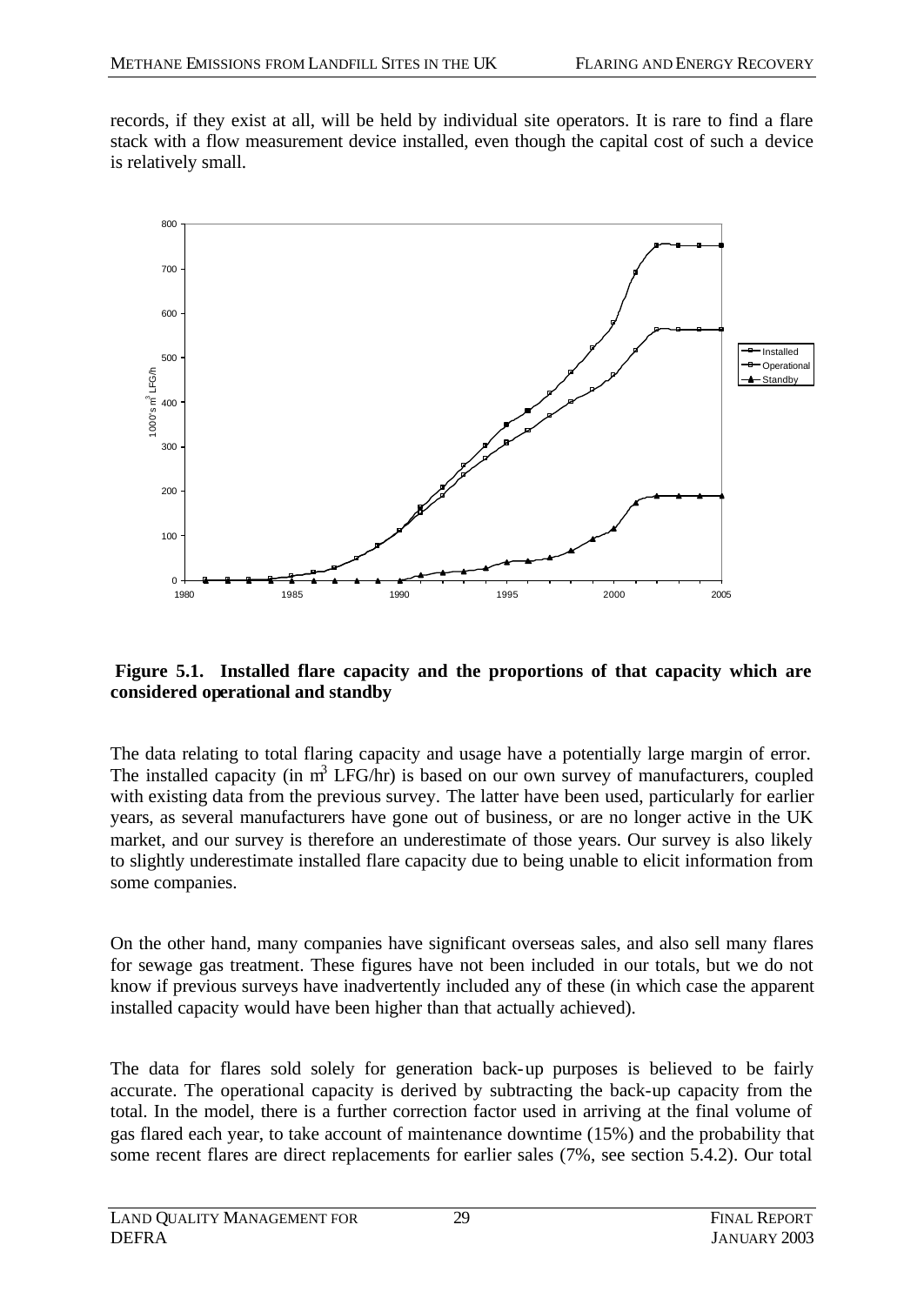records, if they exist at all, will be held by individual site operators. It is rare to find a flare stack with a flow measurement device installed, even though the capital cost of such a device is relatively small.

**Figure 5.1. Installed flare capacity and the proportions of that capacity which are considered operational and standby**

The data relating to total flaring capacity and usage have a potentially large margin of error. The installed capacity (in $m^3$ LFG/hr) is based on our own survey of manufacturers, coupled with existing data from the previous survey. The latter have been used, particularly for earlier years, as several manufacturers have gone out of business, or are no longer active in the UK market, and our survey is therefore an underestimate of those years. Our survey is also likely to slightly underestimate installed flare capacity due to being unable to elicit information from some companies.

On the other hand, many companies have significant overseas sales, and also sell many flares for sewage gas treatment. These figures have not been included in our totals, but we do not know if previous surveys have inadvertently included any of these (in which case the apparent installed capacity would have been higher than that actually achieved).

The data for flares sold solely for generation back-up purposes is believed to be fairly accurate. The operational capacity is derived by subtracting the back-up capacity from the total. In the model, there is a further correction factor used in arriving at the final volume of gas flared each year, to take account of maintenance downtime (15%) and the probability that some recent flares are direct replacements for earlier sales (7%, see section 5.4.2). Our total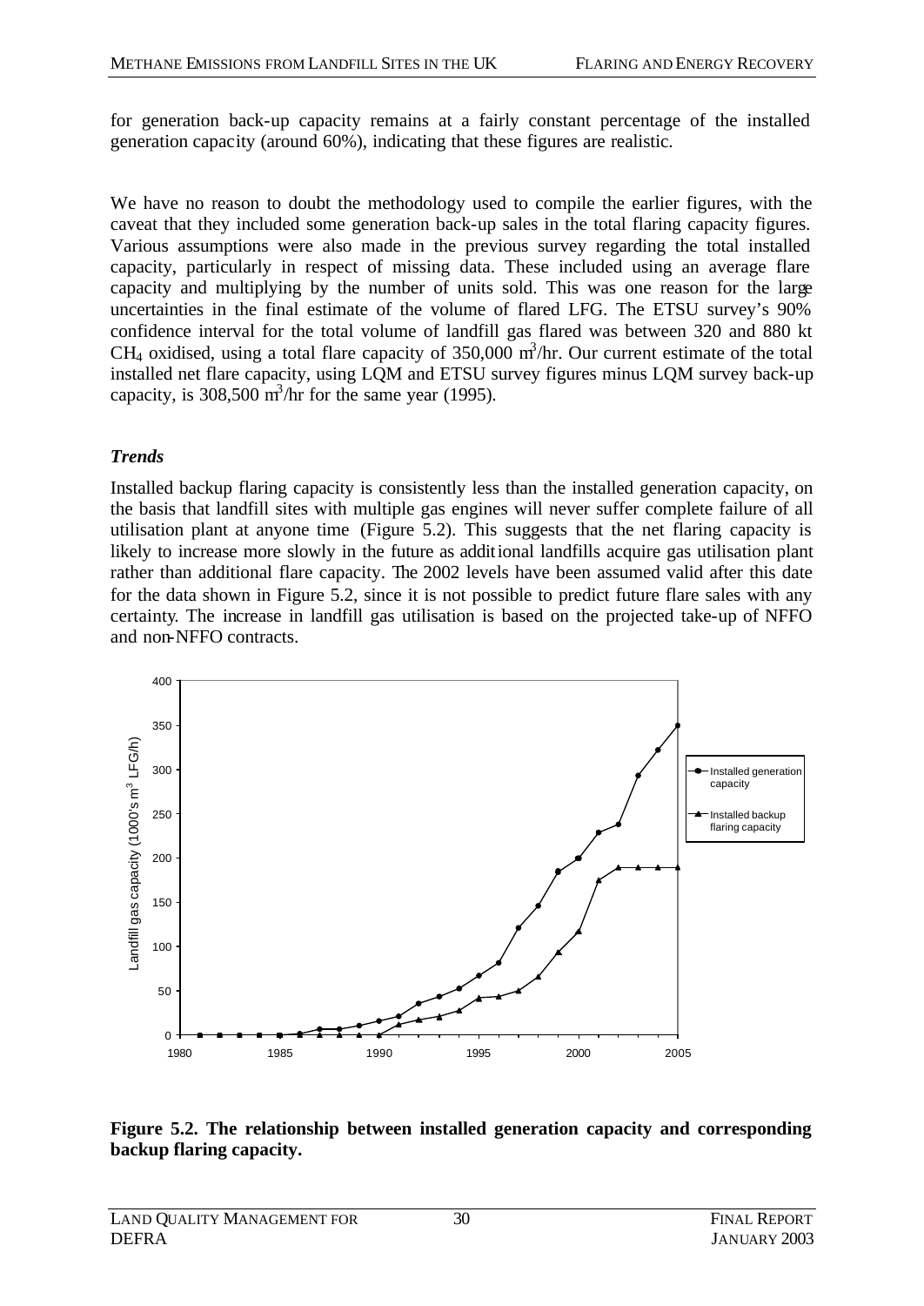for generation back-up capacity remains at a fairly constant percentage of the installed generation capacity (around 60%), indicating that these figures are realistic.

We have no reason to doubt the methodology used to compile the earlier figures, with the caveat that they included some generation back-up sales in the total flaring capacity figures. Various assumptions were also made in the previous survey regarding the total installed capacity, particularly in respect of missing data. These included using an average flare capacity and multiplying by the number of units sold. This was one reason for the large uncertainties in the final estimate of the volume of flared LFG. The ETSU survey's 90% confidence interval for the total volume of landfill gas flared was between 320 and 880 kt $CH_4$ oxidised, using a total flare capacity of 350,000 $m^3$/hr. Our current estimate of the total installed net flare capacity, using LQM and ETSU survey figures minus LQM survey back-up capacity, is 308,500 $m^3$/hr for the same year (1995).

### *Trends*

Installed backup flaring capacity is consistently less than the installed generation capacity, on the basis that landfill sites with multiple gas engines will never suffer complete failure of all utilisation plant at anyone time (Figure 5.2). This suggests that the net flaring capacity is likely to increase more slowly in the future as additional landfills acquire gas utilisation plant rather than additional flare capacity. The 2002 levels have been assumed valid after this date for the data shown in Figure 5.2, since it is not possible to predict future flare sales with any certainty. The increase in landfill gas utilisation is based on the projected take-up of NFFO and non-NFFO contracts.

**Figure 5.2. The relationship between installed generation capacity and corresponding backup flaring capacity.**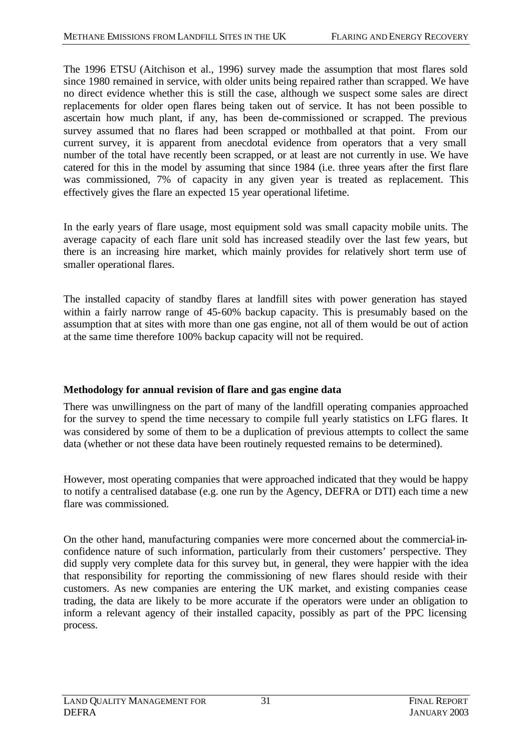The 1996 ETSU (Aitchison et al., 1996) survey made the assumption that most flares sold since 1980 remained in service, with older units being repaired rather than scrapped. We have no direct evidence whether this is still the case, although we suspect some sales are direct replacements for older open flares being taken out of service. It has not been possible to ascertain how much plant, if any, has been de-commissioned or scrapped. The previous survey assumed that no flares had been scrapped or mothballed at that point. From our current survey, it is apparent from anecdotal evidence from operators that a very small number of the total have recently been scrapped, or at least are not currently in use. We have catered for this in the model by assuming that since 1984 (i.e. three years after the first flare was commissioned, 7% of capacity in any given year is treated as replacement. This effectively gives the flare an expected 15 year operational lifetime.

In the early years of flare usage, most equipment sold was small capacity mobile units. The average capacity of each flare unit sold has increased steadily over the last few years, but there is an increasing hire market, which mainly provides for relatively short term use of smaller operational flares.

The installed capacity of standby flares at landfill sites with power generation has stayed within a fairly narrow range of 45-60% backup capacity. This is presumably based on the assumption that at sites with more than one gas engine, not all of them would be out of action at the same time therefore 100% backup capacity will not be required.

**Methodology for annual revision of flare and gas engine data**

There was unwillingness on the part of many of the landfill operating companies approached for the survey to spend the time necessary to compile full yearly statistics on LFG flares. It was considered by some of them to be a duplication of previous attempts to collect the same data (whether or not these data have been routinely requested remains to be determined).

However, most operating companies that were approached indicated that they would be happy to notify a centralised database (e.g. one run by the Agency, DEFRA or DTI) each time a new flare was commissioned.

On the other hand, manufacturing companies were more concerned about the commercial-in-confidence nature of such information, particularly from their customers' perspective. They did supply very complete data for this survey but, in general, they were happier with the idea that responsibility for reporting the commissioning of new flares should reside with their customers. As new companies are entering the UK market, and existing companies cease trading, the data are likely to be more accurate if the operators were under an obligation to inform a relevant agency of their installed capacity, possibly as part of the PPC licensing process.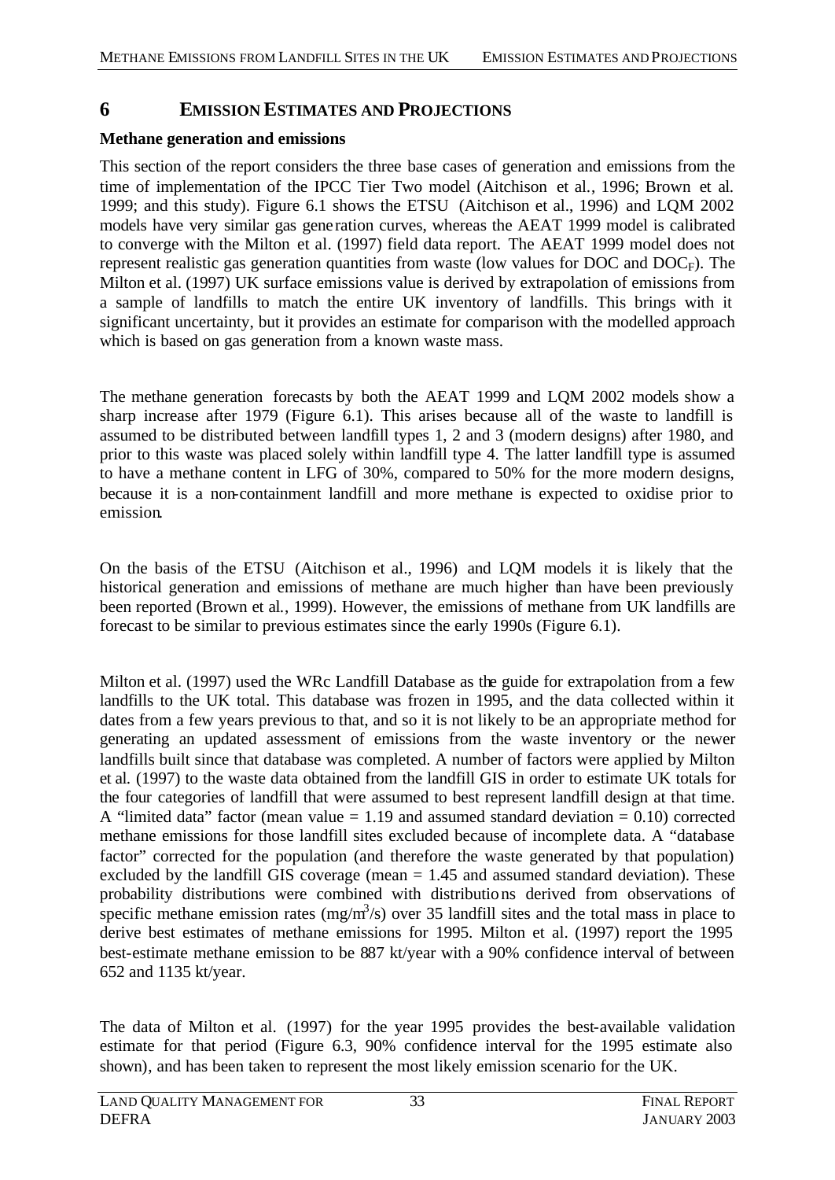# 6 EMISSION ESTIMATES AND PROJECTIONS

**Methane generation and emissions**

This section of the report considers the three base cases of generation and emissions from the time of implementation of the IPCC Tier Two model (Aitchison et al., 1996; Brown et al. 1999; and this study). Figure 6.1 shows the ETSU (Aitchison et al., 1996) and LQM 2002 models have very similar gas generation curves, whereas the AEAT 1999 model is calibrated to converge with the Milton et al. (1997) field data report. The AEAT 1999 model does not represent realistic gas generation quantities from waste (low values for DOC and $DOC_F$). The Milton et al. (1997) UK surface emissions value is derived by extrapolation of emissions from a sample of landfills to match the entire UK inventory of landfills. This brings with it significant uncertainty, but it provides an estimate for comparison with the modelled approach which is based on gas generation from a known waste mass.

The methane generation forecasts by both the AEAT 1999 and LQM 2002 models show a sharp increase after 1979 (Figure 6.1). This arises because all of the waste to landfill is assumed to be distributed between landfill types 1, 2 and 3 (modern designs) after 1980, and prior to this waste was placed solely within landfill type 4. The latter landfill type is assumed to have a methane content in LFG of 30%, compared to 50% for the more modern designs, because it is a non-containment landfill and more methane is expected to oxidise prior to emission.

On the basis of the ETSU (Aitchison et al., 1996) and LQM models it is likely that the historical generation and emissions of methane are much higher than have been previously been reported (Brown et al., 1999). However, the emissions of methane from UK landfills are forecast to be similar to previous estimates since the early 1990s (Figure 6.1).

Milton et al. (1997) used the WRc Landfill Database as the guide for extrapolation from a few landfills to the UK total. This database was frozen in 1995, and the data collected within it dates from a few years previous to that, and so it is not likely to be an appropriate method for generating an updated assessment of emissions from the waste inventory or the newer landfills built since that database was completed. A number of factors were applied by Milton et al. (1997) to the waste data obtained from the landfill GIS in order to estimate UK totals for the four categories of landfill that were assumed to best represent landfill design at that time. A "limited data" factor (mean value = 1.19 and assumed standard deviation = 0.10) corrected methane emissions for those landfill sites excluded because of incomplete data. A "database factor" corrected for the population (and therefore the waste generated by that population) excluded by the landfill GIS coverage (mean = 1.45 and assumed standard deviation). These probability distributions were combined with distributions derived from observations of specific methane emission rates ($mg/m^3/s$) over 35 landfill sites and the total mass in place to derive best estimates of methane emissions for 1995. Milton et al. (1997) report the 1995 best-estimate methane emission to be 887 kt/year with a 90% confidence interval of between 652 and 1135 kt/year.

The data of Milton et al. (1997) for the year 1995 provides the best-available validation estimate for that period (Figure 6.3, 90% confidence interval for the 1995 estimate also shown), and has been taken to represent the most likely emission scenario for the UK.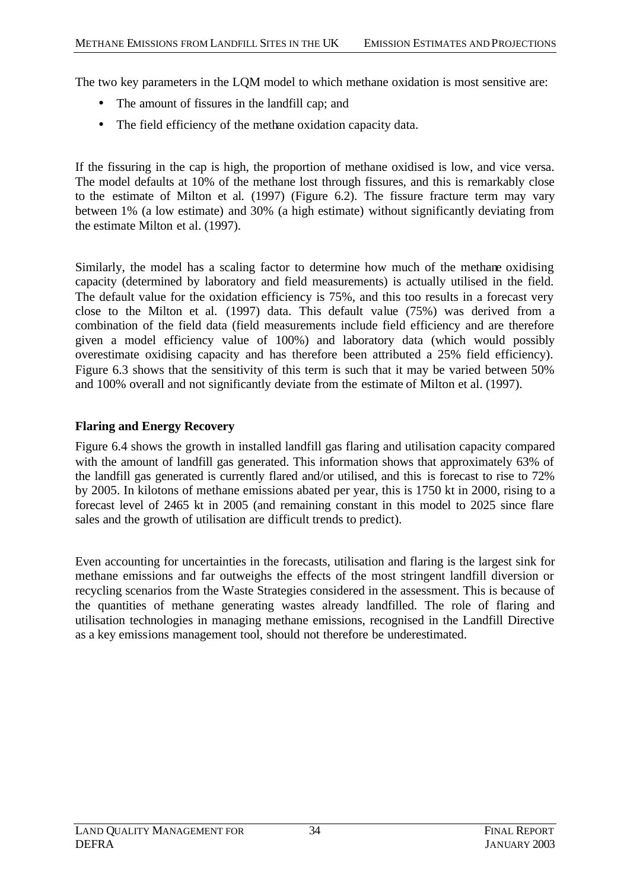The two key parameters in the LQM model to which methane oxidation is most sensitive are:

- The amount of fissures in the landfill cap; and
- The field efficiency of the methane oxidation capacity data.

If the fissuring in the cap is high, the proportion of methane oxidised is low, and vice versa. The model defaults at 10% of the methane lost through fissures, and this is remarkably close to the estimate of Milton et al. (1997) (Figure 6.2). The fissure fracture term may vary between 1% (a low estimate) and 30% (a high estimate) without significantly deviating from the estimate Milton et al. (1997).

Similarly, the model has a scaling factor to determine how much of the methane oxidising capacity (determined by laboratory and field measurements) is actually utilised in the field. The default value for the oxidation efficiency is 75%, and this too results in a forecast very close to the Milton et al. (1997) data. This default value (75%) was derived from a combination of the field data (field measurements include field efficiency and are therefore given a model efficiency value of 100%) and laboratory data (which would possibly overestimate oxidising capacity and has therefore been attributed a 25% field efficiency). Figure 6.3 shows that the sensitivity of this term is such that it may be varied between 50% and 100% overall and not significantly deviate from the estimate of Milton et al. (1997).

**Flaring and Energy Recovery**

Figure 6.4 shows the growth in installed landfill gas flaring and utilisation capacity compared with the amount of landfill gas generated. This information shows that approximately 63% of the landfill gas generated is currently flared and/or utilised, and this is forecast to rise to 72% by 2005. In kilotons of methane emissions abated per year, this is 1750 kt in 2000, rising to a forecast level of 2465 kt in 2005 (and remaining constant in this model to 2025 since flare sales and the growth of utilisation are difficult trends to predict).

Even accounting for uncertainties in the forecasts, utilisation and flaring is the largest sink for methane emissions and far outweighs the effects of the most stringent landfill diversion or recycling scenarios from the Waste Strategies considered in the assessment. This is because of the quantities of methane generating wastes already landfilled. The role of flaring and utilisation technologies in managing methane emissions, recognised in the Landfill Directive as a key emissions management tool, should not therefore be underestimated.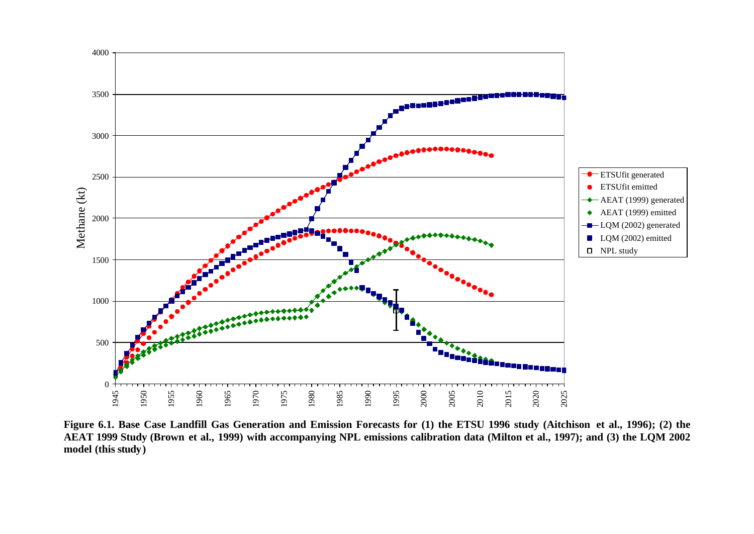**Figure 6.1. Base Case Landfill Gas Generation and Emission Forecasts for (1) the ETSU 1996 study (Aitchison et al., 1996); (2) the AEAT 1999 Study (Brown et al., 1999) with accompanying NPL emissions calibration data (Milton et al., 1997); and (3) the LQM 2002 model (this study)**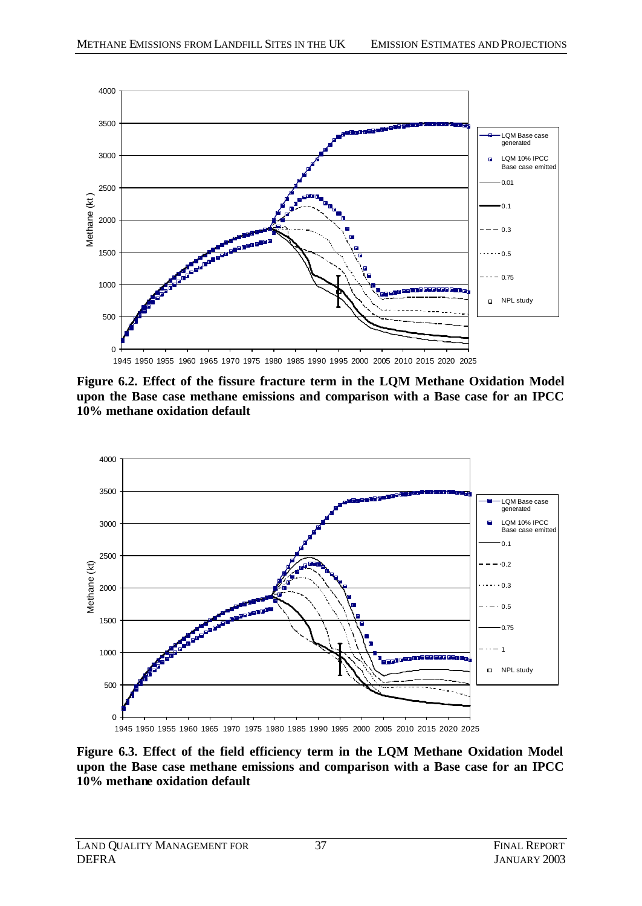**Figure 6.2. Effect of the fissure fracture term in the LQM Methane Oxidation Model upon the Base case methane emissions and comparison with a Base case for an IPCC 10% methane oxidation default**

**Figure 6.3. Effect of the field efficiency term in the LQM Methane Oxidation Model upon the Base case methane emissions and comparison with a Base case for an IPCC 10% methane oxidation default**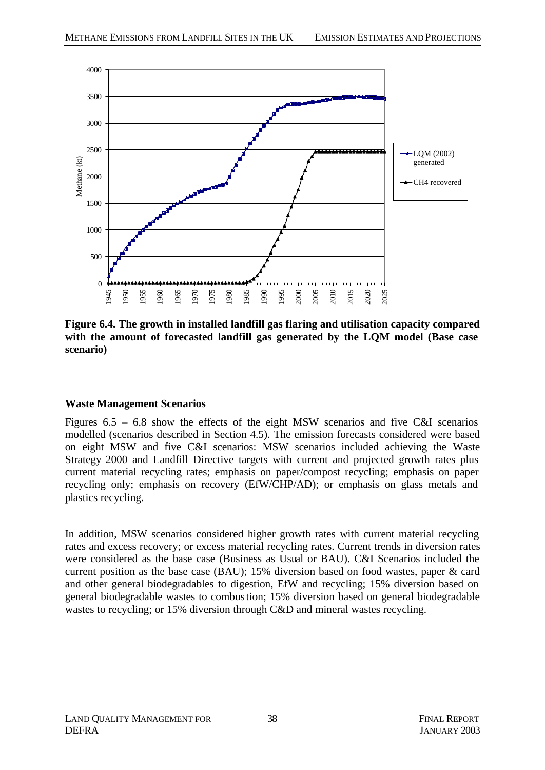**Figure 6.4. The growth in installed landfill gas flaring and utilisation capacity compared with the amount of forecasted landfill gas generated by the LQM model (Base case scenario)**

### Waste Management Scenarios

Figures 6.5 – 6.8 show the effects of the eight MSW scenarios and five C&I scenarios modelled (scenarios described in Section 4.5). The emission forecasts considered were based on eight MSW and five C&I scenarios: MSW scenarios included achieving the Waste Strategy 2000 and Landfill Directive targets with current and projected growth rates plus current material recycling rates; emphasis on paper/compost recycling; emphasis on paper recycling only; emphasis on recovery (EfW/CHP/AD); or emphasis on glass metals and plastics recycling.

In addition, MSW scenarios considered higher growth rates with current material recycling rates and excess recovery; or excess material recycling rates. Current trends in diversion rates were considered as the base case (Business as Usual or BAU). C&I Scenarios included the current position as the base case (BAU); 15% diversion based on food wastes, paper & card and other general biodegradables to digestion, EfW and recycling; 15% diversion based on general biodegradable wastes to combustion; 15% diversion based on general biodegradable wastes to recycling; or 15% diversion through C&D and mineral wastes recycling.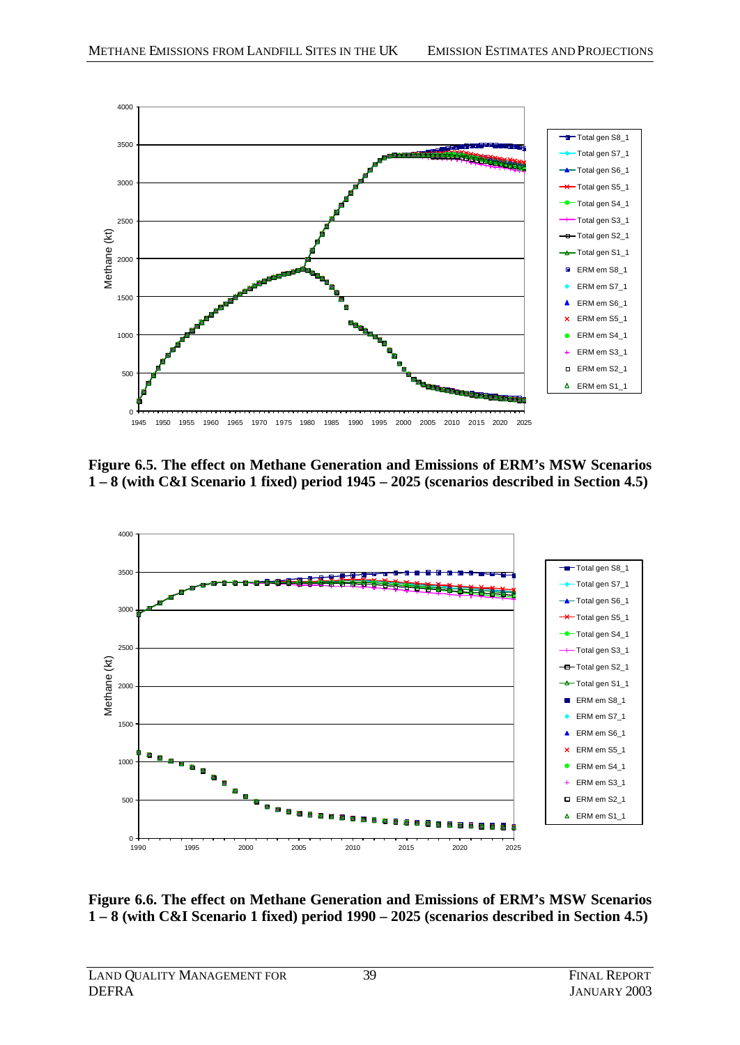**Figure 6.5. The effect on Methane Generation and Emissions of ERM's MSW Scenarios 1 – 8 (with C&I Scenario 1 fixed) period 1945 – 2025 (scenarios described in Section 4.5)**

**Figure 6.6. The effect on Methane Generation and Emissions of ERM's MSW Scenarios 1 – 8 (with C&I Scenario 1 fixed) period 1990 – 2025 (scenarios described in Section 4.5)**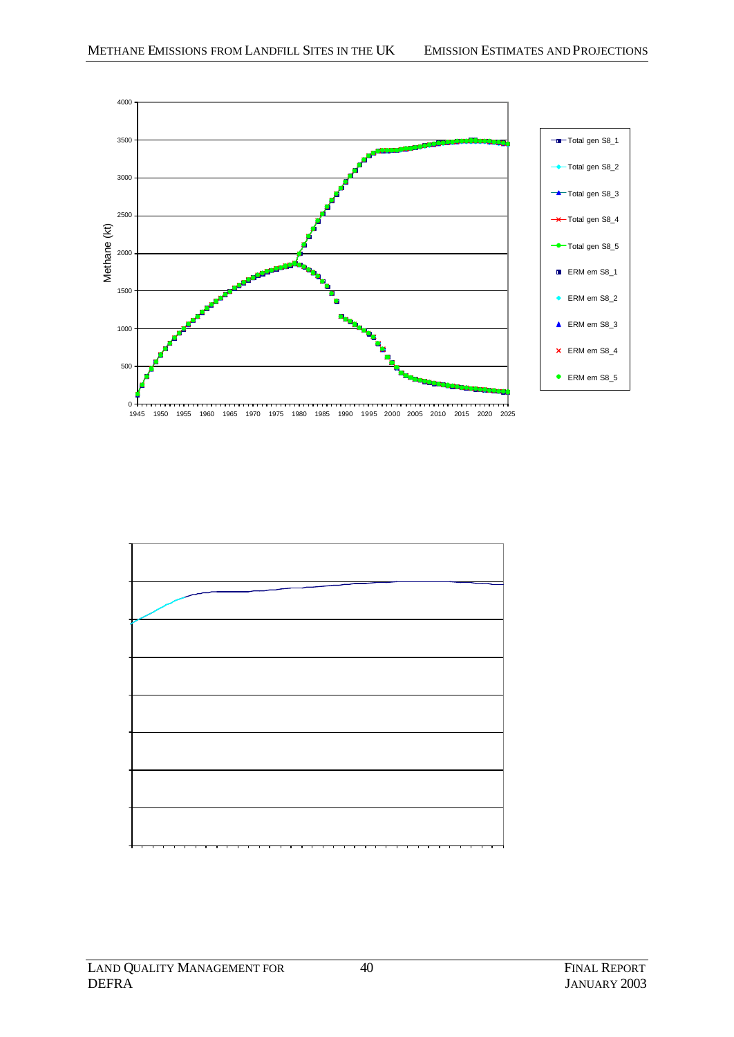Methane (kt)

4000
3500
3000
2500
2000
1500
1000
500
0

1945 1950 1955 1960 1965 1970 1975 1980 1985 1990 1995 2000 2005 2010 2015 2020 2025

- Total gen S8_1
- Total gen S8_2
- Total gen S8_3
- Total gen S8_4
- Total gen S8_5
- ERM em S8_1
- ERM em S8_2
- ERM em S8_3
- ERM em S8_4
- ERM em S8_5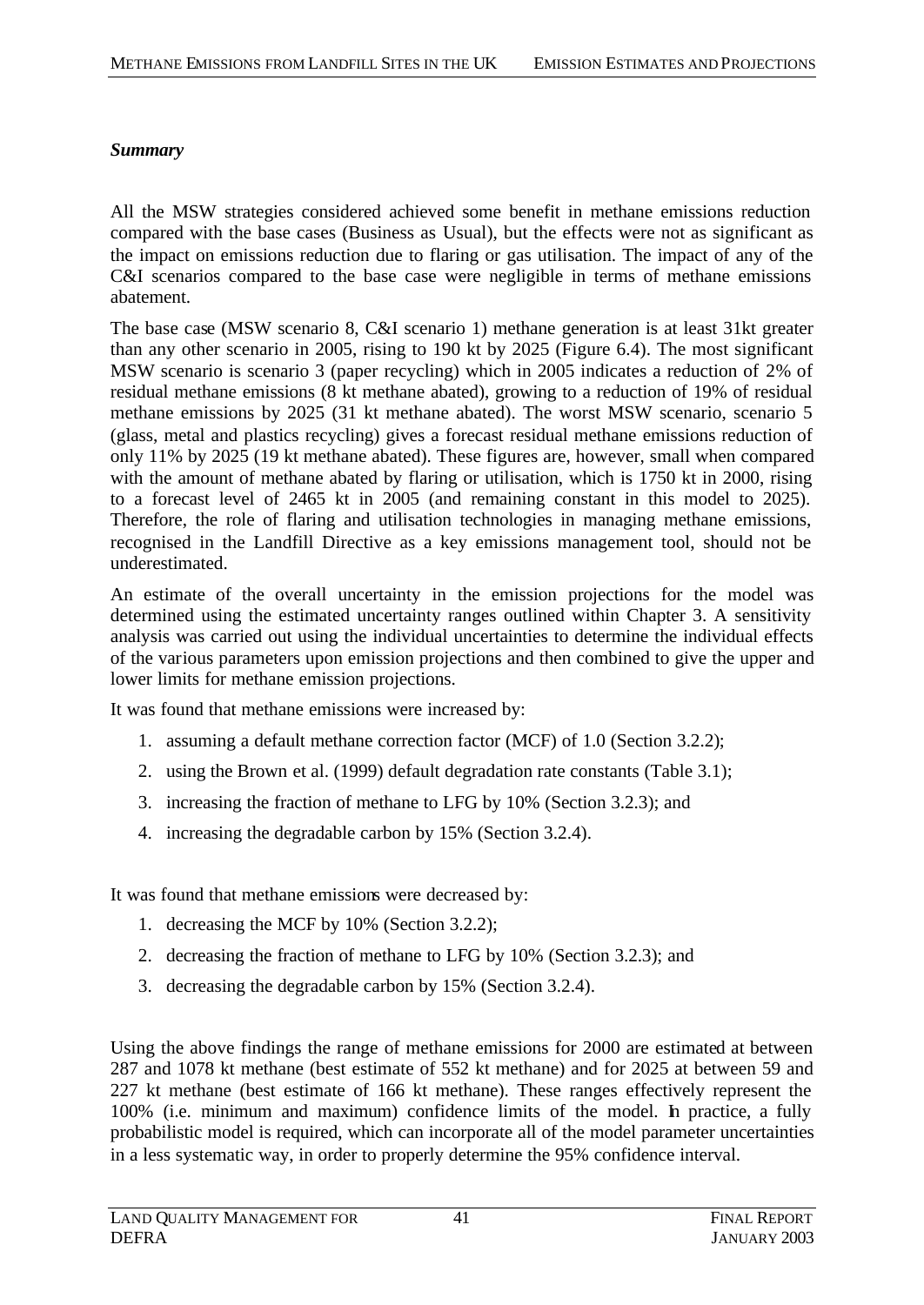### *Summary*

All the MSW strategies considered achieved some benefit in methane emissions reduction compared with the base cases (Business as Usual), but the effects were not as significant as the impact on emissions reduction due to flaring or gas utilisation. The impact of any of the C&I scenarios compared to the base case were negligible in terms of methane emissions abatement.

The base case (MSW scenario 8, C&I scenario 1) methane generation is at least 31kt greater than any other scenario in 2005, rising to 190 kt by 2025 (Figure 6.4). The most significant MSW scenario is scenario 3 (paper recycling) which in 2005 indicates a reduction of 2% of residual methane emissions (8 kt methane abated), growing to a reduction of 19% of residual methane emissions by 2025 (31 kt methane abated). The worst MSW scenario, scenario 5 (glass, metal and plastics recycling) gives a forecast residual methane emissions reduction of only 11% by 2025 (19 kt methane abated). These figures are, however, small when compared with the amount of methane abated by flaring or utilisation, which is 1750 kt in 2000, rising to a forecast level of 2465 kt in 2005 (and remaining constant in this model to 2025). Therefore, the role of flaring and utilisation technologies in managing methane emissions, recognised in the Landfill Directive as a key emissions management tool, should not be underestimated.

An estimate of the overall uncertainty in the emission projections for the model was determined using the estimated uncertainty ranges outlined within Chapter 3. A sensitivity analysis was carried out using the individual uncertainties to determine the individual effects of the various parameters upon emission projections and then combined to give the upper and lower limits for methane emission projections.

It was found that methane emissions were increased by:

1. assuming a default methane correction factor (MCF) of 1.0 (Section 3.2.2);
2. using the Brown et al. (1999) default degradation rate constants (Table 3.1);
3. increasing the fraction of methane to LFG by 10% (Section 3.2.3); and
4. increasing the degradable carbon by 15% (Section 3.2.4).

It was found that methane emissions were decreased by:

1. decreasing the MCF by 10% (Section 3.2.2);
2. decreasing the fraction of methane to LFG by 10% (Section 3.2.3); and
3. decreasing the degradable carbon by 15% (Section 3.2.4).

Using the above findings the range of methane emissions for 2000 are estimated at between 287 and 1078 kt methane (best estimate of 552 kt methane) and for 2025 at between 59 and 227 kt methane (best estimate of 166 kt methane). These ranges effectively represent the 100% (i.e. minimum and maximum) confidence limits of the model. In practice, a fully probabilistic model is required, which can incorporate all of the model parameter uncertainties in a less systematic way, in order to properly determine the 95% confidence interval.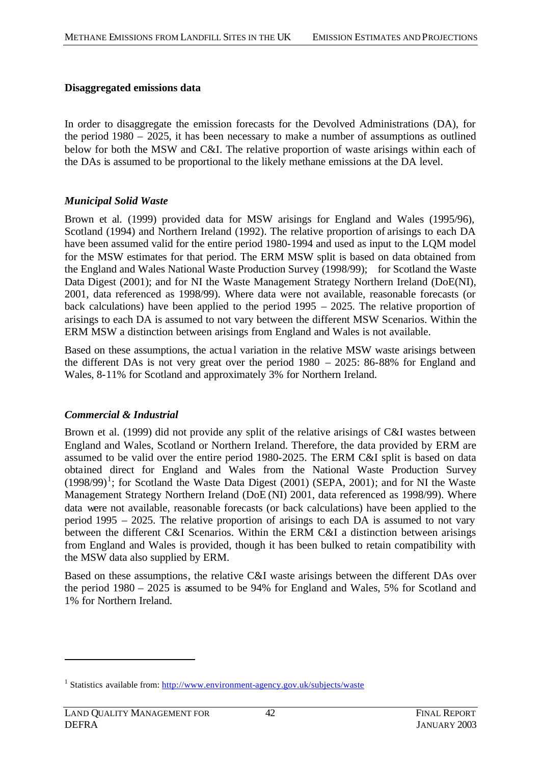**Disaggregated emissions data**

In order to disaggregate the emission forecasts for the Devolved Administrations (DA), for the period 1980 – 2025, it has been necessary to make a number of assumptions as outlined below for both the MSW and C&I. The relative proportion of waste arisings within each of the DAs is assumed to be proportional to the likely methane emissions at the DA level.

***Municipal Solid Waste***

Brown et al. (1999) provided data for MSW arisings for England and Wales (1995/96), Scotland (1994) and Northern Ireland (1992). The relative proportion of arisings to each DA have been assumed valid for the entire period 1980-1994 and used as input to the LQM model for the MSW estimates for that period. The ERM MSW split is based on data obtained from the England and Wales National Waste Production Survey (1998/99); for Scotland the Waste Data Digest (2001); and for NI the Waste Management Strategy Northern Ireland (DoE(NI), 2001, data referenced as 1998/99). Where data were not available, reasonable forecasts (or back calculations) have been applied to the period 1995 – 2025. The relative proportion of arisings to each DA is assumed to not vary between the different MSW Scenarios. Within the ERM MSW a distinction between arisings from England and Wales is not available.

Based on these assumptions, the actual variation in the relative MSW waste arisings between the different DAs is not very great over the period 1980 – 2025: 86-88% for England and Wales, 8-11% for Scotland and approximately 3% for Northern Ireland.

***Commercial & Industrial***

Brown et al. (1999) did not provide any split of the relative arisings of C&I wastes between England and Wales, Scotland or Northern Ireland. Therefore, the data provided by ERM are assumed to be valid over the entire period 1980-2025. The ERM C&I split is based on data obtained direct for England and Wales from the National Waste Production Survey (1998/99)[1]; for Scotland the Waste Data Digest (2001) (SEPA, 2001); and for NI the Waste Management Strategy Northern Ireland (DoE (NI) 2001, data referenced as 1998/99). Where data were not available, reasonable forecasts (or back calculations) have been applied to the period 1995 – 2025. The relative proportion of arisings to each DA is assumed to not vary between the different C&I Scenarios. Within the ERM C&I a distinction between arisings from England and Wales is provided, though it has been bulked to retain compatibility with the MSW data also supplied by ERM.

Based on these assumptions, the relative C&I waste arisings between the different DAs over the period 1980 – 2025 is assumed to be 94% for England and Wales, 5% for Scotland and 1% for Northern Ireland.

[1] Statistics available from: http://www.environment-agency.gov.uk/subjects/waste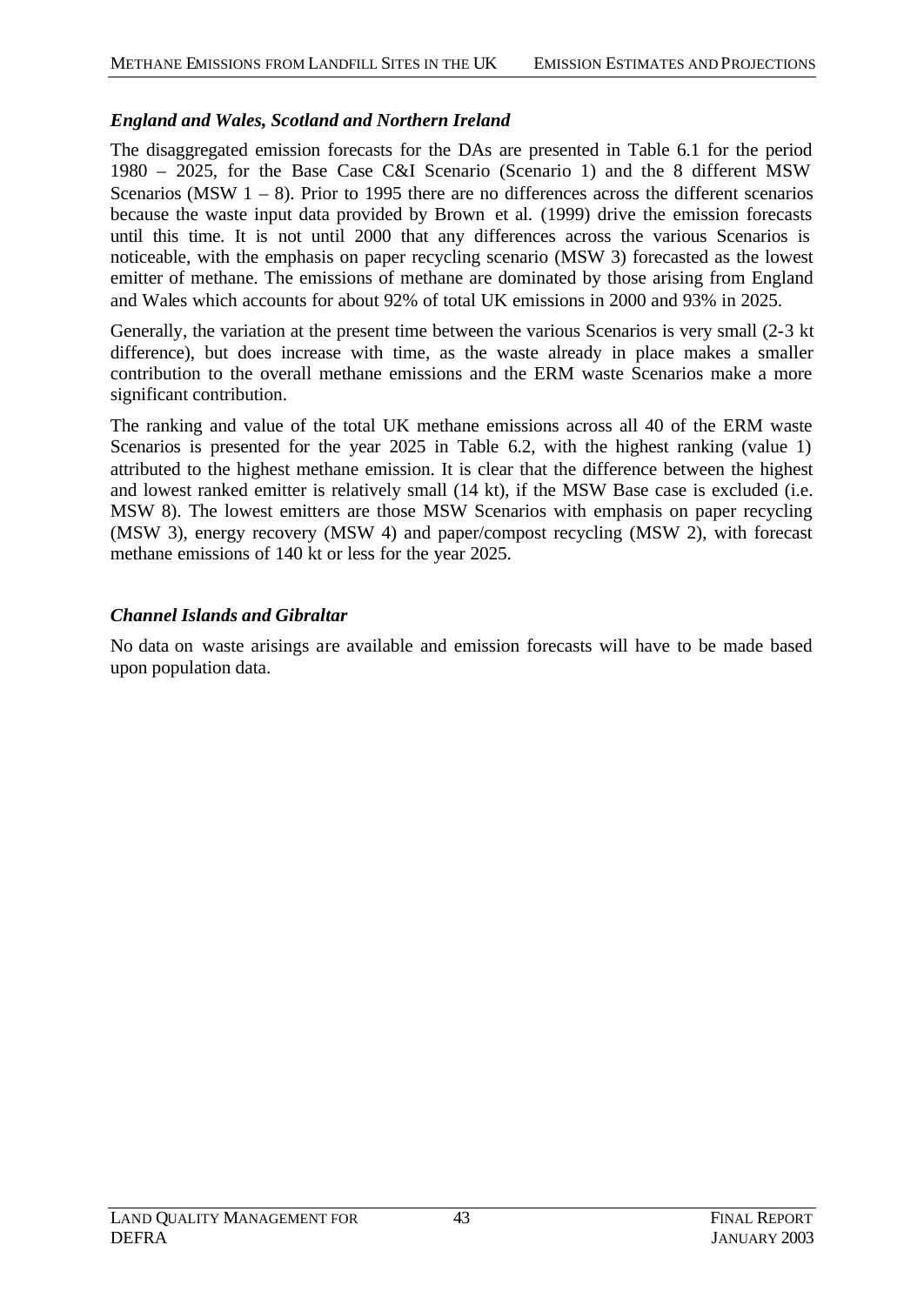### *England and Wales, Scotland and Northern Ireland*

The disaggregated emission forecasts for the DAs are presented in Table 6.1 for the period 1980 – 2025, for the Base Case C&I Scenario (Scenario 1) and the 8 different MSW Scenarios (MSW 1 – 8). Prior to 1995 there are no differences across the different scenarios because the waste input data provided by Brown et al. (1999) drive the emission forecasts until this time. It is not until 2000 that any differences across the various Scenarios is noticeable, with the emphasis on paper recycling scenario (MSW 3) forecasted as the lowest emitter of methane. The emissions of methane are dominated by those arising from England and Wales which accounts for about 92% of total UK emissions in 2000 and 93% in 2025.

Generally, the variation at the present time between the various Scenarios is very small (2-3 kt difference), but does increase with time, as the waste already in place makes a smaller contribution to the overall methane emissions and the ERM waste Scenarios make a more significant contribution.

The ranking and value of the total UK methane emissions across all 40 of the ERM waste Scenarios is presented for the year 2025 in Table 6.2, with the highest ranking (value 1) attributed to the highest methane emission. It is clear that the difference between the highest and lowest ranked emitter is relatively small (14 kt), if the MSW Base case is excluded (i.e. MSW 8). The lowest emitters are those MSW Scenarios with emphasis on paper recycling (MSW 3), energy recovery (MSW 4) and paper/compost recycling (MSW 2), with forecast methane emissions of 140 kt or less for the year 2025.

### *Channel Islands and Gibraltar*

No data on waste arisings are available and emission forecasts will have to be made based upon population data.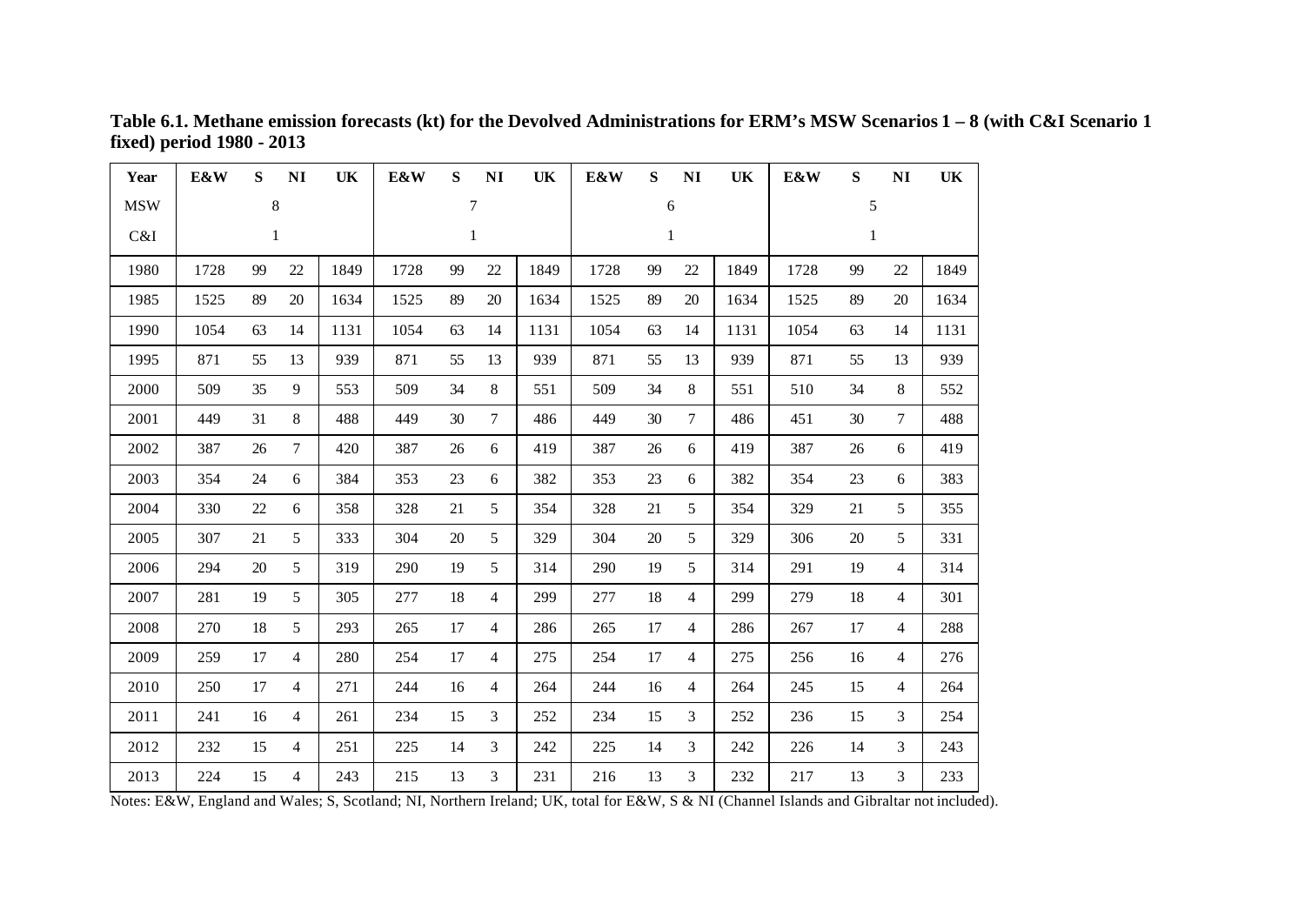**Table 6.1. Methane emission forecasts (kt) for the Devolved Administrations for ERM's MSW Scenarios 1 – 8 (with C&I Scenario 1 fixed) period 1980 - 2013**

| Year | E&W | S | NI | UK | E&W | S | NI | UK | E&W | S | NI | UK | E&W | S | NI | UK |
|---|---|---|---|---|---|---|---|---|---|---|---|---|---|---|---|---|
| MSW | 8 | | | | 7 | | | | 6 | | | | 5 | | | |
| C&I | 1 | | | | 1 | | | | 1 | | | | 1 | | | |
| 1980 | 1728 | 99 | 22 | 1849 | 1728 | 99 | 22 | 1849 | 1728 | 99 | 22 | 1849 | 1728 | 99 | 22 | 1849 |
| 1985 | 1525 | 89 | 20 | 1634 | 1525 | 89 | 20 | 1634 | 1525 | 89 | 20 | 1634 | 1525 | 89 | 20 | 1634 |
| 1990 | 1054 | 63 | 14 | 1131 | 1054 | 63 | 14 | 1131 | 1054 | 63 | 14 | 1131 | 1054 | 63 | 14 | 1131 |
| 1995 | 871 | 55 | 13 | 939 | 871 | 55 | 13 | 939 | 871 | 55 | 13 | 939 | 871 | 55 | 13 | 939 |
| 2000 | 509 | 35 | 9 | 553 | 509 | 34 | 8 | 551 | 509 | 34 | 8 | 551 | 510 | 34 | 8 | 552 |
| 2001 | 449 | 31 | 8 | 488 | 449 | 30 | 7 | 486 | 449 | 30 | 7 | 486 | 451 | 30 | 7 | 488 |
| 2002 | 387 | 26 | 7 | 420 | 387 | 26 | 6 | 419 | 387 | 26 | 6 | 419 | 387 | 26 | 6 | 419 |
| 2003 | 354 | 24 | 6 | 384 | 353 | 23 | 6 | 382 | 353 | 23 | 6 | 382 | 354 | 23 | 6 | 383 |
| 2004 | 330 | 22 | 6 | 358 | 328 | 21 | 5 | 354 | 328 | 21 | 5 | 354 | 329 | 21 | 5 | 355 |
| 2005 | 307 | 21 | 5 | 333 | 304 | 20 | 5 | 329 | 304 | 20 | 5 | 329 | 306 | 20 | 5 | 331 |
| 2006 | 294 | 20 | 5 | 319 | 290 | 19 | 5 | 314 | 290 | 19 | 5 | 314 | 291 | 19 | 4 | 314 |
| 2007 | 281 | 19 | 5 | 305 | 277 | 18 | 4 | 299 | 277 | 18 | 4 | 299 | 279 | 18 | 4 | 301 |
| 2008 | 270 | 18 | 5 | 293 | 265 | 17 | 4 | 286 | 265 | 17 | 4 | 286 | 267 | 17 | 4 | 288 |
| 2009 | 259 | 17 | 4 | 280 | 254 | 17 | 4 | 275 | 254 | 17 | 4 | 275 | 256 | 16 | 4 | 276 |
| 2010 | 250 | 17 | 4 | 271 | 244 | 16 | 4 | 264 | 244 | 16 | 4 | 264 | 245 | 15 | 4 | 264 |
| 2011 | 241 | 16 | 4 | 261 | 234 | 15 | 3 | 252 | 234 | 15 | 3 | 252 | 236 | 15 | 3 | 254 |
| 2012 | 232 | 15 | 4 | 251 | 225 | 14 | 3 | 242 | 225 | 14 | 3 | 242 | 226 | 14 | 3 | 243 |
| 2013 | 224 | 15 | 4 | 243 | 215 | 13 | 3 | 231 | 216 | 13 | 3 | 232 | 217 | 13 | 3 | 233 |

Notes: E&W, England and Wales; S, Scotland; NI, Northern Ireland; UK, total for E&W, S & NI (Channel Islands and Gibraltar not included).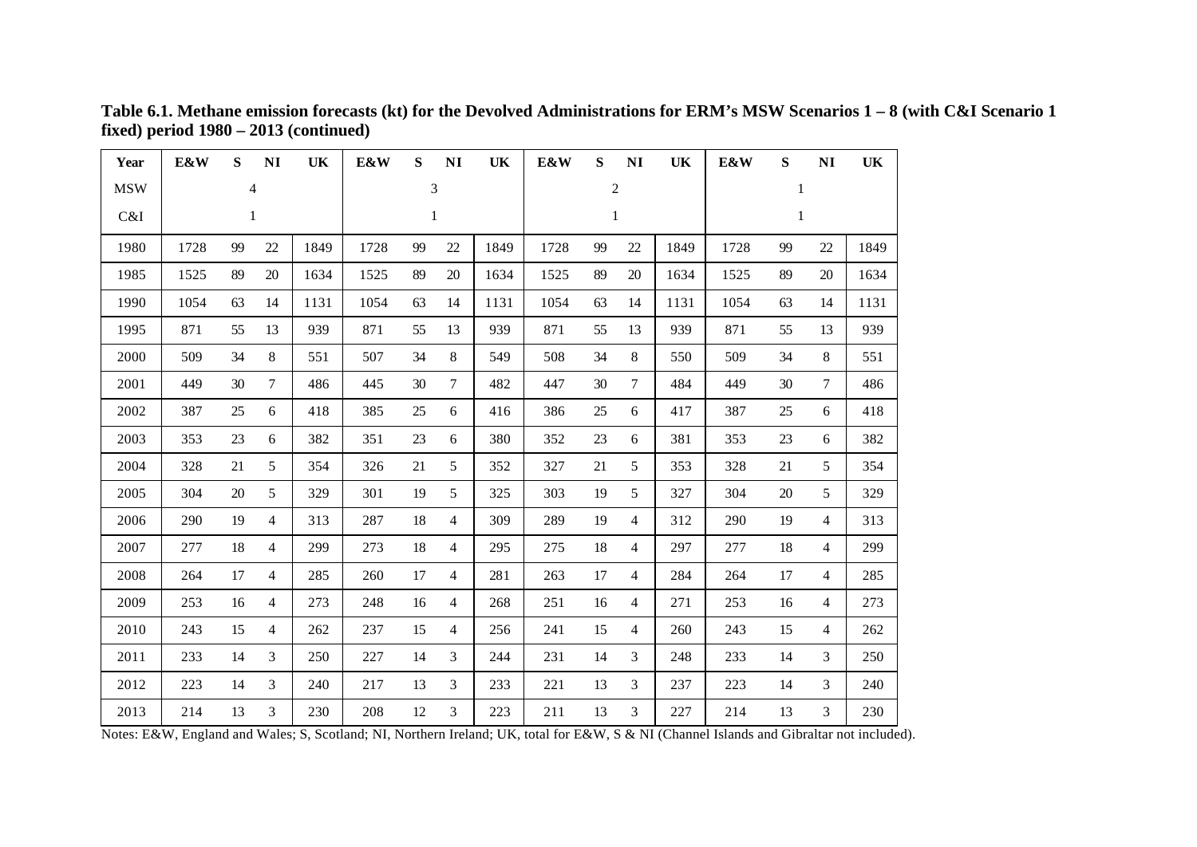**Table 6.1. Methane emission forecasts (kt) for the Devolved Administrations for ERM's MSW Scenarios 1 – 8 (with C&I Scenario 1 fixed) period 1980 – 2013 (continued)**

| Year | E&W | S | NI | UK | E&W | S | NI | UK | E&W | S | NI | UK | E&W | S | NI | UK |
|---|---|---|---|---|---|---|---|---|---|---|---|---|---|---|---|---|
| MSW | | 4 | | | | 3 | | | | 2 | | | | 1 | | |
| C&I | | 1 | | | | 1 | | | | 1 | | | | 1 | | |
| 1980 | 1728 | 99 | 22 | 1849 | 1728 | 99 | 22 | 1849 | 1728 | 99 | 22 | 1849 | 1728 | 99 | 22 | 1849 |
| 1985 | 1525 | 89 | 20 | 1634 | 1525 | 89 | 20 | 1634 | 1525 | 89 | 20 | 1634 | 1525 | 89 | 20 | 1634 |
| 1990 | 1054 | 63 | 14 | 1131 | 1054 | 63 | 14 | 1131 | 1054 | 63 | 14 | 1131 | 1054 | 63 | 14 | 1131 |
| 1995 | 871 | 55 | 13 | 939 | 871 | 55 | 13 | 939 | 871 | 55 | 13 | 939 | 871 | 55 | 13 | 939 |
| 2000 | 509 | 34 | 8 | 551 | 507 | 34 | 8 | 549 | 508 | 34 | 8 | 550 | 509 | 34 | 8 | 551 |
| 2001 | 449 | 30 | 7 | 486 | 445 | 30 | 7 | 482 | 447 | 30 | 7 | 484 | 449 | 30 | 7 | 486 |
| 2002 | 387 | 25 | 6 | 418 | 385 | 25 | 6 | 416 | 386 | 25 | 6 | 417 | 387 | 25 | 6 | 418 |
| 2003 | 353 | 23 | 6 | 382 | 351 | 23 | 6 | 380 | 352 | 23 | 6 | 381 | 353 | 23 | 6 | 382 |
| 2004 | 328 | 21 | 5 | 354 | 326 | 21 | 5 | 352 | 327 | 21 | 5 | 353 | 328 | 21 | 5 | 354 |
| 2005 | 304 | 20 | 5 | 329 | 301 | 19 | 5 | 325 | 303 | 19 | 5 | 327 | 304 | 20 | 5 | 329 |
| 2006 | 290 | 19 | 4 | 313 | 287 | 18 | 4 | 309 | 289 | 19 | 4 | 312 | 290 | 19 | 4 | 313 |
| 2007 | 277 | 18 | 4 | 299 | 273 | 18 | 4 | 295 | 275 | 18 | 4 | 297 | 277 | 18 | 4 | 299 |
| 2008 | 264 | 17 | 4 | 285 | 260 | 17 | 4 | 281 | 263 | 17 | 4 | 284 | 264 | 17 | 4 | 285 |
| 2009 | 253 | 16 | 4 | 273 | 248 | 16 | 4 | 268 | 251 | 16 | 4 | 271 | 253 | 16 | 4 | 273 |
| 2010 | 243 | 15 | 4 | 262 | 237 | 15 | 4 | 256 | 241 | 15 | 4 | 260 | 243 | 15 | 4 | 262 |
| 2011 | 233 | 14 | 3 | 250 | 227 | 14 | 3 | 244 | 231 | 14 | 3 | 248 | 233 | 14 | 3 | 250 |
| 2012 | 223 | 14 | 3 | 240 | 217 | 13 | 3 | 233 | 221 | 13 | 3 | 237 | 223 | 14 | 3 | 240 |
| 2013 | 214 | 13 | 3 | 230 | 208 | 12 | 3 | 223 | 211 | 13 | 3 | 227 | 214 | 13 | 3 | 230 |

Notes: E&W, England and Wales; S, Scotland; NI, Northern Ireland; UK, total for E&W, S & NI (Channel Islands and Gibraltar not included).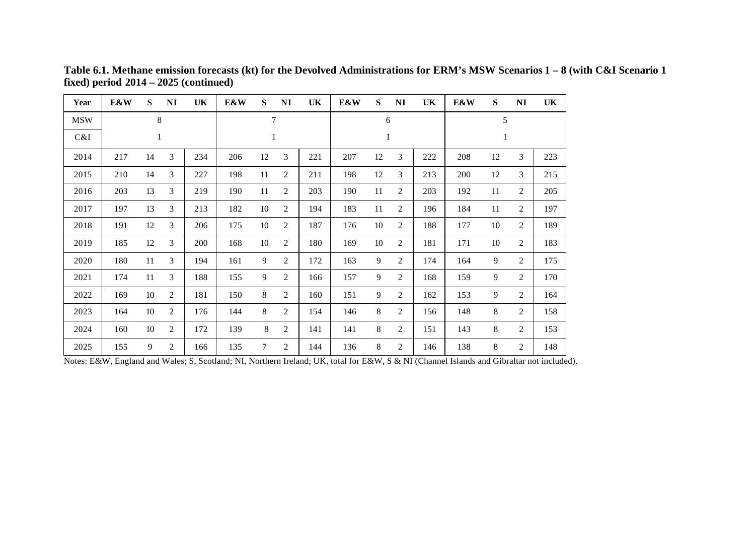**Table 6.1. Methane emission forecasts (kt) for the Devolved Administrations for ERM's MSW Scenarios 1 – 8 (with C&I Scenario 1 fixed) period 2014 – 2025 (continued)**

| Year | E&W | S | NI | UK | E&W | S | NI | UK | E&W | S | NI | UK | E&W | S | NI | UK |
|---|---|---|---|---|---|---|---|---|---|---|---|---|---|---|---|---|
| MSW | 8 | | | | 7 | | | | 6 | | | | 5 | | | |
| C&I | 1 | | | | 1 | | | | 1 | | | | 1 | | | |
| 2014 | 217 | 14 | 3 | 234 | 206 | 12 | 3 | 221 | 207 | 12 | 3 | 222 | 208 | 12 | 3 | 223 |
| 2015 | 210 | 14 | 3 | 227 | 198 | 11 | 2 | 211 | 198 | 12 | 3 | 213 | 200 | 12 | 3 | 215 |
| 2016 | 203 | 13 | 3 | 219 | 190 | 11 | 2 | 203 | 190 | 11 | 2 | 203 | 192 | 11 | 2 | 205 |
| 2017 | 197 | 13 | 3 | 213 | 182 | 10 | 2 | 194 | 183 | 11 | 2 | 196 | 184 | 11 | 2 | 197 |
| 2018 | 191 | 12 | 3 | 206 | 175 | 10 | 2 | 187 | 176 | 10 | 2 | 188 | 177 | 10 | 2 | 189 |
| 2019 | 185 | 12 | 3 | 200 | 168 | 10 | 2 | 180 | 169 | 10 | 2 | 181 | 171 | 10 | 2 | 183 |
| 2020 | 180 | 11 | 3 | 194 | 161 | 9 | 2 | 172 | 163 | 9 | 2 | 174 | 164 | 9 | 2 | 175 |
| 2021 | 174 | 11 | 3 | 188 | 155 | 9 | 2 | 166 | 157 | 9 | 2 | 168 | 159 | 9 | 2 | 170 |
| 2022 | 169 | 10 | 2 | 181 | 150 | 8 | 2 | 160 | 151 | 9 | 2 | 162 | 153 | 9 | 2 | 164 |
| 2023 | 164 | 10 | 2 | 176 | 144 | 8 | 2 | 154 | 146 | 8 | 2 | 156 | 148 | 8 | 2 | 158 |
| 2024 | 160 | 10 | 2 | 172 | 139 | 8 | 2 | 141 | 141 | 8 | 2 | 151 | 143 | 8 | 2 | 153 |
| 2025 | 155 | 9 | 2 | 166 | 135 | 7 | 2 | 144 | 136 | 8 | 2 | 146 | 138 | 8 | 2 | 148 |

Notes: E&W, England and Wales; S, Scotland; NI, Northern Ireland; UK, total for E&W, S & NI (Channel Islands and Gibraltar not included).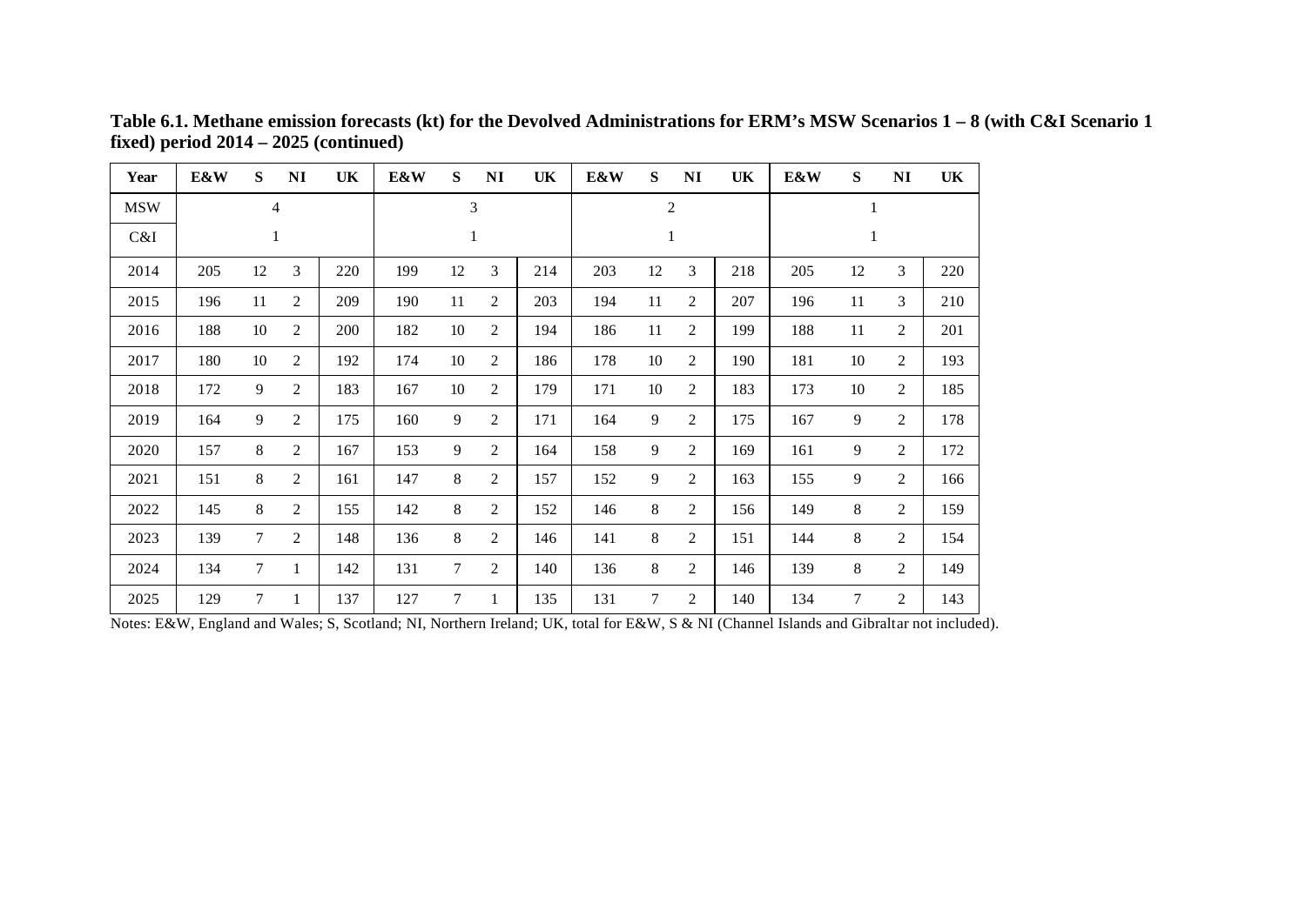**Table 6.1. Methane emission forecasts (kt) for the Devolved Administrations for ERM's MSW Scenarios 1 – 8 (with C&I Scenario 1 fixed) period 2014 – 2025 (continued)**

| Year | E&W | S | NI | UK | E&W | S | NI | UK | E&W | S | NI | UK | E&W | S | NI | UK |
|---|---|---|---|---|---|---|---|---|---|---|---|---|---|---|---|---|
| MSW | 4 | | | | 3 | | | | 2 | | | | 1 | | | |
| C&I | 1 | | | | 1 | | | | 1 | | | | 1 | | | |
| 2014 | 205 | 12 | 3 | 220 | 199 | 12 | 3 | 214 | 203 | 12 | 3 | 218 | 205 | 12 | 3 | 220 |
| 2015 | 196 | 11 | 2 | 209 | 190 | 11 | 2 | 203 | 194 | 11 | 2 | 207 | 196 | 11 | 3 | 210 |
| 2016 | 188 | 10 | 2 | 200 | 182 | 10 | 2 | 194 | 186 | 11 | 2 | 199 | 188 | 11 | 2 | 201 |
| 2017 | 180 | 10 | 2 | 192 | 174 | 10 | 2 | 186 | 178 | 10 | 2 | 190 | 181 | 10 | 2 | 193 |
| 2018 | 172 | 9 | 2 | 183 | 167 | 10 | 2 | 179 | 171 | 10 | 2 | 183 | 173 | 10 | 2 | 185 |
| 2019 | 164 | 9 | 2 | 175 | 160 | 9 | 2 | 171 | 164 | 9 | 2 | 175 | 167 | 9 | 2 | 178 |
| 2020 | 157 | 8 | 2 | 167 | 153 | 9 | 2 | 164 | 158 | 9 | 2 | 169 | 161 | 9 | 2 | 172 |
| 2021 | 151 | 8 | 2 | 161 | 147 | 8 | 2 | 157 | 152 | 9 | 2 | 163 | 155 | 9 | 2 | 166 |
| 2022 | 145 | 8 | 2 | 155 | 142 | 8 | 2 | 152 | 146 | 8 | 2 | 156 | 149 | 8 | 2 | 159 |
| 2023 | 139 | 7 | 2 | 148 | 136 | 8 | 2 | 146 | 141 | 8 | 2 | 151 | 144 | 8 | 2 | 154 |
| 2024 | 134 | 7 | 1 | 142 | 131 | 7 | 2 | 140 | 136 | 8 | 2 | 146 | 139 | 8 | 2 | 149 |
| 2025 | 129 | 7 | 1 | 137 | 127 | 7 | 1 | 135 | 131 | 7 | 2 | 140 | 134 | 7 | 2 | 143 |

Notes: E&W, England and Wales; S, Scotland; NI, Northern Ireland; UK, total for E&W, S & NI (Channel Islands and Gibraltar not included).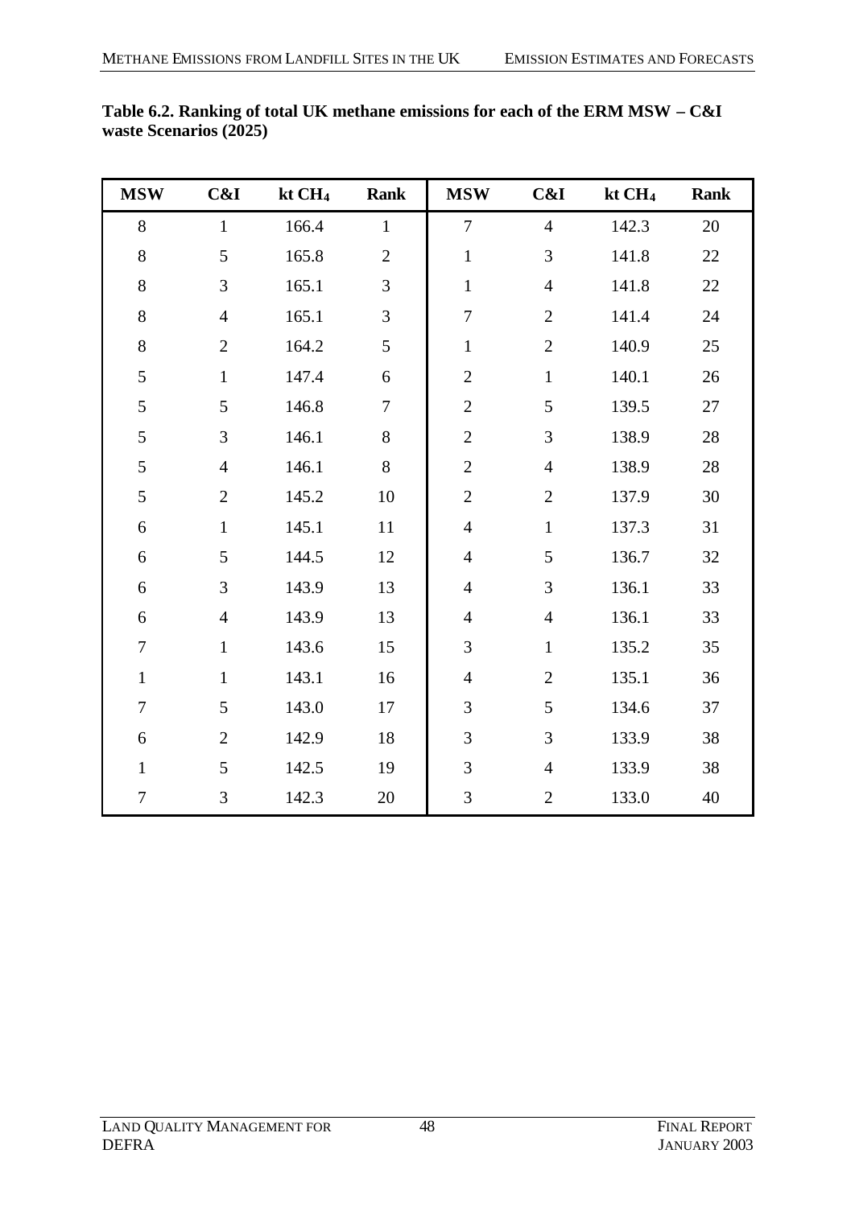**Table 6.2. Ranking of total UK methane emissions for each of the ERM MSW – C&I waste Scenarios (2025)**

| MSW | C&I | kt $CH_4$ | Rank | MSW | C&I | kt $CH_4$ | Rank |
|---|---|---|---|---|---|---|---|
| 8 | 1 | 166.4 | 1 | 7 | 4 | 142.3 | 20 |
| 8 | 5 | 165.8 | 2 | 1 | 3 | 141.8 | 22 |
| 8 | 3 | 165.1 | 3 | 1 | 4 | 141.8 | 22 |
| 8 | 4 | 165.1 | 3 | 7 | 2 | 141.4 | 24 |
| 8 | 2 | 164.2 | 5 | 1 | 2 | 140.9 | 25 |
| 5 | 1 | 147.4 | 6 | 2 | 1 | 140.1 | 26 |
| 5 | 5 | 146.8 | 7 | 2 | 5 | 139.5 | 27 |
| 5 | 3 | 146.1 | 8 | 2 | 3 | 138.9 | 28 |
| 5 | 4 | 146.1 | 8 | 2 | 4 | 138.9 | 28 |
| 5 | 2 | 145.2 | 10 | 2 | 2 | 137.9 | 30 |
| 6 | 1 | 145.1 | 11 | 4 | 1 | 137.3 | 31 |
| 6 | 5 | 144.5 | 12 | 4 | 5 | 136.7 | 32 |
| 6 | 3 | 143.9 | 13 | 4 | 3 | 136.1 | 33 |
| 6 | 4 | 143.9 | 13 | 4 | 4 | 136.1 | 33 |
| 7 | 1 | 143.6 | 15 | 3 | 1 | 135.2 | 35 |
| 1 | 1 | 143.1 | 16 | 4 | 2 | 135.1 | 36 |
| 7 | 5 | 143.0 | 17 | 3 | 5 | 134.6 | 37 |
| 6 | 2 | 142.9 | 18 | 3 | 3 | 133.9 | 38 |
| 1 | 5 | 142.5 | 19 | 3 | 4 | 133.9 | 38 |
| 7 | 3 | 142.3 | 20 | 3 | 2 | 133.0 | 40 |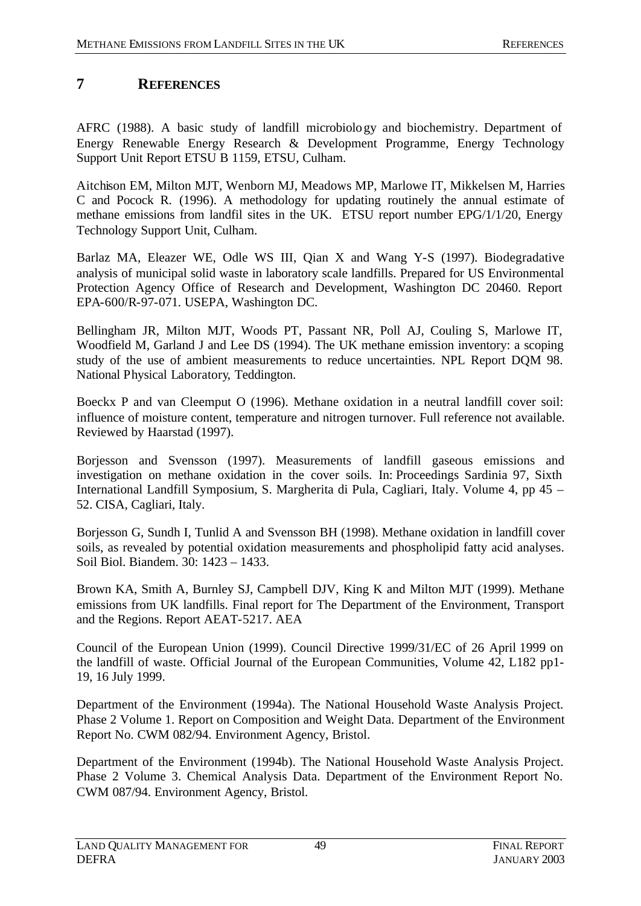# 7 REFERENCES

AFRC (1988). A basic study of landfill microbiology and biochemistry. Department of Energy Renewable Energy Research & Development Programme, Energy Technology Support Unit Report ETSU B 1159, ETSU, Culham.

Aitchison EM, Milton MJT, Wenborn MJ, Meadows MP, Marlowe IT, Mikkelsen M, Harries C and Pocock R. (1996). A methodology for updating routinely the annual estimate of methane emissions from landfil sites in the UK. ETSU report number EPG/1/1/20, Energy Technology Support Unit, Culham.

Barlaz MA, Eleazer WE, Odle WS III, Qian X and Wang Y-S (1997). Biodegradative analysis of municipal solid waste in laboratory scale landfills. Prepared for US Environmental Protection Agency Office of Research and Development, Washington DC 20460. Report EPA-600/R-97-071. USEPA, Washington DC.

Bellingham JR, Milton MJT, Woods PT, Passant NR, Poll AJ, Couling S, Marlowe IT, Woodfield M, Garland J and Lee DS (1994). The UK methane emission inventory: a scoping study of the use of ambient measurements to reduce uncertainties. NPL Report DQM 98. National Physical Laboratory, Teddington.

Boeckx P and van Cleemput O (1996). Methane oxidation in a neutral landfill cover soil: influence of moisture content, temperature and nitrogen turnover. Full reference not available. Reviewed by Haarstad (1997).

Borjesson and Svensson (1997). Measurements of landfill gaseous emissions and investigation on methane oxidation in the cover soils. In: Proceedings Sardinia 97, Sixth International Landfill Symposium, S. Margherita di Pula, Cagliari, Italy. Volume 4, pp 45 – 52. CISA, Cagliari, Italy.

Borjesson G, Sundh I, Tunlid A and Svensson BH (1998). Methane oxidation in landfill cover soils, as revealed by potential oxidation measurements and phospholipid fatty acid analyses. Soil Biol. Biandem. 30: 1423 – 1433.

Brown KA, Smith A, Burnley SJ, Campbell DJV, King K and Milton MJT (1999). Methane emissions from UK landfills. Final report for The Department of the Environment, Transport and the Regions. Report AEAT-5217. AEA

Council of the European Union (1999). Council Directive 1999/31/EC of 26 April 1999 on the landfill of waste. Official Journal of the European Communities, Volume 42, L182 pp1-19, 16 July 1999.

Department of the Environment (1994a). The National Household Waste Analysis Project. Phase 2 Volume 1. Report on Composition and Weight Data. Department of the Environment Report No. CWM 082/94. Environment Agency, Bristol.

Department of the Environment (1994b). The National Household Waste Analysis Project. Phase 2 Volume 3. Chemical Analysis Data. Department of the Environment Report No. CWM 087/94. Environment Agency, Bristol.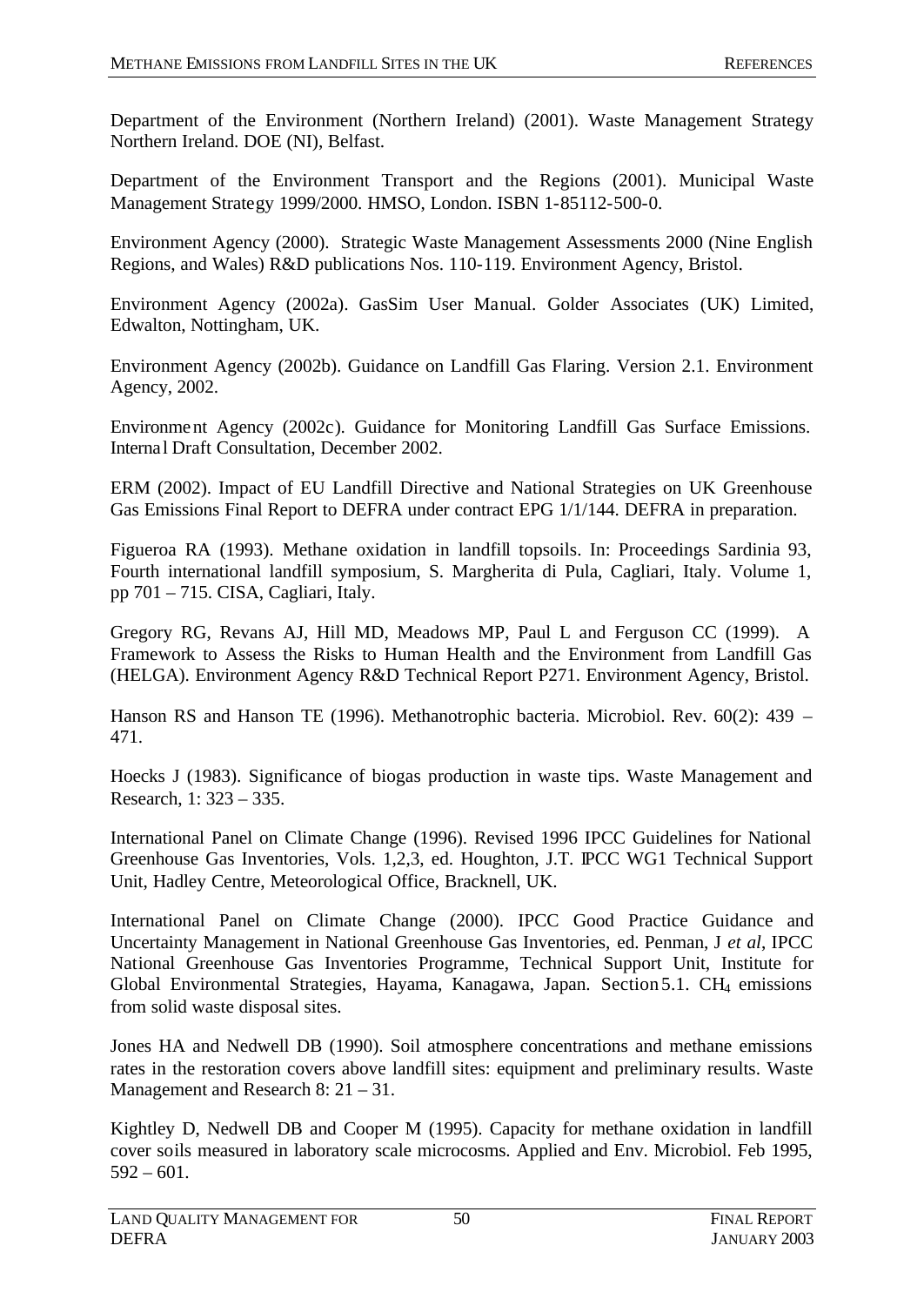Department of the Environment (Northern Ireland) (2001). Waste Management Strategy Northern Ireland. DOE (NI), Belfast.

Department of the Environment Transport and the Regions (2001). Municipal Waste Management Strategy 1999/2000. HMSO, London. ISBN 1-85112-500-0.

Environment Agency (2000). Strategic Waste Management Assessments 2000 (Nine English Regions, and Wales) R&D publications Nos. 110-119. Environment Agency, Bristol.

Environment Agency (2002a). GasSim User Manual. Golder Associates (UK) Limited, Edwalton, Nottingham, UK.

Environment Agency (2002b). Guidance on Landfill Gas Flaring. Version 2.1. Environment Agency, 2002.

Environment Agency (2002c). Guidance for Monitoring Landfill Gas Surface Emissions. Internal Draft Consultation, December 2002.

ERM (2002). Impact of EU Landfill Directive and National Strategies on UK Greenhouse Gas Emissions Final Report to DEFRA under contract EPG 1/1/144. DEFRA in preparation.

Figueroa RA (1993). Methane oxidation in landfill topsoils. In: Proceedings Sardinia 93, Fourth international landfill symposium, S. Margherita di Pula, Cagliari, Italy. Volume 1, pp 701 – 715. CISA, Cagliari, Italy.

Gregory RG, Revans AJ, Hill MD, Meadows MP, Paul L and Ferguson CC (1999). A Framework to Assess the Risks to Human Health and the Environment from Landfill Gas (HELGA). Environment Agency R&D Technical Report P271. Environment Agency, Bristol.

Hanson RS and Hanson TE (1996). Methanotrophic bacteria. Microbiol. Rev. 60(2): 439 – 471.

Hoecks J (1983). Significance of biogas production in waste tips. Waste Management and Research, 1: 323 – 335.

International Panel on Climate Change (1996). Revised 1996 IPCC Guidelines for National Greenhouse Gas Inventories, Vols. 1,2,3, ed. Houghton, J.T. IPCC WG1 Technical Support Unit, Hadley Centre, Meteorological Office, Bracknell, UK.

International Panel on Climate Change (2000). IPCC Good Practice Guidance and Uncertainty Management in National Greenhouse Gas Inventories, ed. Penman, J *et al*, IPCC National Greenhouse Gas Inventories Programme, Technical Support Unit, Institute for Global Environmental Strategies, Hayama, Kanagawa, Japan. Section 5.1. $CH_4$ emissions from solid waste disposal sites.

Jones HA and Nedwell DB (1990). Soil atmosphere concentrations and methane emissions rates in the restoration covers above landfill sites: equipment and preliminary results. Waste Management and Research 8: 21 – 31.

Kightley D, Nedwell DB and Cooper M (1995). Capacity for methane oxidation in landfill cover soils measured in laboratory scale microcosms. Applied and Env. Microbiol. Feb 1995, 592 – 601.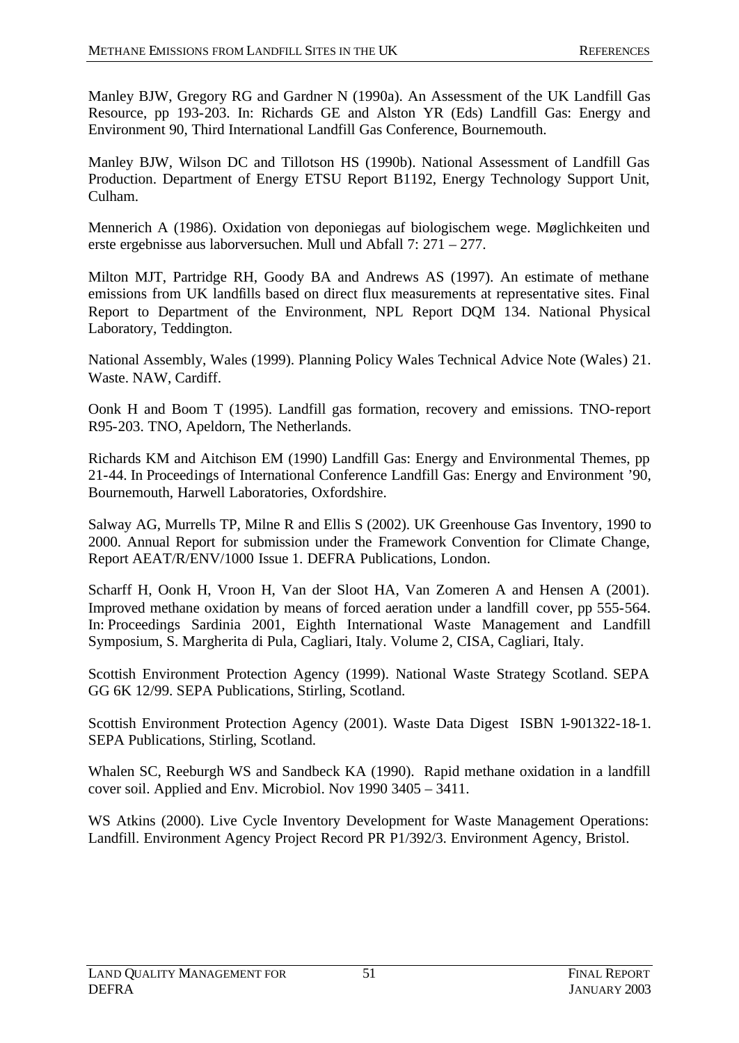Manley BJW, Gregory RG and Gardner N (1990a). An Assessment of the UK Landfill Gas Resource, pp 193-203. In: Richards GE and Alston YR (Eds) Landfill Gas: Energy and Environment 90, Third International Landfill Gas Conference, Bournemouth.

Manley BJW, Wilson DC and Tillotson HS (1990b). National Assessment of Landfill Gas Production. Department of Energy ETSU Report B1192, Energy Technology Support Unit, Culham.

Mennerich A (1986). Oxidation von deponiegas auf biologischem wege. Møglichkeiten und erste ergebnisse aus laborversuchen. Mull und Abfall 7: 271 – 277.

Milton MJT, Partridge RH, Goody BA and Andrews AS (1997). An estimate of methane emissions from UK landfills based on direct flux measurements at representative sites. Final Report to Department of the Environment, NPL Report DQM 134. National Physical Laboratory, Teddington.

National Assembly, Wales (1999). Planning Policy Wales Technical Advice Note (Wales) 21. Waste. NAW, Cardiff.

Oonk H and Boom T (1995). Landfill gas formation, recovery and emissions. TNO-report R95-203. TNO, Apeldorn, The Netherlands.

Richards KM and Aitchison EM (1990) Landfill Gas: Energy and Environmental Themes, pp 21-44. In Proceedings of International Conference Landfill Gas: Energy and Environment '90, Bournemouth, Harwell Laboratories, Oxfordshire.

Salway AG, Murrells TP, Milne R and Ellis S (2002). UK Greenhouse Gas Inventory, 1990 to 2000. Annual Report for submission under the Framework Convention for Climate Change, Report AEAT/R/ENV/1000 Issue 1. DEFRA Publications, London.

Scharff H, Oonk H, Vroon H, Van der Sloot HA, Van Zomeren A and Hensen A (2001). Improved methane oxidation by means of forced aeration under a landfill cover, pp 555-564. In: Proceedings Sardinia 2001, Eighth International Waste Management and Landfill Symposium, S. Margherita di Pula, Cagliari, Italy. Volume 2, CISA, Cagliari, Italy.

Scottish Environment Protection Agency (1999). National Waste Strategy Scotland. SEPA GG 6K 12/99. SEPA Publications, Stirling, Scotland.

Scottish Environment Protection Agency (2001). Waste Data Digest ISBN 1-901322-18-1. SEPA Publications, Stirling, Scotland.

Whalen SC, Reeburgh WS and Sandbeck KA (1990). Rapid methane oxidation in a landfill cover soil. Applied and Env. Microbiol. Nov 1990 3405 – 3411.

WS Atkins (2000). Live Cycle Inventory Development for Waste Management Operations: Landfill. Environment Agency Project Record PR P1/392/3. Environment Agency, Bristol.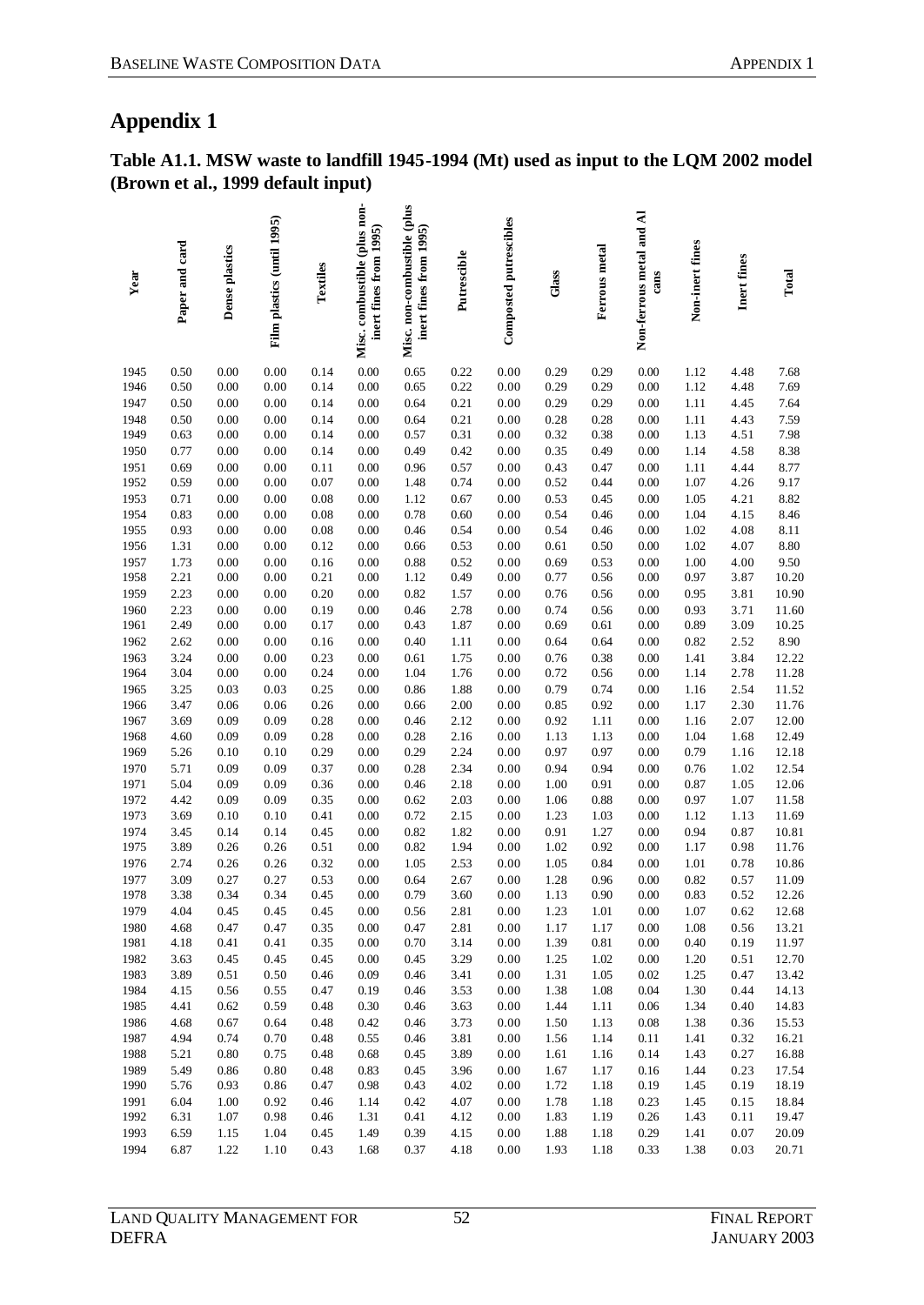# Appendix 1

**Table A1.1. MSW waste to landfill 1945-1994 (Mt) used as input to the LQM 2002 model (Brown et al., 1999 default input)**

| Year | Paper and card | Dense plastics | Film plastics (until 1995) | Textiles | Misc. combustible (plus non-inert fines from 1995) | Misc. non-combustible (plus inert fines from 1995) | Putrescible | Composted putrescibles | Glass | Ferrous metal | Non-ferrous metal and Al cans | Non-inert fines | Inert fines | Total |
|---|---|---|---|---|---|---|---|---|---|---|---|---|---|---|
| 1945 | 0.50 | 0.00 | 0.00 | 0.14 | 0.00 | 0.65 | 0.22 | 0.00 | 0.29 | 0.29 | 0.00 | 1.12 | 4.48 | 7.68 |
| 1946 | 0.50 | 0.00 | 0.00 | 0.14 | 0.00 | 0.65 | 0.22 | 0.00 | 0.29 | 0.29 | 0.00 | 1.12 | 4.48 | 7.69 |
| 1947 | 0.50 | 0.00 | 0.00 | 0.14 | 0.00 | 0.64 | 0.21 | 0.00 | 0.29 | 0.29 | 0.00 | 1.11 | 4.45 | 7.64 |
| 1948 | 0.50 | 0.00 | 0.00 | 0.14 | 0.00 | 0.64 | 0.21 | 0.00 | 0.28 | 0.28 | 0.00 | 1.11 | 4.43 | 7.59 |
| 1949 | 0.63 | 0.00 | 0.00 | 0.14 | 0.00 | 0.57 | 0.31 | 0.00 | 0.32 | 0.38 | 0.00 | 1.13 | 4.51 | 7.98 |
| 1950 | 0.77 | 0.00 | 0.00 | 0.14 | 0.00 | 0.49 | 0.42 | 0.00 | 0.35 | 0.49 | 0.00 | 1.14 | 4.58 | 8.38 |
| 1951 | 0.69 | 0.00 | 0.00 | 0.11 | 0.00 | 0.96 | 0.57 | 0.00 | 0.43 | 0.47 | 0.00 | 1.11 | 4.44 | 8.77 |
| 1952 | 0.59 | 0.00 | 0.00 | 0.07 | 0.00 | 1.48 | 0.74 | 0.00 | 0.52 | 0.44 | 0.00 | 1.07 | 4.26 | 9.17 |
| 1953 | 0.71 | 0.00 | 0.00 | 0.08 | 0.00 | 1.12 | 0.67 | 0.00 | 0.53 | 0.45 | 0.00 | 1.05 | 4.21 | 8.82 |
| 1954 | 0.83 | 0.00 | 0.00 | 0.08 | 0.00 | 0.78 | 0.60 | 0.00 | 0.54 | 0.46 | 0.00 | 1.04 | 4.15 | 8.46 |
| 1955 | 0.93 | 0.00 | 0.00 | 0.08 | 0.00 | 0.46 | 0.54 | 0.00 | 0.54 | 0.46 | 0.00 | 1.02 | 4.08 | 8.11 |
| 1956 | 1.31 | 0.00 | 0.00 | 0.12 | 0.00 | 0.66 | 0.53 | 0.00 | 0.61 | 0.50 | 0.00 | 1.02 | 4.07 | 8.80 |
| 1957 | 1.73 | 0.00 | 0.00 | 0.16 | 0.00 | 0.88 | 0.52 | 0.00 | 0.69 | 0.53 | 0.00 | 1.00 | 4.00 | 9.50 |
| 1958 | 2.21 | 0.00 | 0.00 | 0.21 | 0.00 | 1.12 | 0.49 | 0.00 | 0.77 | 0.56 | 0.00 | 0.97 | 3.87 | 10.20 |
| 1959 | 2.23 | 0.00 | 0.00 | 0.20 | 0.00 | 0.82 | 1.57 | 0.00 | 0.76 | 0.56 | 0.00 | 0.95 | 3.81 | 10.90 |
| 1960 | 2.23 | 0.00 | 0.00 | 0.19 | 0.00 | 0.46 | 2.78 | 0.00 | 0.74 | 0.56 | 0.00 | 0.93 | 3.71 | 11.60 |
| 1961 | 2.49 | 0.00 | 0.00 | 0.17 | 0.00 | 0.43 | 1.87 | 0.00 | 0.69 | 0.61 | 0.00 | 0.89 | 3.09 | 10.25 |
| 1962 | 2.62 | 0.00 | 0.00 | 0.16 | 0.00 | 0.40 | 1.11 | 0.00 | 0.64 | 0.64 | 0.00 | 0.82 | 2.52 | 8.90 |
| 1963 | 3.24 | 0.00 | 0.00 | 0.23 | 0.00 | 0.61 | 1.75 | 0.00 | 0.76 | 0.38 | 0.00 | 1.41 | 3.84 | 12.22 |
| 1964 | 3.04 | 0.00 | 0.00 | 0.24 | 0.00 | 1.04 | 1.76 | 0.00 | 0.72 | 0.56 | 0.00 | 1.14 | 2.78 | 11.28 |
| 1965 | 3.25 | 0.03 | 0.03 | 0.25 | 0.00 | 0.86 | 1.88 | 0.00 | 0.79 | 0.74 | 0.00 | 1.16 | 2.54 | 11.52 |
| 1966 | 3.47 | 0.06 | 0.06 | 0.26 | 0.00 | 0.66 | 2.00 | 0.00 | 0.85 | 0.92 | 0.00 | 1.17 | 2.30 | 11.76 |
| 1967 | 3.69 | 0.09 | 0.09 | 0.28 | 0.00 | 0.46 | 2.12 | 0.00 | 0.92 | 1.11 | 0.00 | 1.16 | 2.07 | 12.00 |
| 1968 | 4.60 | 0.09 | 0.09 | 0.28 | 0.00 | 0.28 | 2.16 | 0.00 | 1.13 | 1.13 | 0.00 | 1.04 | 1.68 | 12.49 |
| 1969 | 5.26 | 0.10 | 0.10 | 0.29 | 0.00 | 0.29 | 2.24 | 0.00 | 0.97 | 0.97 | 0.00 | 0.79 | 1.16 | 12.18 |
| 1970 | 5.71 | 0.09 | 0.09 | 0.37 | 0.00 | 0.28 | 2.34 | 0.00 | 0.94 | 0.94 | 0.00 | 0.76 | 1.02 | 12.54 |
| 1971 | 5.04 | 0.09 | 0.09 | 0.36 | 0.00 | 0.46 | 2.18 | 0.00 | 1.00 | 0.91 | 0.00 | 0.87 | 1.05 | 12.06 |
| 1972 | 4.42 | 0.09 | 0.09 | 0.35 | 0.00 | 0.62 | 2.03 | 0.00 | 1.06 | 0.88 | 0.00 | 0.97 | 1.07 | 11.58 |
| 1973 | 3.69 | 0.10 | 0.10 | 0.41 | 0.00 | 0.72 | 2.15 | 0.00 | 1.23 | 1.03 | 0.00 | 1.12 | 1.13 | 11.69 |
| 1974 | 3.45 | 0.14 | 0.14 | 0.45 | 0.00 | 0.82 | 1.82 | 0.00 | 0.91 | 1.27 | 0.00 | 0.94 | 0.87 | 10.81 |
| 1975 | 3.89 | 0.26 | 0.26 | 0.51 | 0.00 | 0.82 | 1.94 | 0.00 | 1.02 | 0.92 | 0.00 | 1.17 | 0.98 | 11.76 |
| 1976 | 2.74 | 0.26 | 0.26 | 0.32 | 0.00 | 1.05 | 2.53 | 0.00 | 1.05 | 0.84 | 0.00 | 1.01 | 0.78 | 10.86 |
| 1977 | 3.09 | 0.27 | 0.27 | 0.53 | 0.00 | 0.64 | 2.67 | 0.00 | 1.28 | 0.96 | 0.00 | 0.82 | 0.57 | 11.09 |
| 1978 | 3.38 | 0.34 | 0.34 | 0.45 | 0.00 | 0.79 | 3.60 | 0.00 | 1.13 | 0.90 | 0.00 | 0.83 | 0.52 | 12.26 |
| 1979 | 4.04 | 0.45 | 0.45 | 0.45 | 0.00 | 0.56 | 2.81 | 0.00 | 1.23 | 1.01 | 0.00 | 1.07 | 0.62 | 12.68 |
| 1980 | 4.68 | 0.47 | 0.47 | 0.35 | 0.00 | 0.47 | 2.81 | 0.00 | 1.17 | 1.17 | 0.00 | 1.08 | 0.56 | 13.21 |
| 1981 | 4.18 | 0.41 | 0.41 | 0.35 | 0.00 | 0.70 | 3.14 | 0.00 | 1.39 | 0.81 | 0.00 | 0.40 | 0.19 | 11.97 |
| 1982 | 3.63 | 0.45 | 0.45 | 0.45 | 0.00 | 0.45 | 3.29 | 0.00 | 1.25 | 1.02 | 0.00 | 1.20 | 0.51 | 12.70 |
| 1983 | 3.89 | 0.51 | 0.50 | 0.46 | 0.09 | 0.46 | 3.41 | 0.00 | 1.31 | 1.05 | 0.02 | 1.25 | 0.47 | 13.42 |
| 1984 | 4.15 | 0.56 | 0.55 | 0.47 | 0.19 | 0.46 | 3.53 | 0.00 | 1.38 | 1.08 | 0.04 | 1.30 | 0.44 | 14.13 |
| 1985 | 4.41 | 0.62 | 0.59 | 0.48 | 0.30 | 0.46 | 3.63 | 0.00 | 1.44 | 1.11 | 0.06 | 1.34 | 0.40 | 14.83 |
| 1986 | 4.68 | 0.67 | 0.64 | 0.48 | 0.42 | 0.46 | 3.73 | 0.00 | 1.50 | 1.13 | 0.08 | 1.38 | 0.36 | 15.53 |
| 1987 | 4.94 | 0.74 | 0.70 | 0.48 | 0.55 | 0.46 | 3.81 | 0.00 | 1.56 | 1.14 | 0.11 | 1.41 | 0.32 | 16.21 |
| 1988 | 5.21 | 0.80 | 0.75 | 0.48 | 0.68 | 0.45 | 3.89 | 0.00 | 1.61 | 1.16 | 0.14 | 1.43 | 0.27 | 16.88 |
| 1989 | 5.49 | 0.86 | 0.80 | 0.48 | 0.83 | 0.45 | 3.96 | 0.00 | 1.67 | 1.17 | 0.16 | 1.44 | 0.23 | 17.54 |
| 1990 | 5.76 | 0.93 | 0.86 | 0.47 | 0.98 | 0.43 | 4.02 | 0.00 | 1.72 | 1.18 | 0.19 | 1.45 | 0.19 | 18.19 |
| 1991 | 6.04 | 1.00 | 0.92 | 0.46 | 1.14 | 0.42 | 4.07 | 0.00 | 1.78 | 1.18 | 0.23 | 1.45 | 0.15 | 18.84 |
| 1992 | 6.31 | 1.07 | 0.98 | 0.46 | 1.31 | 0.41 | 4.12 | 0.00 | 1.83 | 1.19 | 0.26 | 1.43 | 0.11 | 19.47 |
| 1993 | 6.59 | 1.15 | 1.04 | 0.45 | 1.49 | 0.39 | 4.15 | 0.00 | 1.88 | 1.18 | 0.29 | 1.41 | 0.07 | 20.09 |
| 1994 | 6.87 | 1.22 | 1.10 | 0.43 | 1.68 | 0.37 | 4.18 | 0.00 | 1.93 | 1.18 | 0.33 | 1.38 | 0.03 | 20.71 |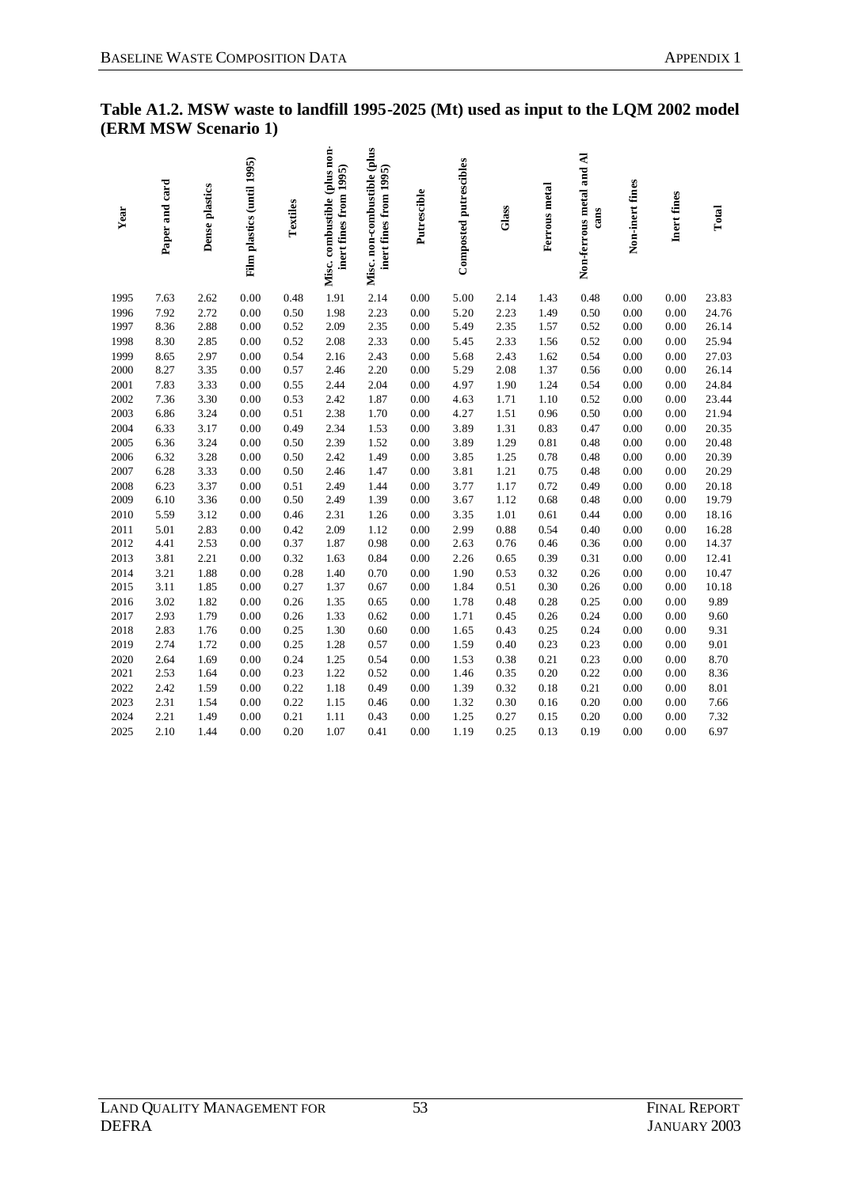**Table A1.2. MSW waste to landfill 1995-2025 (Mt) used as input to the LQM 2002 model (ERM MSW Scenario 1)**

| Year | Paper and card | Dense plastics | Film plastics (until 1995) | Textiles | Misc. combustible (plus non-inert fines from 1995) | Misc. non-combustible (plus inert fines from 1995) | Putrescible | Composted putrescibles | Glass | Ferrous metal | Non-ferrous metal and Al cans | Non-inert fines | Inert fines | Total |
|---|---|---|---|---|---|---|---|---|---|---|---|---|---|---|
| 1995 | 7.63 | 2.62 | 0.00 | 0.48 | 1.91 | 2.14 | 0.00 | 5.00 | 2.14 | 1.43 | 0.48 | 0.00 | 0.00 | 23.83 |
| 1996 | 7.92 | 2.72 | 0.00 | 0.50 | 1.98 | 2.23 | 0.00 | 5.20 | 2.23 | 1.49 | 0.50 | 0.00 | 0.00 | 24.76 |
| 1997 | 8.36 | 2.88 | 0.00 | 0.52 | 2.09 | 2.35 | 0.00 | 5.49 | 2.35 | 1.57 | 0.52 | 0.00 | 0.00 | 26.14 |
| 1998 | 8.30 | 2.85 | 0.00 | 0.52 | 2.08 | 2.33 | 0.00 | 5.45 | 2.33 | 1.56 | 0.52 | 0.00 | 0.00 | 25.94 |
| 1999 | 8.65 | 2.97 | 0.00 | 0.54 | 2.16 | 2.43 | 0.00 | 5.68 | 2.43 | 1.62 | 0.54 | 0.00 | 0.00 | 27.03 |
| 2000 | 8.27 | 3.35 | 0.00 | 0.57 | 2.46 | 2.20 | 0.00 | 5.29 | 2.08 | 1.37 | 0.56 | 0.00 | 0.00 | 26.14 |
| 2001 | 7.83 | 3.33 | 0.00 | 0.55 | 2.44 | 2.04 | 0.00 | 4.97 | 1.90 | 1.24 | 0.54 | 0.00 | 0.00 | 24.84 |
| 2002 | 7.36 | 3.30 | 0.00 | 0.53 | 2.42 | 1.87 | 0.00 | 4.63 | 1.71 | 1.10 | 0.52 | 0.00 | 0.00 | 23.44 |
| 2003 | 6.86 | 3.24 | 0.00 | 0.51 | 2.38 | 1.70 | 0.00 | 4.27 | 1.51 | 0.96 | 0.50 | 0.00 | 0.00 | 21.94 |
| 2004 | 6.33 | 3.17 | 0.00 | 0.49 | 2.34 | 1.53 | 0.00 | 3.89 | 1.31 | 0.83 | 0.47 | 0.00 | 0.00 | 20.35 |
| 2005 | 6.36 | 3.24 | 0.00 | 0.50 | 2.39 | 1.52 | 0.00 | 3.89 | 1.29 | 0.81 | 0.48 | 0.00 | 0.00 | 20.48 |
| 2006 | 6.32 | 3.28 | 0.00 | 0.50 | 2.42 | 1.49 | 0.00 | 3.85 | 1.25 | 0.78 | 0.48 | 0.00 | 0.00 | 20.39 |
| 2007 | 6.28 | 3.33 | 0.00 | 0.50 | 2.46 | 1.47 | 0.00 | 3.81 | 1.21 | 0.75 | 0.48 | 0.00 | 0.00 | 20.29 |
| 2008 | 6.23 | 3.37 | 0.00 | 0.51 | 2.49 | 1.44 | 0.00 | 3.77 | 1.17 | 0.72 | 0.49 | 0.00 | 0.00 | 20.18 |
| 2009 | 6.10 | 3.36 | 0.00 | 0.50 | 2.49 | 1.39 | 0.00 | 3.67 | 1.12 | 0.68 | 0.48 | 0.00 | 0.00 | 19.79 |
| 2010 | 5.59 | 3.12 | 0.00 | 0.46 | 2.31 | 1.26 | 0.00 | 3.35 | 1.01 | 0.61 | 0.44 | 0.00 | 0.00 | 18.16 |
| 2011 | 5.01 | 2.83 | 0.00 | 0.42 | 2.09 | 1.12 | 0.00 | 2.99 | 0.88 | 0.54 | 0.40 | 0.00 | 0.00 | 16.28 |
| 2012 | 4.41 | 2.53 | 0.00 | 0.37 | 1.87 | 0.98 | 0.00 | 2.63 | 0.76 | 0.46 | 0.36 | 0.00 | 0.00 | 14.37 |
| 2013 | 3.81 | 2.21 | 0.00 | 0.32 | 1.63 | 0.84 | 0.00 | 2.26 | 0.65 | 0.39 | 0.31 | 0.00 | 0.00 | 12.41 |
| 2014 | 3.21 | 1.88 | 0.00 | 0.28 | 1.40 | 0.70 | 0.00 | 1.90 | 0.53 | 0.32 | 0.26 | 0.00 | 0.00 | 10.47 |
| 2015 | 3.11 | 1.85 | 0.00 | 0.27 | 1.37 | 0.67 | 0.00 | 1.84 | 0.51 | 0.30 | 0.26 | 0.00 | 0.00 | 10.18 |
| 2016 | 3.02 | 1.82 | 0.00 | 0.26 | 1.35 | 0.65 | 0.00 | 1.78 | 0.48 | 0.28 | 0.25 | 0.00 | 0.00 | 9.89 |
| 2017 | 2.93 | 1.79 | 0.00 | 0.26 | 1.33 | 0.62 | 0.00 | 1.71 | 0.45 | 0.26 | 0.24 | 0.00 | 0.00 | 9.60 |
| 2018 | 2.83 | 1.76 | 0.00 | 0.25 | 1.30 | 0.60 | 0.00 | 1.65 | 0.43 | 0.25 | 0.24 | 0.00 | 0.00 | 9.31 |
| 2019 | 2.74 | 1.72 | 0.00 | 0.25 | 1.28 | 0.57 | 0.00 | 1.59 | 0.40 | 0.23 | 0.23 | 0.00 | 0.00 | 9.01 |
| 2020 | 2.64 | 1.69 | 0.00 | 0.24 | 1.25 | 0.54 | 0.00 | 1.53 | 0.38 | 0.21 | 0.23 | 0.00 | 0.00 | 8.70 |
| 2021 | 2.53 | 1.64 | 0.00 | 0.23 | 1.22 | 0.52 | 0.00 | 1.46 | 0.35 | 0.20 | 0.22 | 0.00 | 0.00 | 8.36 |
| 2022 | 2.42 | 1.59 | 0.00 | 0.22 | 1.18 | 0.49 | 0.00 | 1.39 | 0.32 | 0.18 | 0.21 | 0.00 | 0.00 | 8.01 |
| 2023 | 2.31 | 1.54 | 0.00 | 0.22 | 1.15 | 0.46 | 0.00 | 1.32 | 0.30 | 0.16 | 0.20 | 0.00 | 0.00 | 7.66 |
| 2024 | 2.21 | 1.49 | 0.00 | 0.21 | 1.11 | 0.43 | 0.00 | 1.25 | 0.27 | 0.15 | 0.20 | 0.00 | 0.00 | 7.32 |
| 2025 | 2.10 | 1.44 | 0.00 | 0.20 | 1.07 | 0.41 | 0.00 | 1.19 | 0.25 | 0.13 | 0.19 | 0.00 | 0.00 | 6.97 |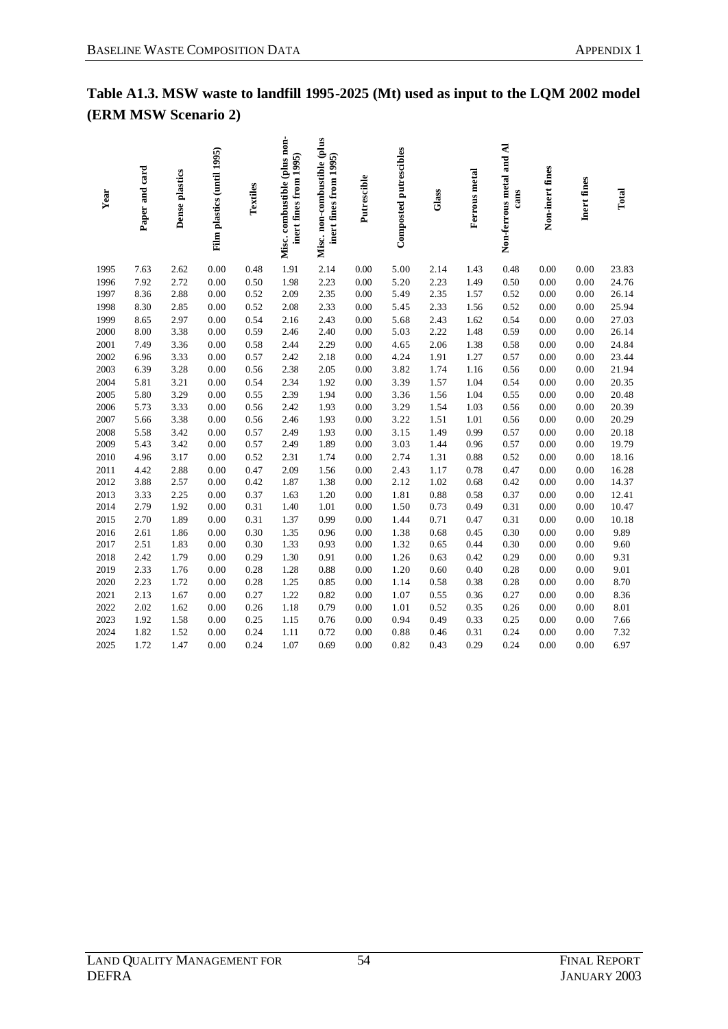## Table A1.3. MSW waste to landfill 1995-2025 (Mt) used as input to the LQM 2002 model (ERM MSW Scenario 2)

| Year | Paper and card | Dense plastics | Film plastics (until 1995) | Textiles | Misc. combustible (plus non-inert fines from 1995) | Misc. non-combustible (plus inert fines from 1995) | Putrescible | Composted putrescibles | Glass | Ferrous metal | Non-ferrous metal and Al cans | Non-inert fines | Inert fines | Total |
|---|---|---|---|---|---|---|---|---|---|---|---|---|---|---|
| 1995 | 7.63 | 2.62 | 0.00 | 0.48 | 1.91 | 2.14 | 0.00 | 5.00 | 2.14 | 1.43 | 0.48 | 0.00 | 0.00 | 23.83 |
| 1996 | 7.92 | 2.72 | 0.00 | 0.50 | 1.98 | 2.23 | 0.00 | 5.20 | 2.23 | 1.49 | 0.50 | 0.00 | 0.00 | 24.76 |
| 1997 | 8.36 | 2.88 | 0.00 | 0.52 | 2.09 | 2.35 | 0.00 | 5.49 | 2.35 | 1.57 | 0.52 | 0.00 | 0.00 | 26.14 |
| 1998 | 8.30 | 2.85 | 0.00 | 0.52 | 2.08 | 2.33 | 0.00 | 5.45 | 2.33 | 1.56 | 0.52 | 0.00 | 0.00 | 25.94 |
| 1999 | 8.65 | 2.97 | 0.00 | 0.54 | 2.16 | 2.43 | 0.00 | 5.68 | 2.43 | 1.62 | 0.54 | 0.00 | 0.00 | 27.03 |
| 2000 | 8.00 | 3.38 | 0.00 | 0.59 | 2.46 | 2.40 | 0.00 | 5.03 | 2.22 | 1.48 | 0.59 | 0.00 | 0.00 | 26.14 |
| 2001 | 7.49 | 3.36 | 0.00 | 0.58 | 2.44 | 2.29 | 0.00 | 4.65 | 2.06 | 1.38 | 0.58 | 0.00 | 0.00 | 24.84 |
| 2002 | 6.96 | 3.33 | 0.00 | 0.57 | 2.42 | 2.18 | 0.00 | 4.24 | 1.91 | 1.27 | 0.57 | 0.00 | 0.00 | 23.44 |
| 2003 | 6.39 | 3.28 | 0.00 | 0.56 | 2.38 | 2.05 | 0.00 | 3.82 | 1.74 | 1.16 | 0.56 | 0.00 | 0.00 | 21.94 |
| 2004 | 5.81 | 3.21 | 0.00 | 0.54 | 2.34 | 1.92 | 0.00 | 3.39 | 1.57 | 1.04 | 0.54 | 0.00 | 0.00 | 20.35 |
| 2005 | 5.80 | 3.29 | 0.00 | 0.55 | 2.39 | 1.94 | 0.00 | 3.36 | 1.56 | 1.04 | 0.55 | 0.00 | 0.00 | 20.48 |
| 2006 | 5.73 | 3.33 | 0.00 | 0.56 | 2.42 | 1.93 | 0.00 | 3.29 | 1.54 | 1.03 | 0.56 | 0.00 | 0.00 | 20.39 |
| 2007 | 5.66 | 3.38 | 0.00 | 0.56 | 2.46 | 1.93 | 0.00 | 3.22 | 1.51 | 1.01 | 0.56 | 0.00 | 0.00 | 20.29 |
| 2008 | 5.58 | 3.42 | 0.00 | 0.57 | 2.49 | 1.93 | 0.00 | 3.15 | 1.49 | 0.99 | 0.57 | 0.00 | 0.00 | 20.18 |
| 2009 | 5.43 | 3.42 | 0.00 | 0.57 | 2.49 | 1.89 | 0.00 | 3.03 | 1.44 | 0.96 | 0.57 | 0.00 | 0.00 | 19.79 |
| 2010 | 4.96 | 3.17 | 0.00 | 0.52 | 2.31 | 1.74 | 0.00 | 2.74 | 1.31 | 0.88 | 0.52 | 0.00 | 0.00 | 18.16 |
| 2011 | 4.42 | 2.88 | 0.00 | 0.47 | 2.09 | 1.56 | 0.00 | 2.43 | 1.17 | 0.78 | 0.47 | 0.00 | 0.00 | 16.28 |
| 2012 | 3.88 | 2.57 | 0.00 | 0.42 | 1.87 | 1.38 | 0.00 | 2.12 | 1.02 | 0.68 | 0.42 | 0.00 | 0.00 | 14.37 |
| 2013 | 3.33 | 2.25 | 0.00 | 0.37 | 1.63 | 1.20 | 0.00 | 1.81 | 0.88 | 0.58 | 0.37 | 0.00 | 0.00 | 12.41 |
| 2014 | 2.79 | 1.92 | 0.00 | 0.31 | 1.40 | 1.01 | 0.00 | 1.50 | 0.73 | 0.49 | 0.31 | 0.00 | 0.00 | 10.47 |
| 2015 | 2.70 | 1.89 | 0.00 | 0.31 | 1.37 | 0.99 | 0.00 | 1.44 | 0.71 | 0.47 | 0.31 | 0.00 | 0.00 | 10.18 |
| 2016 | 2.61 | 1.86 | 0.00 | 0.30 | 1.35 | 0.96 | 0.00 | 1.38 | 0.68 | 0.45 | 0.30 | 0.00 | 0.00 | 9.89 |
| 2017 | 2.51 | 1.83 | 0.00 | 0.30 | 1.33 | 0.93 | 0.00 | 1.32 | 0.65 | 0.44 | 0.30 | 0.00 | 0.00 | 9.60 |
| 2018 | 2.42 | 1.79 | 0.00 | 0.29 | 1.30 | 0.91 | 0.00 | 1.26 | 0.63 | 0.42 | 0.29 | 0.00 | 0.00 | 9.31 |
| 2019 | 2.33 | 1.76 | 0.00 | 0.28 | 1.28 | 0.88 | 0.00 | 1.20 | 0.60 | 0.40 | 0.28 | 0.00 | 0.00 | 9.01 |
| 2020 | 2.23 | 1.72 | 0.00 | 0.28 | 1.25 | 0.85 | 0.00 | 1.14 | 0.58 | 0.38 | 0.28 | 0.00 | 0.00 | 8.70 |
| 2021 | 2.13 | 1.67 | 0.00 | 0.27 | 1.22 | 0.82 | 0.00 | 1.07 | 0.55 | 0.36 | 0.27 | 0.00 | 0.00 | 8.36 |
| 2022 | 2.02 | 1.62 | 0.00 | 0.26 | 1.18 | 0.79 | 0.00 | 1.01 | 0.52 | 0.35 | 0.26 | 0.00 | 0.00 | 8.01 |
| 2023 | 1.92 | 1.58 | 0.00 | 0.25 | 1.15 | 0.76 | 0.00 | 0.94 | 0.49 | 0.33 | 0.25 | 0.00 | 0.00 | 7.66 |
| 2024 | 1.82 | 1.52 | 0.00 | 0.24 | 1.11 | 0.72 | 0.00 | 0.88 | 0.46 | 0.31 | 0.24 | 0.00 | 0.00 | 7.32 |
| 2025 | 1.72 | 1.47 | 0.00 | 0.24 | 1.07 | 0.69 | 0.00 | 0.82 | 0.43 | 0.29 | 0.24 | 0.00 | 0.00 | 6.97 |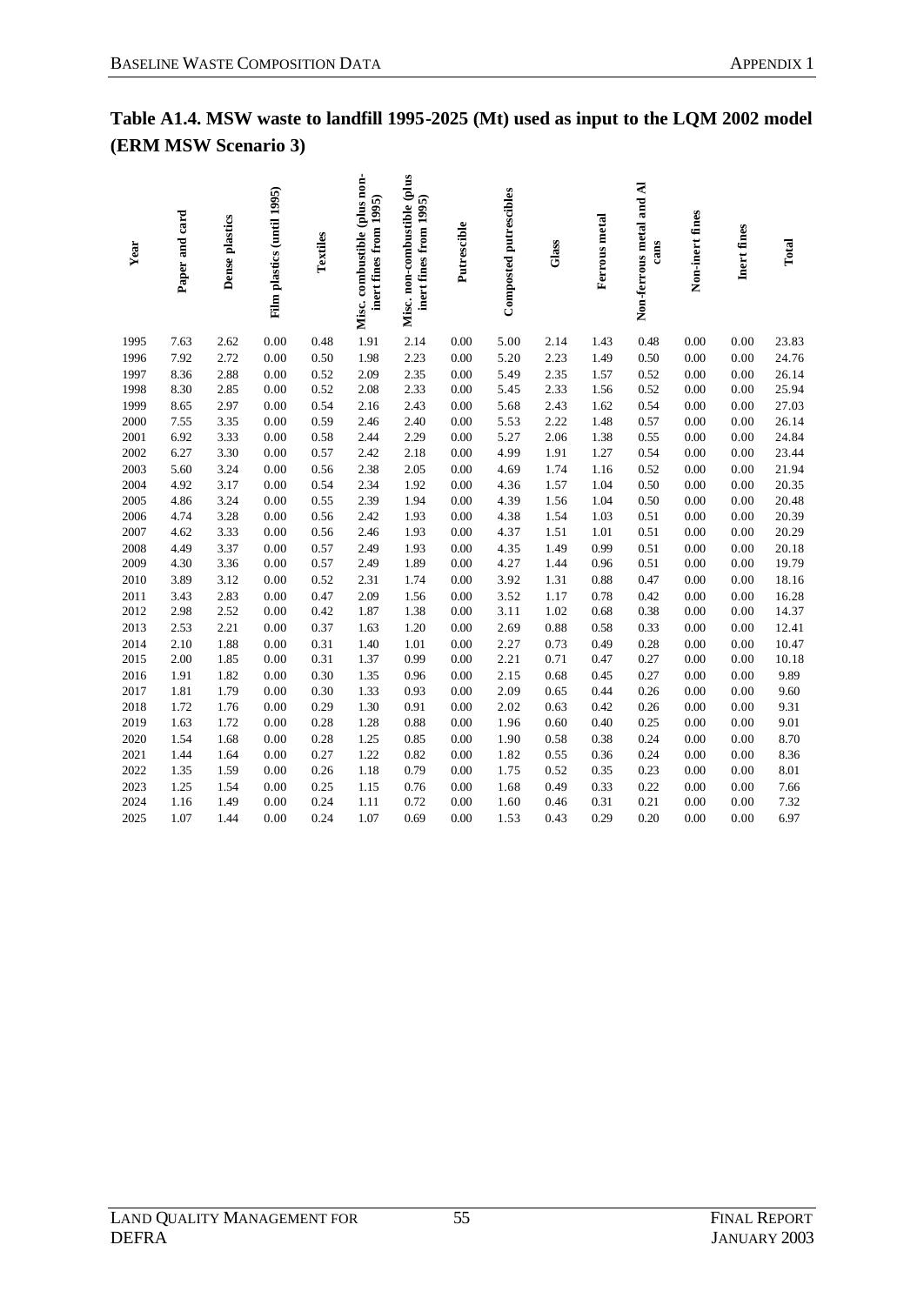## Table A1.4. MSW waste to landfill 1995-2025 (Mt) used as input to the LQM 2002 model (ERM MSW Scenario 3)

| Year | Paper and card | Dense plastics | Film plastics (until 1995) | Textiles | Misc. combustible (plus non-inert fines from 1995) | Misc. non-combustible (plus inert fines from 1995) | Putrescible | Composted putrescibles | Glass | Ferrous metal | Non-ferrous metal and Al cans | Non-inert fines | Inert fines | Total |
|---|---|---|---|---|---|---|---|---|---|---|---|---|---|---|
| 1995 | 7.63 | 2.62 | 0.00 | 0.48 | 1.91 | 2.14 | 0.00 | 5.00 | 2.14 | 1.43 | 0.48 | 0.00 | 0.00 | 23.83 |
| 1996 | 7.92 | 2.72 | 0.00 | 0.50 | 1.98 | 2.23 | 0.00 | 5.20 | 2.23 | 1.49 | 0.50 | 0.00 | 0.00 | 24.76 |
| 1997 | 8.36 | 2.88 | 0.00 | 0.52 | 2.09 | 2.35 | 0.00 | 5.49 | 2.35 | 1.57 | 0.52 | 0.00 | 0.00 | 26.14 |
| 1998 | 8.30 | 2.85 | 0.00 | 0.52 | 2.08 | 2.33 | 0.00 | 5.45 | 2.33 | 1.56 | 0.52 | 0.00 | 0.00 | 25.94 |
| 1999 | 8.65 | 2.97 | 0.00 | 0.54 | 2.16 | 2.43 | 0.00 | 5.68 | 2.43 | 1.62 | 0.54 | 0.00 | 0.00 | 27.03 |
| 2000 | 7.55 | 3.35 | 0.00 | 0.59 | 2.46 | 2.40 | 0.00 | 5.53 | 2.22 | 1.48 | 0.57 | 0.00 | 0.00 | 26.14 |
| 2001 | 6.92 | 3.33 | 0.00 | 0.58 | 2.44 | 2.29 | 0.00 | 5.27 | 2.06 | 1.38 | 0.55 | 0.00 | 0.00 | 24.84 |
| 2002 | 6.27 | 3.30 | 0.00 | 0.57 | 2.42 | 2.18 | 0.00 | 4.99 | 1.91 | 1.27 | 0.54 | 0.00 | 0.00 | 23.44 |
| 2003 | 5.60 | 3.24 | 0.00 | 0.56 | 2.38 | 2.05 | 0.00 | 4.69 | 1.74 | 1.16 | 0.52 | 0.00 | 0.00 | 21.94 |
| 2004 | 4.92 | 3.17 | 0.00 | 0.54 | 2.34 | 1.92 | 0.00 | 4.36 | 1.57 | 1.04 | 0.50 | 0.00 | 0.00 | 20.35 |
| 2005 | 4.86 | 3.24 | 0.00 | 0.55 | 2.39 | 1.94 | 0.00 | 4.39 | 1.56 | 1.04 | 0.50 | 0.00 | 0.00 | 20.48 |
| 2006 | 4.74 | 3.28 | 0.00 | 0.56 | 2.42 | 1.93 | 0.00 | 4.38 | 1.54 | 1.03 | 0.51 | 0.00 | 0.00 | 20.39 |
| 2007 | 4.62 | 3.33 | 0.00 | 0.56 | 2.46 | 1.93 | 0.00 | 4.37 | 1.51 | 1.01 | 0.51 | 0.00 | 0.00 | 20.29 |
| 2008 | 4.49 | 3.37 | 0.00 | 0.57 | 2.49 | 1.93 | 0.00 | 4.35 | 1.49 | 0.99 | 0.51 | 0.00 | 0.00 | 20.18 |
| 2009 | 4.30 | 3.36 | 0.00 | 0.57 | 2.49 | 1.89 | 0.00 | 4.27 | 1.44 | 0.96 | 0.51 | 0.00 | 0.00 | 19.79 |
| 2010 | 3.89 | 3.12 | 0.00 | 0.52 | 2.31 | 1.74 | 0.00 | 3.92 | 1.31 | 0.88 | 0.47 | 0.00 | 0.00 | 18.16 |
| 2011 | 3.43 | 2.83 | 0.00 | 0.47 | 2.09 | 1.56 | 0.00 | 3.52 | 1.17 | 0.78 | 0.42 | 0.00 | 0.00 | 16.28 |
| 2012 | 2.98 | 2.52 | 0.00 | 0.42 | 1.87 | 1.38 | 0.00 | 3.11 | 1.02 | 0.68 | 0.38 | 0.00 | 0.00 | 14.37 |
| 2013 | 2.53 | 2.21 | 0.00 | 0.37 | 1.63 | 1.20 | 0.00 | 2.69 | 0.88 | 0.58 | 0.33 | 0.00 | 0.00 | 12.41 |
| 2014 | 2.10 | 1.88 | 0.00 | 0.31 | 1.40 | 1.01 | 0.00 | 2.27 | 0.73 | 0.49 | 0.28 | 0.00 | 0.00 | 10.47 |
| 2015 | 2.00 | 1.85 | 0.00 | 0.31 | 1.37 | 0.99 | 0.00 | 2.21 | 0.71 | 0.47 | 0.27 | 0.00 | 0.00 | 10.18 |
| 2016 | 1.91 | 1.82 | 0.00 | 0.30 | 1.35 | 0.96 | 0.00 | 2.15 | 0.68 | 0.45 | 0.27 | 0.00 | 0.00 | 9.89 |
| 2017 | 1.81 | 1.79 | 0.00 | 0.30 | 1.33 | 0.93 | 0.00 | 2.09 | 0.65 | 0.44 | 0.26 | 0.00 | 0.00 | 9.60 |
| 2018 | 1.72 | 1.76 | 0.00 | 0.29 | 1.30 | 0.91 | 0.00 | 2.02 | 0.63 | 0.42 | 0.26 | 0.00 | 0.00 | 9.31 |
| 2019 | 1.63 | 1.72 | 0.00 | 0.28 | 1.28 | 0.88 | 0.00 | 1.96 | 0.60 | 0.40 | 0.25 | 0.00 | 0.00 | 9.01 |
| 2020 | 1.54 | 1.68 | 0.00 | 0.28 | 1.25 | 0.85 | 0.00 | 1.90 | 0.58 | 0.38 | 0.24 | 0.00 | 0.00 | 8.70 |
| 2021 | 1.44 | 1.64 | 0.00 | 0.27 | 1.22 | 0.82 | 0.00 | 1.82 | 0.55 | 0.36 | 0.24 | 0.00 | 0.00 | 8.36 |
| 2022 | 1.35 | 1.59 | 0.00 | 0.26 | 1.18 | 0.79 | 0.00 | 1.75 | 0.52 | 0.35 | 0.23 | 0.00 | 0.00 | 8.01 |
| 2023 | 1.25 | 1.54 | 0.00 | 0.25 | 1.15 | 0.76 | 0.00 | 1.68 | 0.49 | 0.33 | 0.22 | 0.00 | 0.00 | 7.66 |
| 2024 | 1.16 | 1.49 | 0.00 | 0.24 | 1.11 | 0.72 | 0.00 | 1.60 | 0.46 | 0.31 | 0.21 | 0.00 | 0.00 | 7.32 |
| 2025 | 1.07 | 1.44 | 0.00 | 0.24 | 1.07 | 0.69 | 0.00 | 1.53 | 0.43 | 0.29 | 0.20 | 0.00 | 0.00 | 6.97 |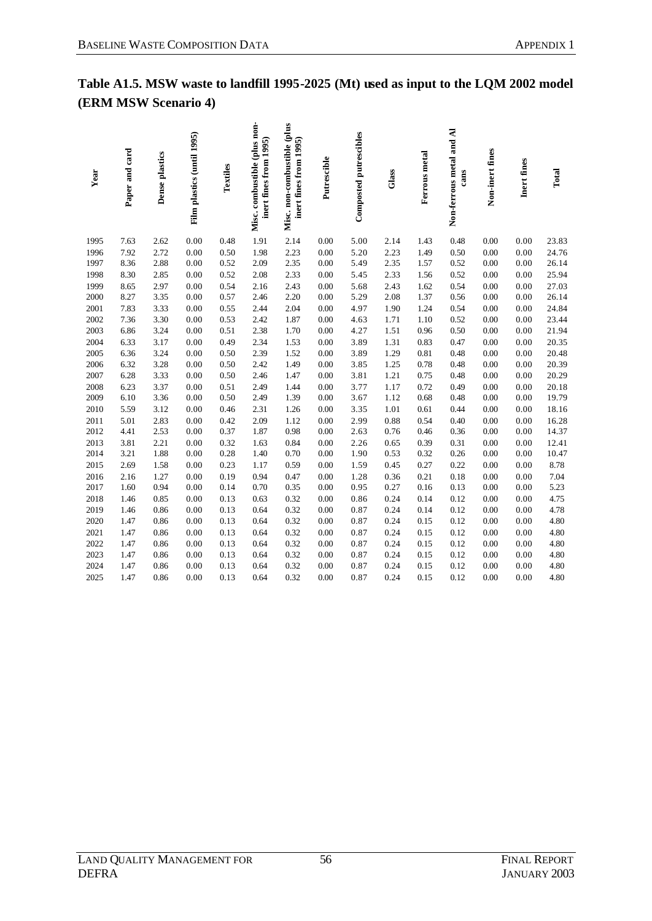**Table A1.5. MSW waste to landfill 1995-2025 (Mt) used as input to the LQM 2002 model (ERM MSW Scenario 4)**

| Year | Paper and card | Dense plastics | Film plastics (until 1995) | Textiles | Misc. combustible (plus non-inert fines from 1995) | Misc. non-combustible (plus inert fines from 1995) | Putrescible | Composted putrescibles | Glass | Ferrous metal | Non-ferrous metal and Al cans | Non-inert fines | Inert fines | Total |
|---|---|---|---|---|---|---|---|---|---|---|---|---|---|---|
| 1995 | 7.63 | 2.62 | 0.00 | 0.48 | 1.91 | 2.14 | 0.00 | 5.00 | 2.14 | 1.43 | 0.48 | 0.00 | 0.00 | 23.83 |
| 1996 | 7.92 | 2.72 | 0.00 | 0.50 | 1.98 | 2.23 | 0.00 | 5.20 | 2.23 | 1.49 | 0.50 | 0.00 | 0.00 | 24.76 |
| 1997 | 8.36 | 2.88 | 0.00 | 0.52 | 2.09 | 2.35 | 0.00 | 5.49 | 2.35 | 1.57 | 0.52 | 0.00 | 0.00 | 26.14 |
| 1998 | 8.30 | 2.85 | 0.00 | 0.52 | 2.08 | 2.33 | 0.00 | 5.45 | 2.33 | 1.56 | 0.52 | 0.00 | 0.00 | 25.94 |
| 1999 | 8.65 | 2.97 | 0.00 | 0.54 | 2.16 | 2.43 | 0.00 | 5.68 | 2.43 | 1.62 | 0.54 | 0.00 | 0.00 | 27.03 |
| 2000 | 8.27 | 3.35 | 0.00 | 0.57 | 2.46 | 2.20 | 0.00 | 5.29 | 2.08 | 1.37 | 0.56 | 0.00 | 0.00 | 26.14 |
| 2001 | 7.83 | 3.33 | 0.00 | 0.55 | 2.44 | 2.04 | 0.00 | 4.97 | 1.90 | 1.24 | 0.54 | 0.00 | 0.00 | 24.84 |
| 2002 | 7.36 | 3.30 | 0.00 | 0.53 | 2.42 | 1.87 | 0.00 | 4.63 | 1.71 | 1.10 | 0.52 | 0.00 | 0.00 | 23.44 |
| 2003 | 6.86 | 3.24 | 0.00 | 0.51 | 2.38 | 1.70 | 0.00 | 4.27 | 1.51 | 0.96 | 0.50 | 0.00 | 0.00 | 21.94 |
| 2004 | 6.33 | 3.17 | 0.00 | 0.49 | 2.34 | 1.53 | 0.00 | 3.89 | 1.31 | 0.83 | 0.47 | 0.00 | 0.00 | 20.35 |
| 2005 | 6.36 | 3.24 | 0.00 | 0.50 | 2.39 | 1.52 | 0.00 | 3.89 | 1.29 | 0.81 | 0.48 | 0.00 | 0.00 | 20.48 |
| 2006 | 6.32 | 3.28 | 0.00 | 0.50 | 2.42 | 1.49 | 0.00 | 3.85 | 1.25 | 0.78 | 0.48 | 0.00 | 0.00 | 20.39 |
| 2007 | 6.28 | 3.33 | 0.00 | 0.50 | 2.46 | 1.47 | 0.00 | 3.81 | 1.21 | 0.75 | 0.48 | 0.00 | 0.00 | 20.29 |
| 2008 | 6.23 | 3.37 | 0.00 | 0.51 | 2.49 | 1.44 | 0.00 | 3.77 | 1.17 | 0.72 | 0.49 | 0.00 | 0.00 | 20.18 |
| 2009 | 6.10 | 3.36 | 0.00 | 0.50 | 2.49 | 1.39 | 0.00 | 3.67 | 1.12 | 0.68 | 0.48 | 0.00 | 0.00 | 19.79 |
| 2010 | 5.59 | 3.12 | 0.00 | 0.46 | 2.31 | 1.26 | 0.00 | 3.35 | 1.01 | 0.61 | 0.44 | 0.00 | 0.00 | 18.16 |
| 2011 | 5.01 | 2.83 | 0.00 | 0.42 | 2.09 | 1.12 | 0.00 | 2.99 | 0.88 | 0.54 | 0.40 | 0.00 | 0.00 | 16.28 |
| 2012 | 4.41 | 2.53 | 0.00 | 0.37 | 1.87 | 0.98 | 0.00 | 2.63 | 0.76 | 0.46 | 0.36 | 0.00 | 0.00 | 14.37 |
| 2013 | 3.81 | 2.21 | 0.00 | 0.32 | 1.63 | 0.84 | 0.00 | 2.26 | 0.65 | 0.39 | 0.31 | 0.00 | 0.00 | 12.41 |
| 2014 | 3.21 | 1.88 | 0.00 | 0.28 | 1.40 | 0.70 | 0.00 | 1.90 | 0.53 | 0.32 | 0.26 | 0.00 | 0.00 | 10.47 |
| 2015 | 2.69 | 1.58 | 0.00 | 0.23 | 1.17 | 0.59 | 0.00 | 1.59 | 0.45 | 0.27 | 0.22 | 0.00 | 0.00 | 8.78 |
| 2016 | 2.16 | 1.27 | 0.00 | 0.19 | 0.94 | 0.47 | 0.00 | 1.28 | 0.36 | 0.21 | 0.18 | 0.00 | 0.00 | 7.04 |
| 2017 | 1.60 | 0.94 | 0.00 | 0.14 | 0.70 | 0.35 | 0.00 | 0.95 | 0.27 | 0.16 | 0.13 | 0.00 | 0.00 | 5.23 |
| 2018 | 1.46 | 0.85 | 0.00 | 0.13 | 0.63 | 0.32 | 0.00 | 0.86 | 0.24 | 0.14 | 0.12 | 0.00 | 0.00 | 4.75 |
| 2019 | 1.46 | 0.86 | 0.00 | 0.13 | 0.64 | 0.32 | 0.00 | 0.87 | 0.24 | 0.14 | 0.12 | 0.00 | 0.00 | 4.78 |
| 2020 | 1.47 | 0.86 | 0.00 | 0.13 | 0.64 | 0.32 | 0.00 | 0.87 | 0.24 | 0.15 | 0.12 | 0.00 | 0.00 | 4.80 |
| 2021 | 1.47 | 0.86 | 0.00 | 0.13 | 0.64 | 0.32 | 0.00 | 0.87 | 0.24 | 0.15 | 0.12 | 0.00 | 0.00 | 4.80 |
| 2022 | 1.47 | 0.86 | 0.00 | 0.13 | 0.64 | 0.32 | 0.00 | 0.87 | 0.24 | 0.15 | 0.12 | 0.00 | 0.00 | 4.80 |
| 2023 | 1.47 | 0.86 | 0.00 | 0.13 | 0.64 | 0.32 | 0.00 | 0.87 | 0.24 | 0.15 | 0.12 | 0.00 | 0.00 | 4.80 |
| 2024 | 1.47 | 0.86 | 0.00 | 0.13 | 0.64 | 0.32 | 0.00 | 0.87 | 0.24 | 0.15 | 0.12 | 0.00 | 0.00 | 4.80 |
| 2025 | 1.47 | 0.86 | 0.00 | 0.13 | 0.64 | 0.32 | 0.00 | 0.87 | 0.24 | 0.15 | 0.12 | 0.00 | 0.00 | 4.80 |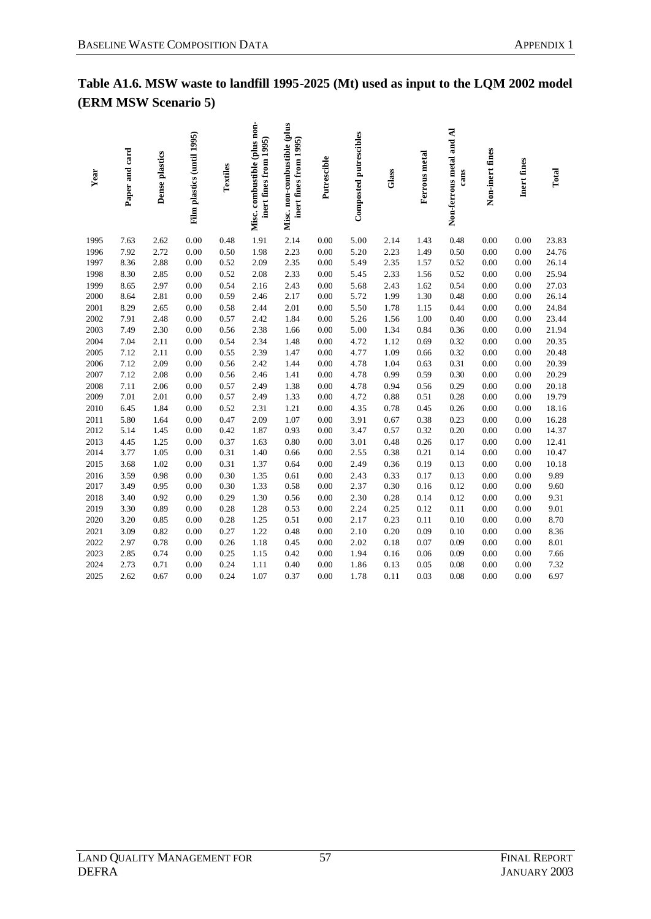## Table A1.6. MSW waste to landfill 1995-2025 (Mt) used as input to the LQM 2002 model (ERM MSW Scenario 5)

| Year | Paper and card | Dense plastics | Film plastics (until 1995) | Textiles | Misc. combustible (plus non-inert fines from 1995) | Misc. non-combustible (plus inert fines from 1995) | Putrescible | Composted putrescibles | Glass | Ferrous metal | Non-ferrous metal and Al cans | Non-inert fines | Inert fines | Total |
|---|---|---|---|---|---|---|---|---|---|---|---|---|---|---|
| 1995 | 7.63 | 2.62 | 0.00 | 0.48 | 1.91 | 2.14 | 0.00 | 5.00 | 2.14 | 1.43 | 0.48 | 0.00 | 0.00 | 23.83 |
| 1996 | 7.92 | 2.72 | 0.00 | 0.50 | 1.98 | 2.23 | 0.00 | 5.20 | 2.23 | 1.49 | 0.50 | 0.00 | 0.00 | 24.76 |
| 1997 | 8.36 | 2.88 | 0.00 | 0.52 | 2.09 | 2.35 | 0.00 | 5.49 | 2.35 | 1.57 | 0.52 | 0.00 | 0.00 | 26.14 |
| 1998 | 8.30 | 2.85 | 0.00 | 0.52 | 2.08 | 2.33 | 0.00 | 5.45 | 2.33 | 1.56 | 0.52 | 0.00 | 0.00 | 25.94 |
| 1999 | 8.65 | 2.97 | 0.00 | 0.54 | 2.16 | 2.43 | 0.00 | 5.68 | 2.43 | 1.62 | 0.54 | 0.00 | 0.00 | 27.03 |
| 2000 | 8.64 | 2.81 | 0.00 | 0.59 | 2.46 | 2.17 | 0.00 | 5.72 | 1.99 | 1.30 | 0.48 | 0.00 | 0.00 | 26.14 |
| 2001 | 8.29 | 2.65 | 0.00 | 0.58 | 2.44 | 2.01 | 0.00 | 5.50 | 1.78 | 1.15 | 0.44 | 0.00 | 0.00 | 24.84 |
| 2002 | 7.91 | 2.48 | 0.00 | 0.57 | 2.42 | 1.84 | 0.00 | 5.26 | 1.56 | 1.00 | 0.40 | 0.00 | 0.00 | 23.44 |
| 2003 | 7.49 | 2.30 | 0.00 | 0.56 | 2.38 | 1.66 | 0.00 | 5.00 | 1.34 | 0.84 | 0.36 | 0.00 | 0.00 | 21.94 |
| 2004 | 7.04 | 2.11 | 0.00 | 0.54 | 2.34 | 1.48 | 0.00 | 4.72 | 1.12 | 0.69 | 0.32 | 0.00 | 0.00 | 20.35 |
| 2005 | 7.12 | 2.11 | 0.00 | 0.55 | 2.39 | 1.47 | 0.00 | 4.77 | 1.09 | 0.66 | 0.32 | 0.00 | 0.00 | 20.48 |
| 2006 | 7.12 | 2.09 | 0.00 | 0.56 | 2.42 | 1.44 | 0.00 | 4.78 | 1.04 | 0.63 | 0.31 | 0.00 | 0.00 | 20.39 |
| 2007 | 7.12 | 2.08 | 0.00 | 0.56 | 2.46 | 1.41 | 0.00 | 4.78 | 0.99 | 0.59 | 0.30 | 0.00 | 0.00 | 20.29 |
| 2008 | 7.11 | 2.06 | 0.00 | 0.57 | 2.49 | 1.38 | 0.00 | 4.78 | 0.94 | 0.56 | 0.29 | 0.00 | 0.00 | 20.18 |
| 2009 | 7.01 | 2.01 | 0.00 | 0.57 | 2.49 | 1.33 | 0.00 | 4.72 | 0.88 | 0.51 | 0.28 | 0.00 | 0.00 | 19.79 |
| 2010 | 6.45 | 1.84 | 0.00 | 0.52 | 2.31 | 1.21 | 0.00 | 4.35 | 0.78 | 0.45 | 0.26 | 0.00 | 0.00 | 18.16 |
| 2011 | 5.80 | 1.64 | 0.00 | 0.47 | 2.09 | 1.07 | 0.00 | 3.91 | 0.67 | 0.38 | 0.23 | 0.00 | 0.00 | 16.28 |
| 2012 | 5.14 | 1.45 | 0.00 | 0.42 | 1.87 | 0.93 | 0.00 | 3.47 | 0.57 | 0.32 | 0.20 | 0.00 | 0.00 | 14.37 |
| 2013 | 4.45 | 1.25 | 0.00 | 0.37 | 1.63 | 0.80 | 0.00 | 3.01 | 0.48 | 0.26 | 0.17 | 0.00 | 0.00 | 12.41 |
| 2014 | 3.77 | 1.05 | 0.00 | 0.31 | 1.40 | 0.66 | 0.00 | 2.55 | 0.38 | 0.21 | 0.14 | 0.00 | 0.00 | 10.47 |
| 2015 | 3.68 | 1.02 | 0.00 | 0.31 | 1.37 | 0.64 | 0.00 | 2.49 | 0.36 | 0.19 | 0.13 | 0.00 | 0.00 | 10.18 |
| 2016 | 3.59 | 0.98 | 0.00 | 0.30 | 1.35 | 0.61 | 0.00 | 2.43 | 0.33 | 0.17 | 0.13 | 0.00 | 0.00 | 9.89 |
| 2017 | 3.49 | 0.95 | 0.00 | 0.30 | 1.33 | 0.58 | 0.00 | 2.37 | 0.30 | 0.16 | 0.12 | 0.00 | 0.00 | 9.60 |
| 2018 | 3.40 | 0.92 | 0.00 | 0.29 | 1.30 | 0.56 | 0.00 | 2.30 | 0.28 | 0.14 | 0.12 | 0.00 | 0.00 | 9.31 |
| 2019 | 3.30 | 0.89 | 0.00 | 0.28 | 1.28 | 0.53 | 0.00 | 2.24 | 0.25 | 0.12 | 0.11 | 0.00 | 0.00 | 9.01 |
| 2020 | 3.20 | 0.85 | 0.00 | 0.28 | 1.25 | 0.51 | 0.00 | 2.17 | 0.23 | 0.11 | 0.10 | 0.00 | 0.00 | 8.70 |
| 2021 | 3.09 | 0.82 | 0.00 | 0.27 | 1.22 | 0.48 | 0.00 | 2.10 | 0.20 | 0.09 | 0.10 | 0.00 | 0.00 | 8.36 |
| 2022 | 2.97 | 0.78 | 0.00 | 0.26 | 1.18 | 0.45 | 0.00 | 2.02 | 0.18 | 0.07 | 0.09 | 0.00 | 0.00 | 8.01 |
| 2023 | 2.85 | 0.74 | 0.00 | 0.25 | 1.15 | 0.42 | 0.00 | 1.94 | 0.16 | 0.06 | 0.09 | 0.00 | 0.00 | 7.66 |
| 2024 | 2.73 | 0.71 | 0.00 | 0.24 | 1.11 | 0.40 | 0.00 | 1.86 | 0.13 | 0.05 | 0.08 | 0.00 | 0.00 | 7.32 |
| 2025 | 2.62 | 0.67 | 0.00 | 0.24 | 1.07 | 0.37 | 0.00 | 1.78 | 0.11 | 0.03 | 0.08 | 0.00 | 0.00 | 6.97 |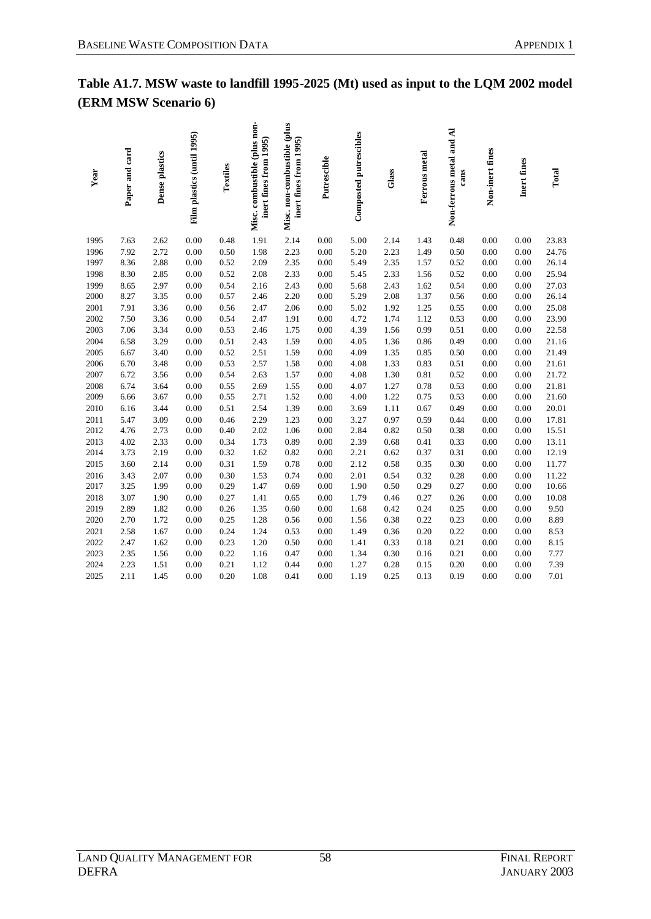**Table A1.7. MSW waste to landfill 1995-2025 (Mt) used as input to the LQM 2002 model (ERM MSW Scenario 6)**

| Year | Paper and card | Dense plastics | Film plastics (until 1995) | Textiles | Misc. combustible (plus non-inert fines from 1995) | Misc. non-combustible (plus inert fines from 1995) | Putrescible | Composted putrescibles | Glass | Ferrous metal | Non-ferrous metal and Al cans | Non-inert fines | Inert fines | Total |
|---|---|---|---|---|---|---|---|---|---|---|---|---|---|---|
| 1995 | 7.63 | 2.62 | 0.00 | 0.48 | 1.91 | 2.14 | 0.00 | 5.00 | 2.14 | 1.43 | 0.48 | 0.00 | 0.00 | 23.83 |
| 1996 | 7.92 | 2.72 | 0.00 | 0.50 | 1.98 | 2.23 | 0.00 | 5.20 | 2.23 | 1.49 | 0.50 | 0.00 | 0.00 | 24.76 |
| 1997 | 8.36 | 2.88 | 0.00 | 0.52 | 2.09 | 2.35 | 0.00 | 5.49 | 2.35 | 1.57 | 0.52 | 0.00 | 0.00 | 26.14 |
| 1998 | 8.30 | 2.85 | 0.00 | 0.52 | 2.08 | 2.33 | 0.00 | 5.45 | 2.33 | 1.56 | 0.52 | 0.00 | 0.00 | 25.94 |
| 1999 | 8.65 | 2.97 | 0.00 | 0.54 | 2.16 | 2.43 | 0.00 | 5.68 | 2.43 | 1.62 | 0.54 | 0.00 | 0.00 | 27.03 |
| 2000 | 8.27 | 3.35 | 0.00 | 0.57 | 2.46 | 2.20 | 0.00 | 5.29 | 2.08 | 1.37 | 0.56 | 0.00 | 0.00 | 26.14 |
| 2001 | 7.91 | 3.36 | 0.00 | 0.56 | 2.47 | 2.06 | 0.00 | 5.02 | 1.92 | 1.25 | 0.55 | 0.00 | 0.00 | 25.08 |
| 2002 | 7.50 | 3.36 | 0.00 | 0.54 | 2.47 | 1.91 | 0.00 | 4.72 | 1.74 | 1.12 | 0.53 | 0.00 | 0.00 | 23.90 |
| 2003 | 7.06 | 3.34 | 0.00 | 0.53 | 2.46 | 1.75 | 0.00 | 4.39 | 1.56 | 0.99 | 0.51 | 0.00 | 0.00 | 22.58 |
| 2004 | 6.58 | 3.29 | 0.00 | 0.51 | 2.43 | 1.59 | 0.00 | 4.05 | 1.36 | 0.86 | 0.49 | 0.00 | 0.00 | 21.16 |
| 2005 | 6.67 | 3.40 | 0.00 | 0.52 | 2.51 | 1.59 | 0.00 | 4.09 | 1.35 | 0.85 | 0.50 | 0.00 | 0.00 | 21.49 |
| 2006 | 6.70 | 3.48 | 0.00 | 0.53 | 2.57 | 1.58 | 0.00 | 4.08 | 1.33 | 0.83 | 0.51 | 0.00 | 0.00 | 21.61 |
| 2007 | 6.72 | 3.56 | 0.00 | 0.54 | 2.63 | 1.57 | 0.00 | 4.08 | 1.30 | 0.81 | 0.52 | 0.00 | 0.00 | 21.72 |
| 2008 | 6.74 | 3.64 | 0.00 | 0.55 | 2.69 | 1.55 | 0.00 | 4.07 | 1.27 | 0.78 | 0.53 | 0.00 | 0.00 | 21.81 |
| 2009 | 6.66 | 3.67 | 0.00 | 0.55 | 2.71 | 1.52 | 0.00 | 4.00 | 1.22 | 0.75 | 0.53 | 0.00 | 0.00 | 21.60 |
| 2010 | 6.16 | 3.44 | 0.00 | 0.51 | 2.54 | 1.39 | 0.00 | 3.69 | 1.11 | 0.67 | 0.49 | 0.00 | 0.00 | 20.01 |
| 2011 | 5.47 | 3.09 | 0.00 | 0.46 | 2.29 | 1.23 | 0.00 | 3.27 | 0.97 | 0.59 | 0.44 | 0.00 | 0.00 | 17.81 |
| 2012 | 4.76 | 2.73 | 0.00 | 0.40 | 2.02 | 1.06 | 0.00 | 2.84 | 0.82 | 0.50 | 0.38 | 0.00 | 0.00 | 15.51 |
| 2013 | 4.02 | 2.33 | 0.00 | 0.34 | 1.73 | 0.89 | 0.00 | 2.39 | 0.68 | 0.41 | 0.33 | 0.00 | 0.00 | 13.11 |
| 2014 | 3.73 | 2.19 | 0.00 | 0.32 | 1.62 | 0.82 | 0.00 | 2.21 | 0.62 | 0.37 | 0.31 | 0.00 | 0.00 | 12.19 |
| 2015 | 3.60 | 2.14 | 0.00 | 0.31 | 1.59 | 0.78 | 0.00 | 2.12 | 0.58 | 0.35 | 0.30 | 0.00 | 0.00 | 11.77 |
| 2016 | 3.43 | 2.07 | 0.00 | 0.30 | 1.53 | 0.74 | 0.00 | 2.01 | 0.54 | 0.32 | 0.28 | 0.00 | 0.00 | 11.22 |
| 2017 | 3.25 | 1.99 | 0.00 | 0.29 | 1.47 | 0.69 | 0.00 | 1.90 | 0.50 | 0.29 | 0.27 | 0.00 | 0.00 | 10.66 |
| 2018 | 3.07 | 1.90 | 0.00 | 0.27 | 1.41 | 0.65 | 0.00 | 1.79 | 0.46 | 0.27 | 0.26 | 0.00 | 0.00 | 10.08 |
| 2019 | 2.89 | 1.82 | 0.00 | 0.26 | 1.35 | 0.60 | 0.00 | 1.68 | 0.42 | 0.24 | 0.25 | 0.00 | 0.00 | 9.50 |
| 2020 | 2.70 | 1.72 | 0.00 | 0.25 | 1.28 | 0.56 | 0.00 | 1.56 | 0.38 | 0.22 | 0.23 | 0.00 | 0.00 | 8.89 |
| 2021 | 2.58 | 1.67 | 0.00 | 0.24 | 1.24 | 0.53 | 0.00 | 1.49 | 0.36 | 0.20 | 0.22 | 0.00 | 0.00 | 8.53 |
| 2022 | 2.47 | 1.62 | 0.00 | 0.23 | 1.20 | 0.50 | 0.00 | 1.41 | 0.33 | 0.18 | 0.21 | 0.00 | 0.00 | 8.15 |
| 2023 | 2.35 | 1.56 | 0.00 | 0.22 | 1.16 | 0.47 | 0.00 | 1.34 | 0.30 | 0.16 | 0.21 | 0.00 | 0.00 | 7.77 |
| 2024 | 2.23 | 1.51 | 0.00 | 0.21 | 1.12 | 0.44 | 0.00 | 1.27 | 0.28 | 0.15 | 0.20 | 0.00 | 0.00 | 7.39 |
| 2025 | 2.11 | 1.45 | 0.00 | 0.20 | 1.08 | 0.41 | 0.00 | 1.19 | 0.25 | 0.13 | 0.19 | 0.00 | 0.00 | 7.01 |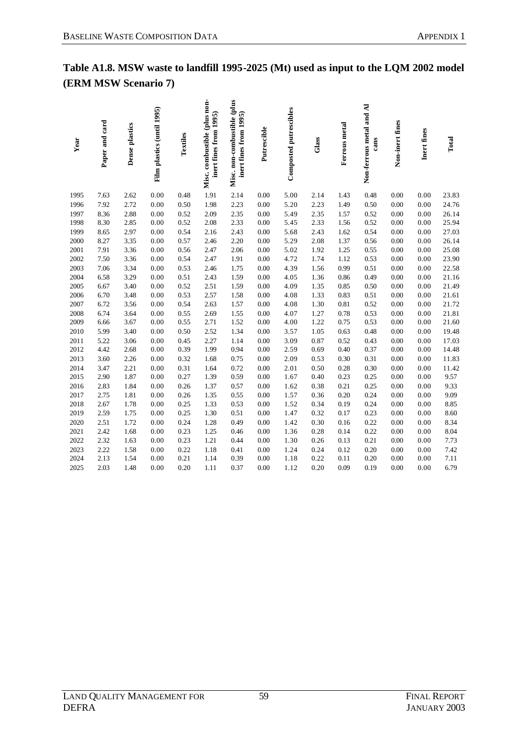## Table A1.8. MSW waste to landfill 1995-2025 (Mt) used as input to the LQM 2002 model (ERM MSW Scenario 7)

| Year | Paper and card | Dense plastics | Film plastics (until 1995) | Textiles | Misc. combustible (plus non-inert fines from 1995) | Misc. non-combustible (plus inert fines from 1995) | Putrescible | Composted putrescibles | Glass | Ferrous metal | Non-ferrous metal and Al cans | Non-inert fines | Inert fines | Total |
|---|---|---|---|---|---|---|---|---|---|---|---|---|---|---|
| 1995 | 7.63 | 2.62 | 0.00 | 0.48 | 1.91 | 2.14 | 0.00 | 5.00 | 2.14 | 1.43 | 0.48 | 0.00 | 0.00 | 23.83 |
| 1996 | 7.92 | 2.72 | 0.00 | 0.50 | 1.98 | 2.23 | 0.00 | 5.20 | 2.23 | 1.49 | 0.50 | 0.00 | 0.00 | 24.76 |
| 1997 | 8.36 | 2.88 | 0.00 | 0.52 | 2.09 | 2.35 | 0.00 | 5.49 | 2.35 | 1.57 | 0.52 | 0.00 | 0.00 | 26.14 |
| 1998 | 8.30 | 2.85 | 0.00 | 0.52 | 2.08 | 2.33 | 0.00 | 5.45 | 2.33 | 1.56 | 0.52 | 0.00 | 0.00 | 25.94 |
| 1999 | 8.65 | 2.97 | 0.00 | 0.54 | 2.16 | 2.43 | 0.00 | 5.68 | 2.43 | 1.62 | 0.54 | 0.00 | 0.00 | 27.03 |
| 2000 | 8.27 | 3.35 | 0.00 | 0.57 | 2.46 | 2.20 | 0.00 | 5.29 | 2.08 | 1.37 | 0.56 | 0.00 | 0.00 | 26.14 |
| 2001 | 7.91 | 3.36 | 0.00 | 0.56 | 2.47 | 2.06 | 0.00 | 5.02 | 1.92 | 1.25 | 0.55 | 0.00 | 0.00 | 25.08 |
| 2002 | 7.50 | 3.36 | 0.00 | 0.54 | 2.47 | 1.91 | 0.00 | 4.72 | 1.74 | 1.12 | 0.53 | 0.00 | 0.00 | 23.90 |
| 2003 | 7.06 | 3.34 | 0.00 | 0.53 | 2.46 | 1.75 | 0.00 | 4.39 | 1.56 | 0.99 | 0.51 | 0.00 | 0.00 | 22.58 |
| 2004 | 6.58 | 3.29 | 0.00 | 0.51 | 2.43 | 1.59 | 0.00 | 4.05 | 1.36 | 0.86 | 0.49 | 0.00 | 0.00 | 21.16 |
| 2005 | 6.67 | 3.40 | 0.00 | 0.52 | 2.51 | 1.59 | 0.00 | 4.09 | 1.35 | 0.85 | 0.50 | 0.00 | 0.00 | 21.49 |
| 2006 | 6.70 | 3.48 | 0.00 | 0.53 | 2.57 | 1.58 | 0.00 | 4.08 | 1.33 | 0.83 | 0.51 | 0.00 | 0.00 | 21.61 |
| 2007 | 6.72 | 3.56 | 0.00 | 0.54 | 2.63 | 1.57 | 0.00 | 4.08 | 1.30 | 0.81 | 0.52 | 0.00 | 0.00 | 21.72 |
| 2008 | 6.74 | 3.64 | 0.00 | 0.55 | 2.69 | 1.55 | 0.00 | 4.07 | 1.27 | 0.78 | 0.53 | 0.00 | 0.00 | 21.81 |
| 2009 | 6.66 | 3.67 | 0.00 | 0.55 | 2.71 | 1.52 | 0.00 | 4.00 | 1.22 | 0.75 | 0.53 | 0.00 | 0.00 | 21.60 |
| 2010 | 5.99 | 3.40 | 0.00 | 0.50 | 2.52 | 1.34 | 0.00 | 3.57 | 1.05 | 0.63 | 0.48 | 0.00 | 0.00 | 19.48 |
| 2011 | 5.22 | 3.06 | 0.00 | 0.45 | 2.27 | 1.14 | 0.00 | 3.09 | 0.87 | 0.52 | 0.43 | 0.00 | 0.00 | 17.03 |
| 2012 | 4.42 | 2.68 | 0.00 | 0.39 | 1.99 | 0.94 | 0.00 | 2.59 | 0.69 | 0.40 | 0.37 | 0.00 | 0.00 | 14.48 |
| 2013 | 3.60 | 2.26 | 0.00 | 0.32 | 1.68 | 0.75 | 0.00 | 2.09 | 0.53 | 0.30 | 0.31 | 0.00 | 0.00 | 11.83 |
| 2014 | 3.47 | 2.21 | 0.00 | 0.31 | 1.64 | 0.72 | 0.00 | 2.01 | 0.50 | 0.28 | 0.30 | 0.00 | 0.00 | 11.42 |
| 2015 | 2.90 | 1.87 | 0.00 | 0.27 | 1.39 | 0.59 | 0.00 | 1.67 | 0.40 | 0.23 | 0.25 | 0.00 | 0.00 | 9.57 |
| 2016 | 2.83 | 1.84 | 0.00 | 0.26 | 1.37 | 0.57 | 0.00 | 1.62 | 0.38 | 0.21 | 0.25 | 0.00 | 0.00 | 9.33 |
| 2017 | 2.75 | 1.81 | 0.00 | 0.26 | 1.35 | 0.55 | 0.00 | 1.57 | 0.36 | 0.20 | 0.24 | 0.00 | 0.00 | 9.09 |
| 2018 | 2.67 | 1.78 | 0.00 | 0.25 | 1.33 | 0.53 | 0.00 | 1.52 | 0.34 | 0.19 | 0.24 | 0.00 | 0.00 | 8.85 |
| 2019 | 2.59 | 1.75 | 0.00 | 0.25 | 1.30 | 0.51 | 0.00 | 1.47 | 0.32 | 0.17 | 0.23 | 0.00 | 0.00 | 8.60 |
| 2020 | 2.51 | 1.72 | 0.00 | 0.24 | 1.28 | 0.49 | 0.00 | 1.42 | 0.30 | 0.16 | 0.22 | 0.00 | 0.00 | 8.34 |
| 2021 | 2.42 | 1.68 | 0.00 | 0.23 | 1.25 | 0.46 | 0.00 | 1.36 | 0.28 | 0.14 | 0.22 | 0.00 | 0.00 | 8.04 |
| 2022 | 2.32 | 1.63 | 0.00 | 0.23 | 1.21 | 0.44 | 0.00 | 1.30 | 0.26 | 0.13 | 0.21 | 0.00 | 0.00 | 7.73 |
| 2023 | 2.22 | 1.58 | 0.00 | 0.22 | 1.18 | 0.41 | 0.00 | 1.24 | 0.24 | 0.12 | 0.20 | 0.00 | 0.00 | 7.42 |
| 2024 | 2.13 | 1.54 | 0.00 | 0.21 | 1.14 | 0.39 | 0.00 | 1.18 | 0.22 | 0.11 | 0.20 | 0.00 | 0.00 | 7.11 |
| 2025 | 2.03 | 1.48 | 0.00 | 0.20 | 1.11 | 0.37 | 0.00 | 1.12 | 0.20 | 0.09 | 0.19 | 0.00 | 0.00 | 6.79 |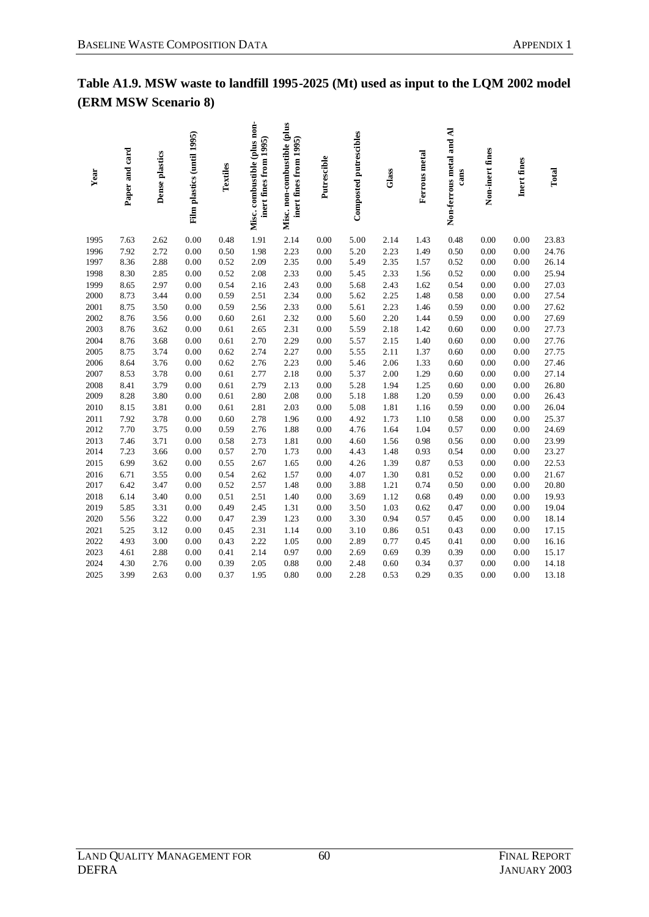## Table A1.9. MSW waste to landfill 1995-2025 (Mt) used as input to the LQM 2002 model (ERM MSW Scenario 8)

| Year | Paper and card | Dense plastics | Film plastics (until 1995) | Textiles | Misc. combustible (plus non-inert fines from 1995) | Misc. non-combustible (plus inert fines from 1995) | Putrescible | Composted putrescibles | Glass | Ferrous metal | Non-ferrous metal and Al cans | Non-inert fines | Inert fines | Total |
|---|---|---|---|---|---|---|---|---|---|---|---|---|---|---|
| 1995 | 7.63 | 2.62 | 0.00 | 0.48 | 1.91 | 2.14 | 0.00 | 5.00 | 2.14 | 1.43 | 0.48 | 0.00 | 0.00 | 23.83 |
| 1996 | 7.92 | 2.72 | 0.00 | 0.50 | 1.98 | 2.23 | 0.00 | 5.20 | 2.23 | 1.49 | 0.50 | 0.00 | 0.00 | 24.76 |
| 1997 | 8.36 | 2.88 | 0.00 | 0.52 | 2.09 | 2.35 | 0.00 | 5.49 | 2.35 | 1.57 | 0.52 | 0.00 | 0.00 | 26.14 |
| 1998 | 8.30 | 2.85 | 0.00 | 0.52 | 2.08 | 2.33 | 0.00 | 5.45 | 2.33 | 1.56 | 0.52 | 0.00 | 0.00 | 25.94 |
| 1999 | 8.65 | 2.97 | 0.00 | 0.54 | 2.16 | 2.43 | 0.00 | 5.68 | 2.43 | 1.62 | 0.54 | 0.00 | 0.00 | 27.03 |
| 2000 | 8.73 | 3.44 | 0.00 | 0.59 | 2.51 | 2.34 | 0.00 | 5.62 | 2.25 | 1.48 | 0.58 | 0.00 | 0.00 | 27.54 |
| 2001 | 8.75 | 3.50 | 0.00 | 0.59 | 2.56 | 2.33 | 0.00 | 5.61 | 2.23 | 1.46 | 0.59 | 0.00 | 0.00 | 27.62 |
| 2002 | 8.76 | 3.56 | 0.00 | 0.60 | 2.61 | 2.32 | 0.00 | 5.60 | 2.20 | 1.44 | 0.59 | 0.00 | 0.00 | 27.69 |
| 2003 | 8.76 | 3.62 | 0.00 | 0.61 | 2.65 | 2.31 | 0.00 | 5.59 | 2.18 | 1.42 | 0.60 | 0.00 | 0.00 | 27.73 |
| 2004 | 8.76 | 3.68 | 0.00 | 0.61 | 2.70 | 2.29 | 0.00 | 5.57 | 2.15 | 1.40 | 0.60 | 0.00 | 0.00 | 27.76 |
| 2005 | 8.75 | 3.74 | 0.00 | 0.62 | 2.74 | 2.27 | 0.00 | 5.55 | 2.11 | 1.37 | 0.60 | 0.00 | 0.00 | 27.75 |
| 2006 | 8.64 | 3.76 | 0.00 | 0.62 | 2.76 | 2.23 | 0.00 | 5.46 | 2.06 | 1.33 | 0.60 | 0.00 | 0.00 | 27.46 |
| 2007 | 8.53 | 3.78 | 0.00 | 0.61 | 2.77 | 2.18 | 0.00 | 5.37 | 2.00 | 1.29 | 0.60 | 0.00 | 0.00 | 27.14 |
| 2008 | 8.41 | 3.79 | 0.00 | 0.61 | 2.79 | 2.13 | 0.00 | 5.28 | 1.94 | 1.25 | 0.60 | 0.00 | 0.00 | 26.80 |
| 2009 | 8.28 | 3.80 | 0.00 | 0.61 | 2.80 | 2.08 | 0.00 | 5.18 | 1.88 | 1.20 | 0.59 | 0.00 | 0.00 | 26.43 |
| 2010 | 8.15 | 3.81 | 0.00 | 0.61 | 2.81 | 2.03 | 0.00 | 5.08 | 1.81 | 1.16 | 0.59 | 0.00 | 0.00 | 26.04 |
| 2011 | 7.92 | 3.78 | 0.00 | 0.60 | 2.78 | 1.96 | 0.00 | 4.92 | 1.73 | 1.10 | 0.58 | 0.00 | 0.00 | 25.37 |
| 2012 | 7.70 | 3.75 | 0.00 | 0.59 | 2.76 | 1.88 | 0.00 | 4.76 | 1.64 | 1.04 | 0.57 | 0.00 | 0.00 | 24.69 |
| 2013 | 7.46 | 3.71 | 0.00 | 0.58 | 2.73 | 1.81 | 0.00 | 4.60 | 1.56 | 0.98 | 0.56 | 0.00 | 0.00 | 23.99 |
| 2014 | 7.23 | 3.66 | 0.00 | 0.57 | 2.70 | 1.73 | 0.00 | 4.43 | 1.48 | 0.93 | 0.54 | 0.00 | 0.00 | 23.27 |
| 2015 | 6.99 | 3.62 | 0.00 | 0.55 | 2.67 | 1.65 | 0.00 | 4.26 | 1.39 | 0.87 | 0.53 | 0.00 | 0.00 | 22.53 |
| 2016 | 6.71 | 3.55 | 0.00 | 0.54 | 2.62 | 1.57 | 0.00 | 4.07 | 1.30 | 0.81 | 0.52 | 0.00 | 0.00 | 21.67 |
| 2017 | 6.42 | 3.47 | 0.00 | 0.52 | 2.57 | 1.48 | 0.00 | 3.88 | 1.21 | 0.74 | 0.50 | 0.00 | 0.00 | 20.80 |
| 2018 | 6.14 | 3.40 | 0.00 | 0.51 | 2.51 | 1.40 | 0.00 | 3.69 | 1.12 | 0.68 | 0.49 | 0.00 | 0.00 | 19.93 |
| 2019 | 5.85 | 3.31 | 0.00 | 0.49 | 2.45 | 1.31 | 0.00 | 3.50 | 1.03 | 0.62 | 0.47 | 0.00 | 0.00 | 19.04 |
| 2020 | 5.56 | 3.22 | 0.00 | 0.47 | 2.39 | 1.23 | 0.00 | 3.30 | 0.94 | 0.57 | 0.45 | 0.00 | 0.00 | 18.14 |
| 2021 | 5.25 | 3.12 | 0.00 | 0.45 | 2.31 | 1.14 | 0.00 | 3.10 | 0.86 | 0.51 | 0.43 | 0.00 | 0.00 | 17.15 |
| 2022 | 4.93 | 3.00 | 0.00 | 0.43 | 2.22 | 1.05 | 0.00 | 2.89 | 0.77 | 0.45 | 0.41 | 0.00 | 0.00 | 16.16 |
| 2023 | 4.61 | 2.88 | 0.00 | 0.41 | 2.14 | 0.97 | 0.00 | 2.69 | 0.69 | 0.39 | 0.39 | 0.00 | 0.00 | 15.17 |
| 2024 | 4.30 | 2.76 | 0.00 | 0.39 | 2.05 | 0.88 | 0.00 | 2.48 | 0.60 | 0.34 | 0.37 | 0.00 | 0.00 | 14.18 |
| 2025 | 3.99 | 2.63 | 0.00 | 0.37 | 1.95 | 0.80 | 0.00 | 2.28 | 0.53 | 0.29 | 0.35 | 0.00 | 0.00 | 13.18 |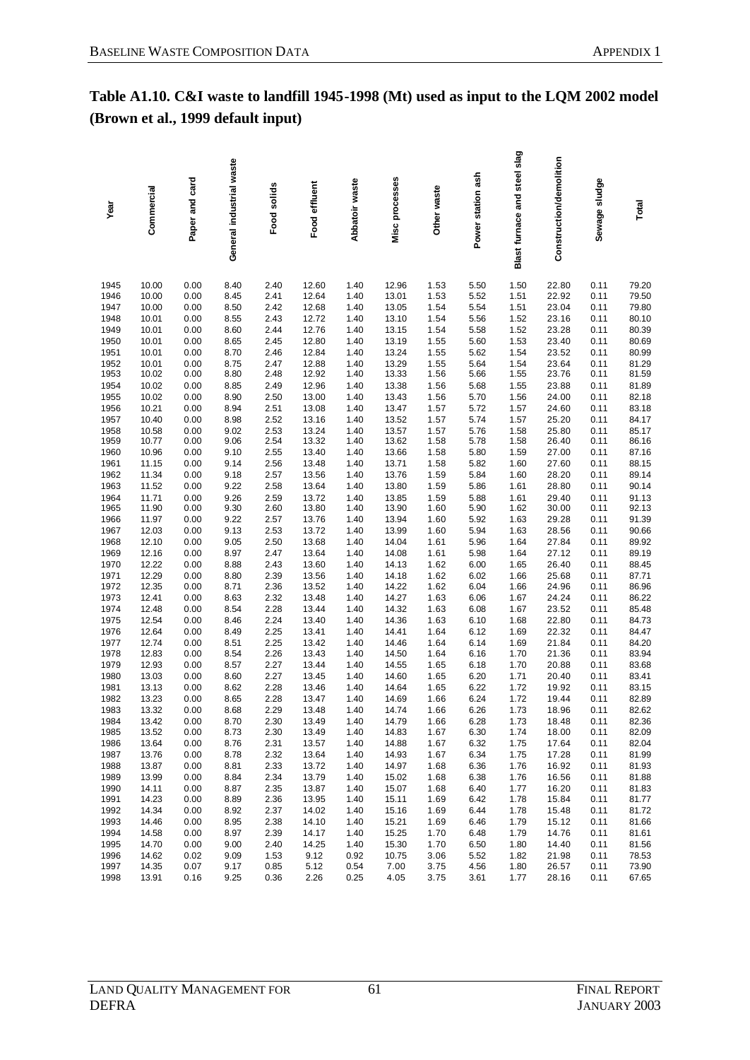**Table A1.10. C&I waste to landfill 1945-1998 (Mt) used as input to the LQM 2002 model (Brown et al., 1999 default input)**

| Year | Commercial | Paper and card | General industrial waste | Food solids | Food effluent | Abbatoir waste | Misc processes | Other waste | Power station ash | Blast furnace and steel slag | Construction/demolition | Sewage sludge | Total |
|---|---|---|---|---|---|---|---|---|---|---|---|---|---|
| 1945 | 10.00 | 0.00 | 8.40 | 2.40 | 12.60 | 1.40 | 12.96 | 1.53 | 5.50 | 1.50 | 22.80 | 0.11 | 79.20 |
| 1946 | 10.00 | 0.00 | 8.45 | 2.41 | 12.64 | 1.40 | 13.01 | 1.53 | 5.52 | 1.51 | 22.92 | 0.11 | 79.50 |
| 1947 | 10.00 | 0.00 | 8.50 | 2.42 | 12.68 | 1.40 | 13.05 | 1.54 | 5.54 | 1.51 | 23.04 | 0.11 | 79.80 |
| 1948 | 10.01 | 0.00 | 8.55 | 2.43 | 12.72 | 1.40 | 13.10 | 1.54 | 5.56 | 1.52 | 23.16 | 0.11 | 80.10 |
| 1949 | 10.01 | 0.00 | 8.60 | 2.44 | 12.76 | 1.40 | 13.15 | 1.54 | 5.58 | 1.52 | 23.28 | 0.11 | 80.39 |
| 1950 | 10.01 | 0.00 | 8.65 | 2.45 | 12.80 | 1.40 | 13.19 | 1.55 | 5.60 | 1.53 | 23.40 | 0.11 | 80.69 |
| 1951 | 10.01 | 0.00 | 8.70 | 2.46 | 12.84 | 1.40 | 13.24 | 1.55 | 5.62 | 1.54 | 23.52 | 0.11 | 80.99 |
| 1952 | 10.01 | 0.00 | 8.75 | 2.47 | 12.88 | 1.40 | 13.29 | 1.55 | 5.64 | 1.54 | 23.64 | 0.11 | 81.29 |
| 1953 | 10.02 | 0.00 | 8.80 | 2.48 | 12.92 | 1.40 | 13.33 | 1.56 | 5.66 | 1.55 | 23.76 | 0.11 | 81.59 |
| 1954 | 10.02 | 0.00 | 8.85 | 2.49 | 12.96 | 1.40 | 13.38 | 1.56 | 5.68 | 1.55 | 23.88 | 0.11 | 81.89 |
| 1955 | 10.02 | 0.00 | 8.90 | 2.50 | 13.00 | 1.40 | 13.43 | 1.56 | 5.70 | 1.56 | 24.00 | 0.11 | 82.18 |
| 1956 | 10.21 | 0.00 | 8.94 | 2.51 | 13.08 | 1.40 | 13.47 | 1.57 | 5.72 | 1.57 | 24.60 | 0.11 | 83.18 |
| 1957 | 10.40 | 0.00 | 8.98 | 2.52 | 13.16 | 1.40 | 13.52 | 1.57 | 5.74 | 1.57 | 25.20 | 0.11 | 84.17 |
| 1958 | 10.58 | 0.00 | 9.02 | 2.53 | 13.24 | 1.40 | 13.57 | 1.57 | 5.76 | 1.58 | 25.80 | 0.11 | 85.17 |
| 1959 | 10.77 | 0.00 | 9.06 | 2.54 | 13.32 | 1.40 | 13.62 | 1.58 | 5.78 | 1.58 | 26.40 | 0.11 | 86.16 |
| 1960 | 10.96 | 0.00 | 9.10 | 2.55 | 13.40 | 1.40 | 13.66 | 1.58 | 5.80 | 1.59 | 27.00 | 0.11 | 87.16 |
| 1961 | 11.15 | 0.00 | 9.14 | 2.56 | 13.48 | 1.40 | 13.71 | 1.58 | 5.82 | 1.60 | 27.60 | 0.11 | 88.15 |
| 1962 | 11.34 | 0.00 | 9.18 | 2.57 | 13.56 | 1.40 | 13.76 | 1.59 | 5.84 | 1.60 | 28.20 | 0.11 | 89.14 |
| 1963 | 11.52 | 0.00 | 9.22 | 2.58 | 13.64 | 1.40 | 13.80 | 1.59 | 5.86 | 1.61 | 28.80 | 0.11 | 90.14 |
| 1964 | 11.71 | 0.00 | 9.26 | 2.59 | 13.72 | 1.40 | 13.85 | 1.59 | 5.88 | 1.61 | 29.40 | 0.11 | 91.13 |
| 1965 | 11.90 | 0.00 | 9.30 | 2.60 | 13.80 | 1.40 | 13.90 | 1.60 | 5.90 | 1.62 | 30.00 | 0.11 | 92.13 |
| 1966 | 11.97 | 0.00 | 9.22 | 2.57 | 13.76 | 1.40 | 13.94 | 1.60 | 5.92 | 1.63 | 29.28 | 0.11 | 91.39 |
| 1967 | 12.03 | 0.00 | 9.13 | 2.53 | 13.72 | 1.40 | 13.99 | 1.60 | 5.94 | 1.63 | 28.56 | 0.11 | 90.66 |
| 1968 | 12.10 | 0.00 | 9.05 | 2.50 | 13.68 | 1.40 | 14.04 | 1.61 | 5.96 | 1.64 | 27.84 | 0.11 | 89.92 |
| 1969 | 12.16 | 0.00 | 8.97 | 2.47 | 13.64 | 1.40 | 14.08 | 1.61 | 5.98 | 1.64 | 27.12 | 0.11 | 89.19 |
| 1970 | 12.22 | 0.00 | 8.88 | 2.43 | 13.60 | 1.40 | 14.13 | 1.62 | 6.00 | 1.65 | 26.40 | 0.11 | 88.45 |
| 1971 | 12.29 | 0.00 | 8.80 | 2.39 | 13.56 | 1.40 | 14.18 | 1.62 | 6.02 | 1.66 | 25.68 | 0.11 | 87.71 |
| 1972 | 12.35 | 0.00 | 8.71 | 2.36 | 13.52 | 1.40 | 14.22 | 1.62 | 6.04 | 1.66 | 24.96 | 0.11 | 86.96 |
| 1973 | 12.41 | 0.00 | 8.63 | 2.32 | 13.48 | 1.40 | 14.27 | 1.63 | 6.06 | 1.67 | 24.24 | 0.11 | 86.22 |
| 1974 | 12.48 | 0.00 | 8.54 | 2.28 | 13.44 | 1.40 | 14.32 | 1.63 | 6.08 | 1.67 | 23.52 | 0.11 | 85.48 |
| 1975 | 12.54 | 0.00 | 8.46 | 2.24 | 13.40 | 1.40 | 14.36 | 1.63 | 6.10 | 1.68 | 22.80 | 0.11 | 84.73 |
| 1976 | 12.64 | 0.00 | 8.49 | 2.25 | 13.41 | 1.40 | 14.41 | 1.64 | 6.12 | 1.69 | 22.32 | 0.11 | 84.47 |
| 1977 | 12.74 | 0.00 | 8.51 | 2.25 | 13.42 | 1.40 | 14.46 | 1.64 | 6.14 | 1.69 | 21.84 | 0.11 | 84.20 |
| 1978 | 12.83 | 0.00 | 8.54 | 2.26 | 13.43 | 1.40 | 14.50 | 1.64 | 6.16 | 1.70 | 21.36 | 0.11 | 83.94 |
| 1979 | 12.93 | 0.00 | 8.57 | 2.27 | 13.44 | 1.40 | 14.55 | 1.65 | 6.18 | 1.70 | 20.88 | 0.11 | 83.68 |
| 1980 | 13.03 | 0.00 | 8.60 | 2.27 | 13.45 | 1.40 | 14.60 | 1.65 | 6.20 | 1.71 | 20.40 | 0.11 | 83.41 |
| 1981 | 13.13 | 0.00 | 8.62 | 2.28 | 13.46 | 1.40 | 14.64 | 1.65 | 6.22 | 1.72 | 19.92 | 0.11 | 83.15 |
| 1982 | 13.23 | 0.00 | 8.65 | 2.28 | 13.47 | 1.40 | 14.69 | 1.66 | 6.24 | 1.72 | 19.44 | 0.11 | 82.89 |
| 1983 | 13.32 | 0.00 | 8.68 | 2.29 | 13.48 | 1.40 | 14.74 | 1.66 | 6.26 | 1.73 | 18.96 | 0.11 | 82.62 |
| 1984 | 13.42 | 0.00 | 8.70 | 2.30 | 13.49 | 1.40 | 14.79 | 1.66 | 6.28 | 1.73 | 18.48 | 0.11 | 82.36 |
| 1985 | 13.52 | 0.00 | 8.73 | 2.30 | 13.49 | 1.40 | 14.83 | 1.67 | 6.30 | 1.74 | 18.00 | 0.11 | 82.09 |
| 1986 | 13.64 | 0.00 | 8.76 | 2.31 | 13.57 | 1.40 | 14.88 | 1.67 | 6.32 | 1.75 | 17.64 | 0.11 | 82.04 |
| 1987 | 13.76 | 0.00 | 8.78 | 2.32 | 13.64 | 1.40 | 14.93 | 1.67 | 6.34 | 1.75 | 17.28 | 0.11 | 81.99 |
| 1988 | 13.87 | 0.00 | 8.81 | 2.33 | 13.72 | 1.40 | 14.97 | 1.68 | 6.36 | 1.76 | 16.92 | 0.11 | 81.93 |
| 1989 | 13.99 | 0.00 | 8.84 | 2.34 | 13.79 | 1.40 | 15.02 | 1.68 | 6.38 | 1.76 | 16.56 | 0.11 | 81.88 |
| 1990 | 14.11 | 0.00 | 8.87 | 2.35 | 13.87 | 1.40 | 15.07 | 1.68 | 6.40 | 1.77 | 16.20 | 0.11 | 81.83 |
| 1991 | 14.23 | 0.00 | 8.89 | 2.36 | 13.95 | 1.40 | 15.11 | 1.69 | 6.42 | 1.78 | 15.84 | 0.11 | 81.77 |
| 1992 | 14.34 | 0.00 | 8.92 | 2.37 | 14.02 | 1.40 | 15.16 | 1.69 | 6.44 | 1.78 | 15.48 | 0.11 | 81.72 |
| 1993 | 14.46 | 0.00 | 8.95 | 2.38 | 14.10 | 1.40 | 15.21 | 1.69 | 6.46 | 1.79 | 15.12 | 0.11 | 81.66 |
| 1994 | 14.58 | 0.00 | 8.97 | 2.39 | 14.17 | 1.40 | 15.25 | 1.70 | 6.48 | 1.79 | 14.76 | 0.11 | 81.61 |
| 1995 | 14.70 | 0.00 | 9.00 | 2.40 | 14.25 | 1.40 | 15.30 | 1.70 | 6.50 | 1.80 | 14.40 | 0.11 | 81.56 |
| 1996 | 14.62 | 0.02 | 9.09 | 1.53 | 9.12 | 0.92 | 10.75 | 3.06 | 5.52 | 1.82 | 21.98 | 0.11 | 78.53 |
| 1997 | 14.35 | 0.07 | 9.17 | 0.85 | 5.12 | 0.54 | 7.00 | 3.75 | 4.56 | 1.80 | 26.57 | 0.11 | 73.90 |
| 1998 | 13.91 | 0.16 | 9.25 | 0.36 | 2.26 | 0.25 | 4.05 | 3.75 | 3.61 | 1.77 | 28.16 | 0.11 | 67.65 |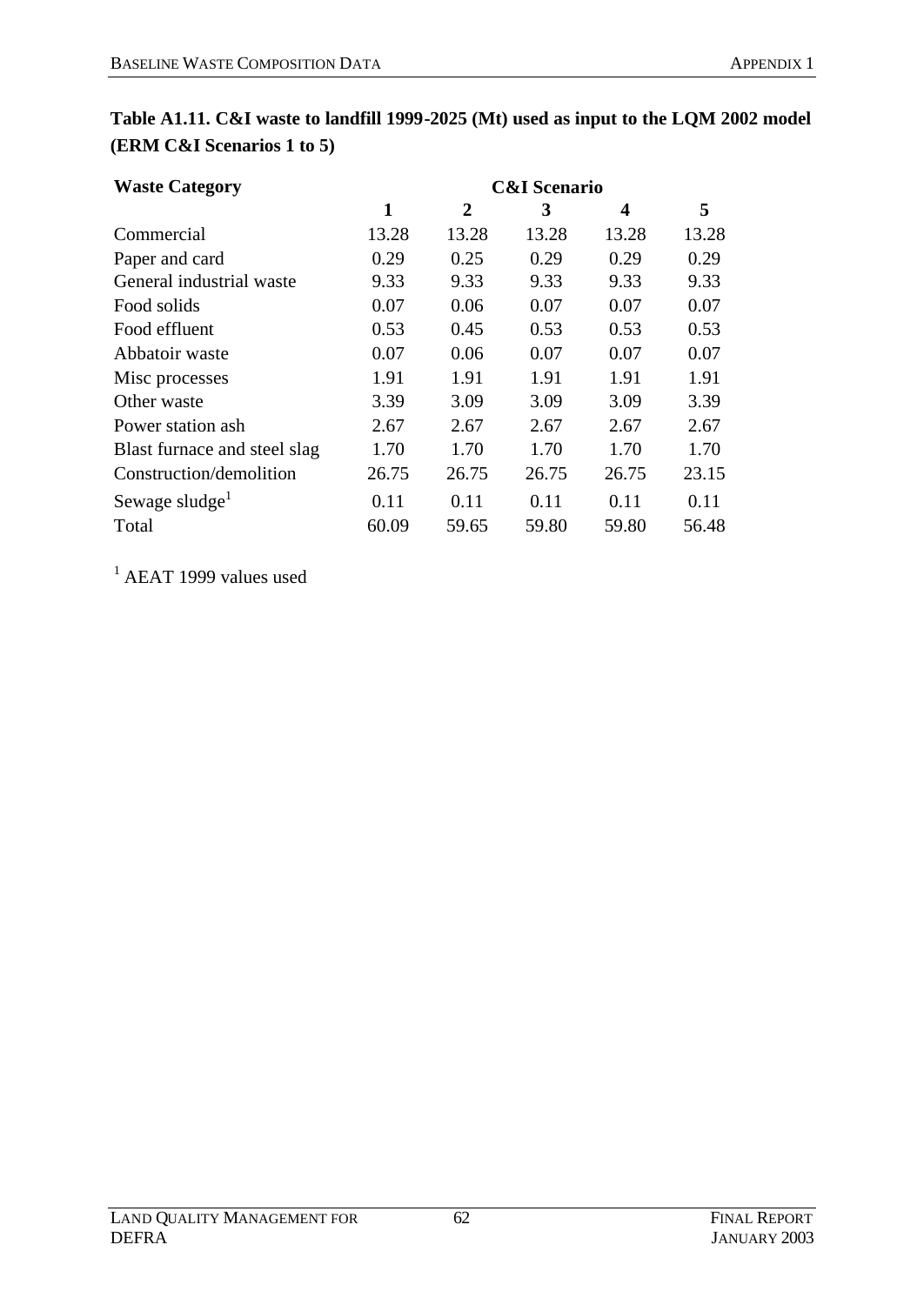**Table A1.11. C&I waste to landfill 1999-2025 (Mt) used as input to the LQM 2002 model (ERM C&I Scenarios 1 to 5)**

| Waste Category | C&I Scenario | | | | |
|---|---|---|---|---|---|
| | **1** | **2** | **3** | **4** | **5** |
| Commercial | 13.28 | 13.28 | 13.28 | 13.28 | 13.28 |
| Paper and card | 0.29 | 0.25 | 0.29 | 0.29 | 0.29 |
| General industrial waste | 9.33 | 9.33 | 9.33 | 9.33 | 9.33 |
| Food solids | 0.07 | 0.06 | 0.07 | 0.07 | 0.07 |
| Food effluent | 0.53 | 0.45 | 0.53 | 0.53 | 0.53 |
| Abbatoir waste | 0.07 | 0.06 | 0.07 | 0.07 | 0.07 |
| Misc processes | 1.91 | 1.91 | 1.91 | 1.91 | 1.91 |
| Other waste | 3.39 | 3.09 | 3.09 | 3.09 | 3.39 |
| Power station ash | 2.67 | 2.67 | 2.67 | 2.67 | 2.67 |
| Blast furnace and steel slag | 1.70 | 1.70 | 1.70 | 1.70 | 1.70 |
| Construction/demolition | 26.75 | 26.75 | 26.75 | 26.75 | 23.15 |
| Sewage sludge[1] | 0.11 | 0.11 | 0.11 | 0.11 | 0.11 |
| Total | 60.09 | 59.65 | 59.80 | 59.80 | 56.48 |

[1] AEAT 1999 values used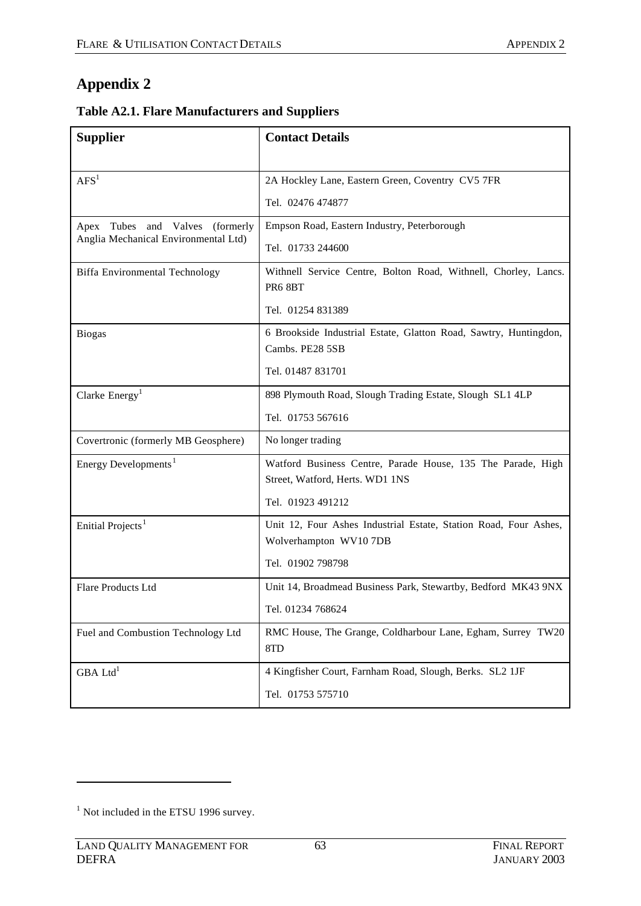# Appendix 2

### Table A2.1. Flare Manufacturers and Suppliers

| Supplier | Contact Details |
|---|---|
| AFS[1] | 2A Hockley Lane, Eastern Green, Coventry CV5 7FR<br>Tel. 02476 474877 |
| Apex Tubes and Valves (formerly Anglia Mechanical Environmental Ltd) | Empson Road, Eastern Industry, Peterborough<br>Tel. 01733 244600 |
| Biffa Environmental Technology | Withnell Service Centre, Bolton Road, Withnell, Chorley, Lancs. PR6 8BT<br>Tel. 01254 831389 |
| Biogas | 6 Brookside Industrial Estate, Glatton Road, Sawtry, Huntingdon, Cambs. PE28 5SB<br>Tel. 01487 831701 |
| Clarke Energy[1] | 898 Plymouth Road, Slough Trading Estate, Slough SL1 4LP<br>Tel. 01753 567616 |
| Covertronic (formerly MB Geosphere) | No longer trading |
| Energy Developments[1] | Watford Business Centre, Parade House, 135 The Parade, High Street, Watford, Herts. WD1 1NS<br>Tel. 01923 491212 |
| Enitial Projects[1] | Unit 12, Four Ashes Industrial Estate, Station Road, Four Ashes, Wolverhampton WV10 7DB<br>Tel. 01902 798798 |
| Flare Products Ltd | Unit 14, Broadmead Business Park, Stewartby, Bedford MK43 9NX<br>Tel. 01234 768624 |
| Fuel and Combustion Technology Ltd | RMC House, The Grange, Coldharbour Lane, Egham, Surrey TW20 8TD |
| GBA Ltd[1] | 4 Kingfisher Court, Farnham Road, Slough, Berks. SL2 1JF<br>Tel. 01753 575710 |

[1] Not included in the ETSU 1996 survey.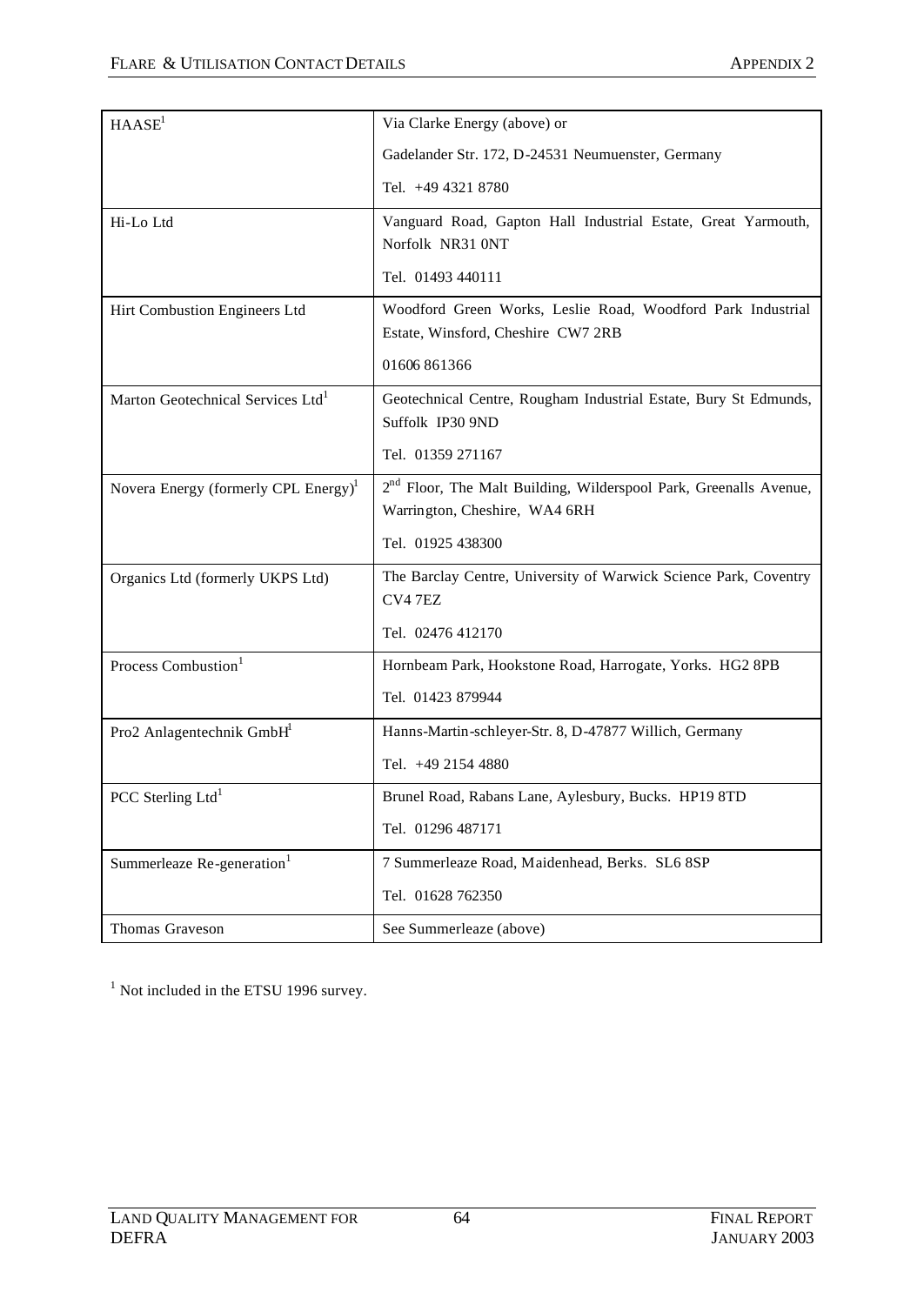| | |
|---|---|
| HAASE[1] | Via Clarke Energy (above) or<br>Gadelander Str. 172, D-24531 Neumuenster, Germany<br>Tel. +49 4321 8780 |
| Hi-Lo Ltd | Vanguard Road, Gapton Hall Industrial Estate, Great Yarmouth, Norfolk NR31 0NT<br>Tel. 01493 440111 |
| Hirt Combustion Engineers Ltd | Woodford Green Works, Leslie Road, Woodford Park Industrial Estate, Winsford, Cheshire CW7 2RB<br>01606 861366 |
| Marton Geotechnical Services Ltd[1] | Geotechnical Centre, Rougham Industrial Estate, Bury St Edmunds, Suffolk IP30 9ND<br>Tel. 01359 271167 |
| Novera Energy (formerly CPL Energy)[1] | 2nd Floor, The Malt Building, Wilderspool Park, Greenalls Avenue, Warrington, Cheshire, WA4 6RH<br>Tel. 01925 438300 |
| Organics Ltd (formerly UKPS Ltd) | The Barclay Centre, University of Warwick Science Park, Coventry CV4 7EZ<br>Tel. 02476 412170 |
| Process Combustion[1] | Hornbeam Park, Hookstone Road, Harrogate, Yorks. HG2 8PB<br>Tel. 01423 879944 |
| Pro2 Anlagentechnik GmbH[1] | Hanns-Martin-schleyer-Str. 8, D-47877 Willich, Germany<br>Tel. +49 2154 4880 |
| PCC Sterling Ltd[1] | Brunel Road, Rabans Lane, Aylesbury, Bucks. HP19 8TD<br>Tel. 01296 487171 |
| Summerleaze Re-generation[1] | 7 Summerleaze Road, Maidenhead, Berks. SL6 8SP<br>Tel. 01628 762350 |
| Thomas Graveson | See Summerleaze (above) |

[1] Not included in the ETSU 1996 survey.